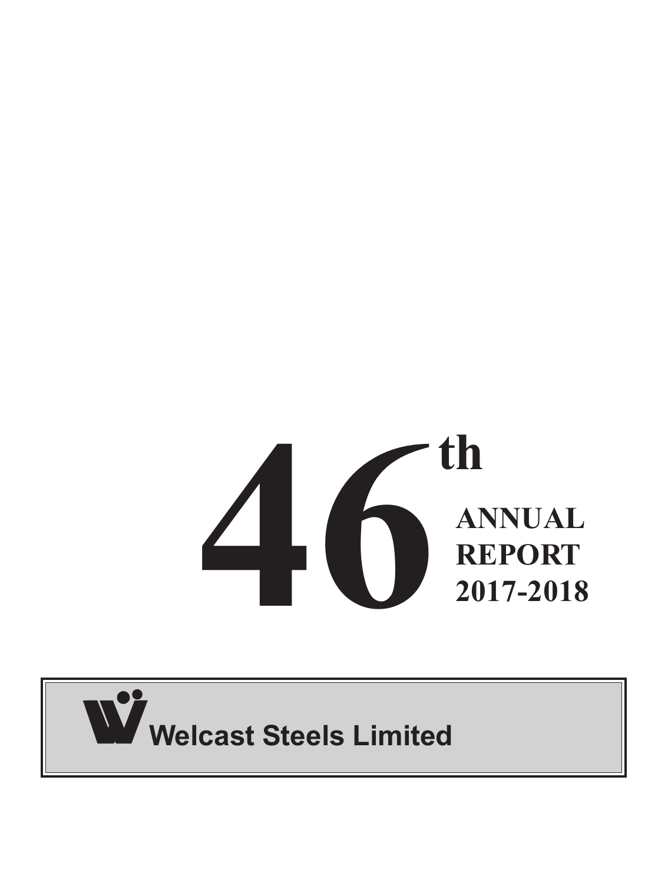# 46th ANNUAL REPORT 2017-2018

## Welcast Steels Limited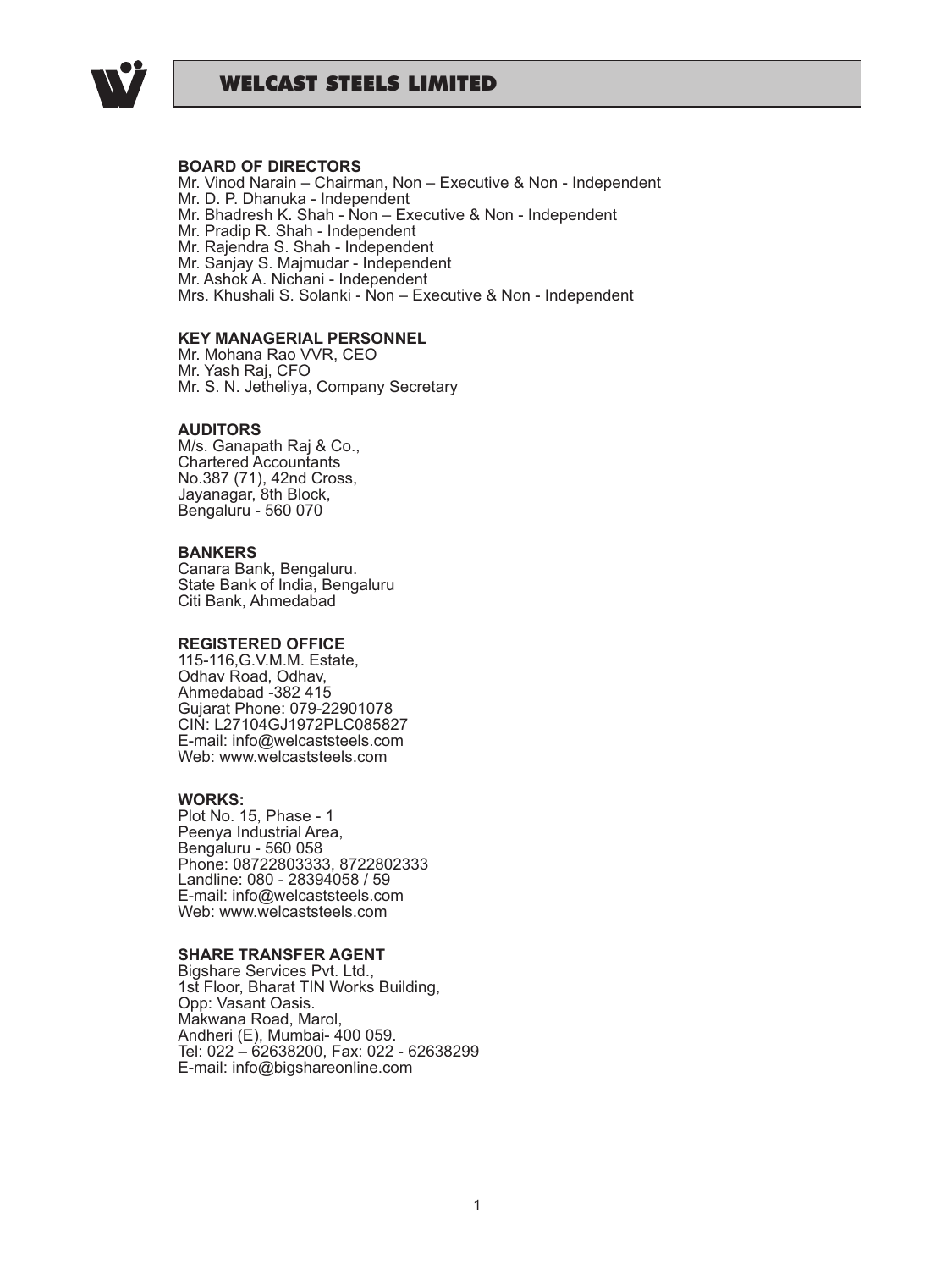# WELCAST STEELS LIMITED

**BOARD OF DIRECTORS**

Mr. Vinod Narain – Chairman, Non – Executive & Non - Independent
Mr. D. P. Dhanuka - Independent
Mr. Bhadresh K. Shah - Non – Executive & Non - Independent
Mr. Pradip R. Shah - Independent
Mr. Rajendra S. Shah - Independent
Mr. Sanjay S. Majmudar - Independent
Mr. Ashok A. Nichani - Independent
Mrs. Khushali S. Solanki - Non – Executive & Non - Independent

**KEY MANAGERIAL PERSONNEL**

Mr. Mohana Rao VVR, CEO
Mr. Yash Raj, CFO
Mr. S. N. Jetheliya, Company Secretary

**AUDITORS**

M/s. Ganapath Raj & Co.,
Chartered Accountants
No.387 (71), 42nd Cross,
Jayanagar, 8th Block,
Bengaluru - 560 070

**BANKERS**

Canara Bank, Bengaluru.
State Bank of India, Bengaluru
Citi Bank, Ahmedabad

**REGISTERED OFFICE**

115-116,G.V.M.M. Estate,
Odhav Road, Odhav,
Ahmedabad -382 415
Gujarat Phone: 079-22901078
CIN: L27104GJ1972PLC085827
E-mail: info@welcaststeels.com
Web: www.welcaststeels.com

**WORKS:**

Plot No. 15, Phase - 1
Peenya Industrial Area,
Bengaluru - 560 058
Phone: 08722803333, 8722802333
Landline: 080 - 28394058 / 59
E-mail: info@welcaststeels.com
Web: www.welcaststeels.com

**SHARE TRANSFER AGENT**

Bigshare Services Pvt. Ltd.,
1st Floor, Bharat TIN Works Building,
Opp: Vasant Oasis.
Makwana Road, Marol,
Andheri (E), Mumbai- 400 059.
Tel: 022 – 62638200, Fax: 022 - 62638299
E-mail: info@bigshareonline.com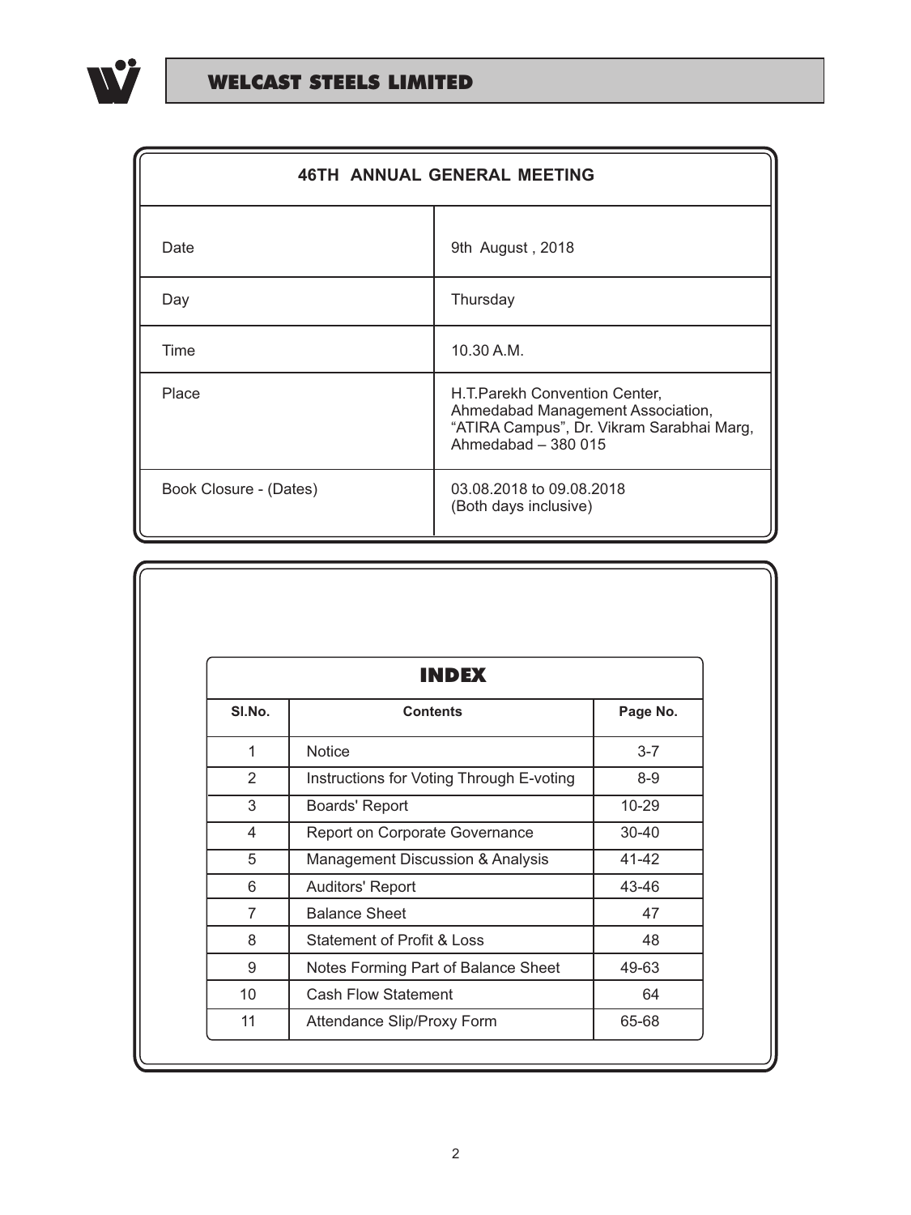| 46TH ANNUAL GENERAL MEETING | |
|---|---|
| Date | 9th August , 2018 |
| Day | Thursday |
| Time | 10.30 A.M. |
| Place | H.T.Parekh Convention Center, Ahmedabad Management Association, "ATIRA Campus", Dr. Vikram Sarabhai Marg, Ahmedabad – 380 015 |
| Book Closure - (Dates) | 03.08.2018 to 09.08.2018 (Both days inclusive) |

# INDEX

| Sl.No. | Contents | Page No. |
|---|---|---|
| 1 | Notice | 3-7 |
| 2 | Instructions for Voting Through E-voting | 8-9 |
| 3 | Boards' Report | 10-29 |
| 4 | Report on Corporate Governance | 30-40 |
| 5 | Management Discussion & Analysis | 41-42 |
| 6 | Auditors' Report | 43-46 |
| 7 | Balance Sheet | 47 |
| 8 | Statement of Profit & Loss | 48 |
| 9 | Notes Forming Part of Balance Sheet | 49-63 |
| 10 | Cash Flow Statement | 64 |
| 11 | Attendance Slip/Proxy Form | 65-68 |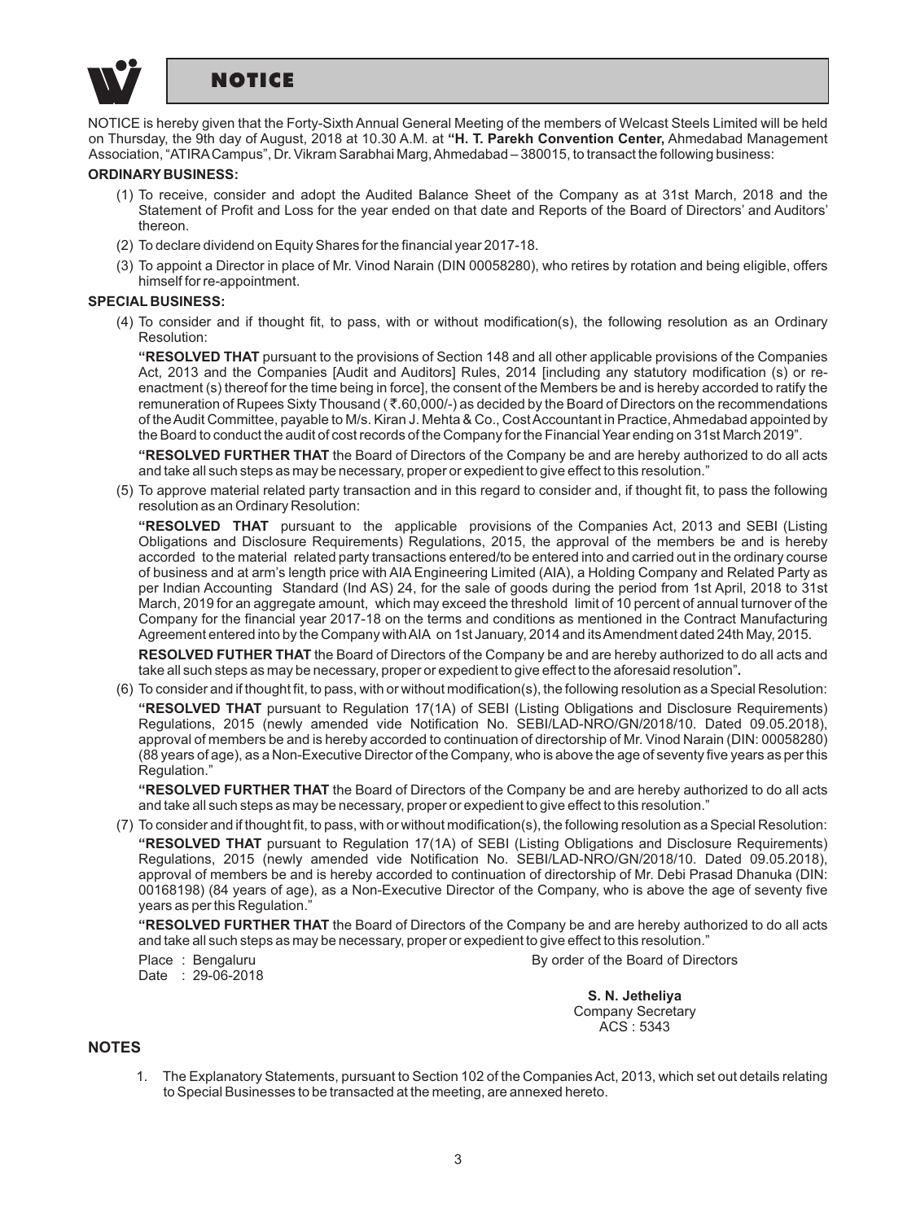# NOTICE

NOTICE is hereby given that the Forty-Sixth Annual General Meeting of the members of Welcast Steels Limited will be held on Thursday, the 9th day of August, 2018 at 10.30 A.M. at **"H. T. Parekh Convention Center,** Ahmedabad Management Association, "ATIRA Campus", Dr. Vikram Sarabhai Marg, Ahmedabad – 380015, to transact the following business:

**ORDINARY BUSINESS:**

(1) To receive, consider and adopt the Audited Balance Sheet of the Company as at 31st March, 2018 and the Statement of Profit and Loss for the year ended on that date and Reports of the Board of Directors' and Auditors' thereon.

(2) To declare dividend on Equity Shares for the financial year 2017-18.

(3) To appoint a Director in place of Mr. Vinod Narain (DIN 00058280), who retires by rotation and being eligible, offers himself for re-appointment.

**SPECIAL BUSINESS:**

(4) To consider and if thought fit, to pass, with or without modification(s), the following resolution as an Ordinary Resolution:

**"RESOLVED THAT** pursuant to the provisions of Section 148 and all other applicable provisions of the Companies Act, 2013 and the Companies [Audit and Auditors] Rules, 2014 [including any statutory modification (s) or re-enactment (s) thereof for the time being in force], the consent of the Members be and is hereby accorded to ratify the remuneration of Rupees Sixty Thousand (₹.60,000/-) as decided by the Board of Directors on the recommendations of the Audit Committee, payable to M/s. Kiran J. Mehta & Co., Cost Accountant in Practice, Ahmedabad appointed by the Board to conduct the audit of cost records of the Company for the Financial Year ending on 31st March 2019".

**"RESOLVED FURTHER THAT** the Board of Directors of the Company be and are hereby authorized to do all acts and take all such steps as may be necessary, proper or expedient to give effect to this resolution."

(5) To approve material related party transaction and in this regard to consider and, if thought fit, to pass the following resolution as an Ordinary Resolution:

**"RESOLVED THAT** pursuant to the applicable provisions of the Companies Act, 2013 and SEBI (Listing Obligations and Disclosure Requirements) Regulations, 2015, the approval of the members be and is hereby accorded to the material related party transactions entered/to be entered into and carried out in the ordinary course of business and at arm's length price with AIA Engineering Limited (AIA), a Holding Company and Related Party as per Indian Accounting Standard (Ind AS) 24, for the sale of goods during the period from 1st April, 2018 to 31st March, 2019 for an aggregate amount, which may exceed the threshold limit of 10 percent of annual turnover of the Company for the financial year 2017-18 on the terms and conditions as mentioned in the Contract Manufacturing Agreement entered into by the Company with AIA on 1st January, 2014 and its Amendment dated 24th May, 2015.

**RESOLVED FUTHER THAT** the Board of Directors of the Company be and are hereby authorized to do all acts and take all such steps as may be necessary, proper or expedient to give effect to the aforesaid resolution"**.**

(6) To consider and if thought fit, to pass, with or without modification(s), the following resolution as a Special Resolution:

**"RESOLVED THAT** pursuant to Regulation 17(1A) of SEBI (Listing Obligations and Disclosure Requirements) Regulations, 2015 (newly amended vide Notification No. SEBI/LAD-NRO/GN/2018/10. Dated 09.05.2018), approval of members be and is hereby accorded to continuation of directorship of Mr. Vinod Narain (DIN: 00058280) (88 years of age), as a Non-Executive Director of the Company, who is above the age of seventy five years as per this Regulation."

**"RESOLVED FURTHER THAT** the Board of Directors of the Company be and are hereby authorized to do all acts and take all such steps as may be necessary, proper or expedient to give effect to this resolution."

(7) To consider and if thought fit, to pass, with or without modification(s), the following resolution as a Special Resolution:

**"RESOLVED THAT** pursuant to Regulation 17(1A) of SEBI (Listing Obligations and Disclosure Requirements) Regulations, 2015 (newly amended vide Notification No. SEBI/LAD-NRO/GN/2018/10. Dated 09.05.2018), approval of members be and is hereby accorded to continuation of directorship of Mr. Debi Prasad Dhanuka (DIN: 00168198) (84 years of age), as a Non-Executive Director of the Company, who is above the age of seventy five years as per this Regulation."

**"RESOLVED FURTHER THAT** the Board of Directors of the Company be and are hereby authorized to do all acts and take all such steps as may be necessary, proper or expedient to give effect to this resolution."

Place : Bengaluru
Date : 29-06-2018

By order of the Board of Directors

**S. N. Jetheliya**
Company Secretary
ACS : 5343

## NOTES

1. The Explanatory Statements, pursuant to Section 102 of the Companies Act, 2013, which set out details relating to Special Businesses to be transacted at the meeting, are annexed hereto.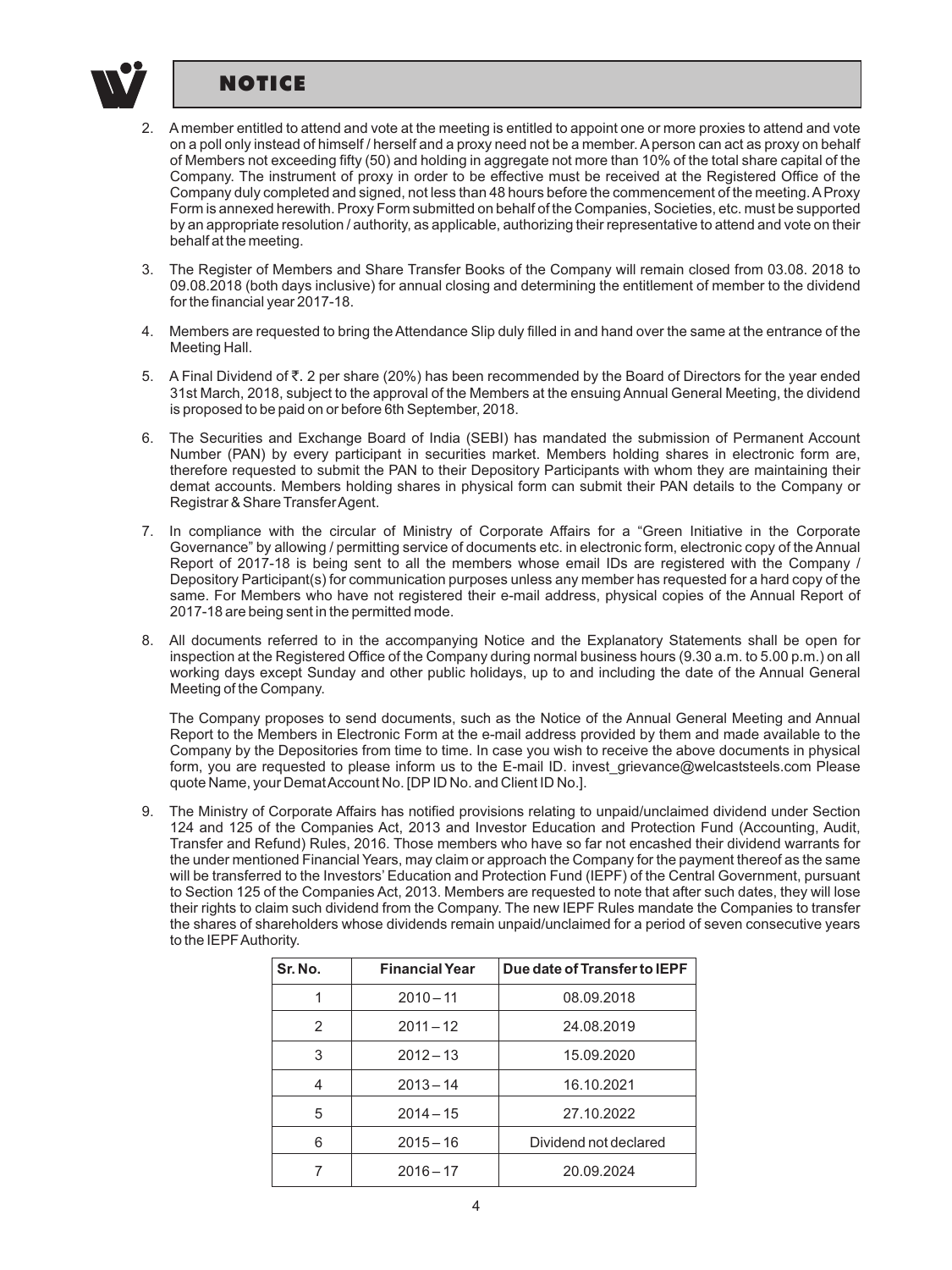## NOTICE

2. A member entitled to attend and vote at the meeting is entitled to appoint one or more proxies to attend and vote on a poll only instead of himself / herself and a proxy need not be a member. A person can act as proxy on behalf of Members not exceeding fifty (50) and holding in aggregate not more than 10% of the total share capital of the Company. The instrument of proxy in order to be effective must be received at the Registered Office of the Company duly completed and signed, not less than 48 hours before the commencement of the meeting. A Proxy Form is annexed herewith. Proxy Form submitted on behalf of the Companies, Societies, etc. must be supported by an appropriate resolution / authority, as applicable, authorizing their representative to attend and vote on their behalf at the meeting.

3. The Register of Members and Share Transfer Books of the Company will remain closed from 03.08. 2018 to 09.08.2018 (both days inclusive) for annual closing and determining the entitlement of member to the dividend for the financial year 2017-18.

4. Members are requested to bring the Attendance Slip duly filled in and hand over the same at the entrance of the Meeting Hall.

5. A Final Dividend of ₹. 2 per share (20%) has been recommended by the Board of Directors for the year ended 31st March, 2018, subject to the approval of the Members at the ensuing Annual General Meeting, the dividend is proposed to be paid on or before 6th September, 2018.

6. The Securities and Exchange Board of India (SEBI) has mandated the submission of Permanent Account Number (PAN) by every participant in securities market. Members holding shares in electronic form are, therefore requested to submit the PAN to their Depository Participants with whom they are maintaining their demat accounts. Members holding shares in physical form can submit their PAN details to the Company or Registrar & Share Transfer Agent.

7. In compliance with the circular of Ministry of Corporate Affairs for a "Green Initiative in the Corporate Governance" by allowing / permitting service of documents etc. in electronic form, electronic copy of the Annual Report of 2017-18 is being sent to all the members whose email IDs are registered with the Company / Depository Participant(s) for communication purposes unless any member has requested for a hard copy of the same. For Members who have not registered their e-mail address, physical copies of the Annual Report of 2017-18 are being sent in the permitted mode.

8. All documents referred to in the accompanying Notice and the Explanatory Statements shall be open for inspection at the Registered Office of the Company during normal business hours (9.30 a.m. to 5.00 p.m.) on all working days except Sunday and other public holidays, up to and including the date of the Annual General Meeting of the Company.

   The Company proposes to send documents, such as the Notice of the Annual General Meeting and Annual Report to the Members in Electronic Form at the e-mail address provided by them and made available to the Company by the Depositories from time to time. In case you wish to receive the above documents in physical form, you are requested to please inform us to the E-mail ID. invest_grievance@welcaststeels.com Please quote Name, your Demat Account No. [DP ID No. and Client ID No.].

9. The Ministry of Corporate Affairs has notified provisions relating to unpaid/unclaimed dividend under Section 124 and 125 of the Companies Act, 2013 and Investor Education and Protection Fund (Accounting, Audit, Transfer and Refund) Rules, 2016. Those members who have so far not encashed their dividend warrants for the under mentioned Financial Years, may claim or approach the Company for the payment thereof as the same will be transferred to the Investors' Education and Protection Fund (IEPF) of the Central Government, pursuant to Section 125 of the Companies Act, 2013. Members are requested to note that after such dates, they will lose their rights to claim such dividend from the Company. The new IEPF Rules mandate the Companies to transfer the shares of shareholders whose dividends remain unpaid/unclaimed for a period of seven consecutive years to the IEPF Authority.

| Sr. No. | Financial Year | Due date of Transfer to IEPF |
|---|---|---|
| 1 | 2010 – 11 | 08.09.2018 |
| 2 | 2011 – 12 | 24.08.2019 |
| 3 | 2012 – 13 | 15.09.2020 |
| 4 | 2013 – 14 | 16.10.2021 |
| 5 | 2014 – 15 | 27.10.2022 |
| 6 | 2015 – 16 | Dividend not declared |
| 7 | 2016 – 17 | 20.09.2024 |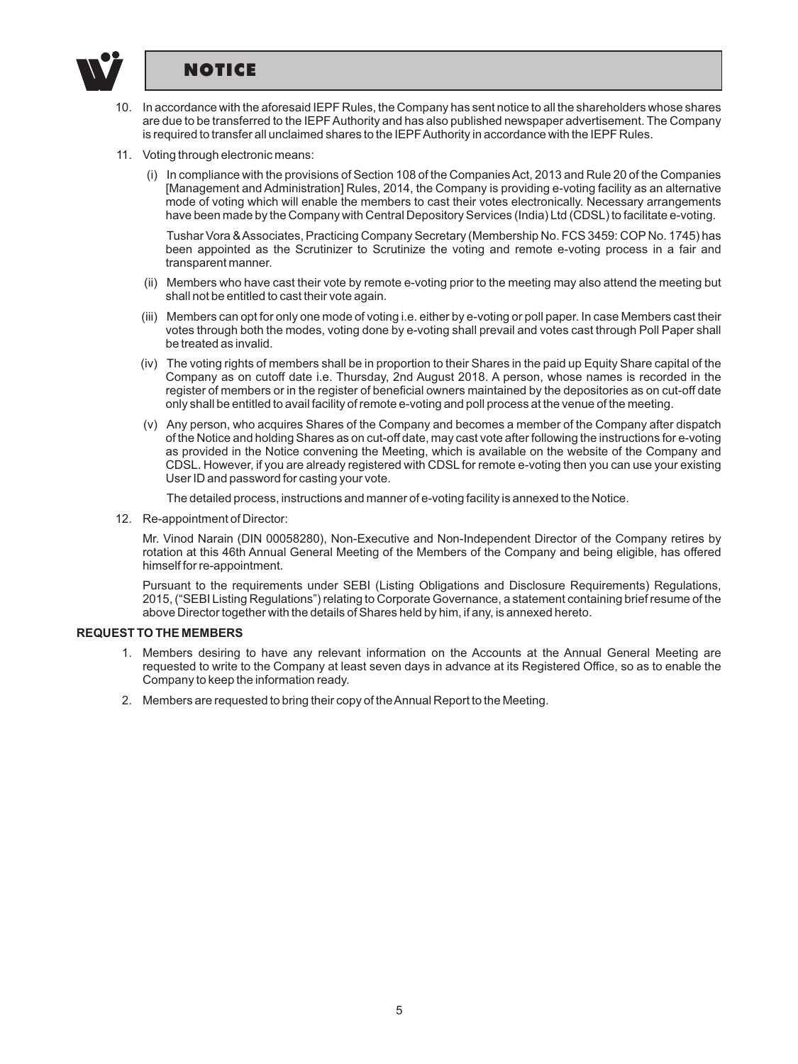## NOTICE

10. In accordance with the aforesaid IEPF Rules, the Company has sent notice to all the shareholders whose shares are due to be transferred to the IEPF Authority and has also published newspaper advertisement. The Company is required to transfer all unclaimed shares to the IEPF Authority in accordance with the IEPF Rules.

11. Voting through electronic means:

    (i) In compliance with the provisions of Section 108 of the Companies Act, 2013 and Rule 20 of the Companies [Management and Administration] Rules, 2014, the Company is providing e-voting facility as an alternative mode of voting which will enable the members to cast their votes electronically. Necessary arrangements have been made by the Company with Central Depository Services (India) Ltd (CDSL) to facilitate e-voting.

    Tushar Vora & Associates, Practicing Company Secretary (Membership No. FCS 3459: COP No. 1745) has been appointed as the Scrutinizer to Scrutinize the voting and remote e-voting process in a fair and transparent manner.

    (ii) Members who have cast their vote by remote e-voting prior to the meeting may also attend the meeting but shall not be entitled to cast their vote again.

    (iii) Members can opt for only one mode of voting i.e. either by e-voting or poll paper. In case Members cast their votes through both the modes, voting done by e-voting shall prevail and votes cast through Poll Paper shall be treated as invalid.

    (iv) The voting rights of members shall be in proportion to their Shares in the paid up Equity Share capital of the Company as on cutoff date i.e. Thursday, 2nd August 2018. A person, whose names is recorded in the register of members or in the register of beneficial owners maintained by the depositories as on cut-off date only shall be entitled to avail facility of remote e-voting and poll process at the venue of the meeting.

    (v) Any person, who acquires Shares of the Company and becomes a member of the Company after dispatch of the Notice and holding Shares as on cut-off date, may cast vote after following the instructions for e-voting as provided in the Notice convening the Meeting, which is available on the website of the Company and CDSL. However, if you are already registered with CDSL for remote e-voting then you can use your existing User ID and password for casting your vote.

    The detailed process, instructions and manner of e-voting facility is annexed to the Notice.

12. Re-appointment of Director:

    Mr. Vinod Narain (DIN 00058280), Non-Executive and Non-Independent Director of the Company retires by rotation at this 46th Annual General Meeting of the Members of the Company and being eligible, has offered himself for re-appointment.

    Pursuant to the requirements under SEBI (Listing Obligations and Disclosure Requirements) Regulations, 2015, ("SEBI Listing Regulations") relating to Corporate Governance, a statement containing brief resume of the above Director together with the details of Shares held by him, if any, is annexed hereto.

**REQUEST TO THE MEMBERS**

1. Members desiring to have any relevant information on the Accounts at the Annual General Meeting are requested to write to the Company at least seven days in advance at its Registered Office, so as to enable the Company to keep the information ready.
2. Members are requested to bring their copy of the Annual Report to the Meeting.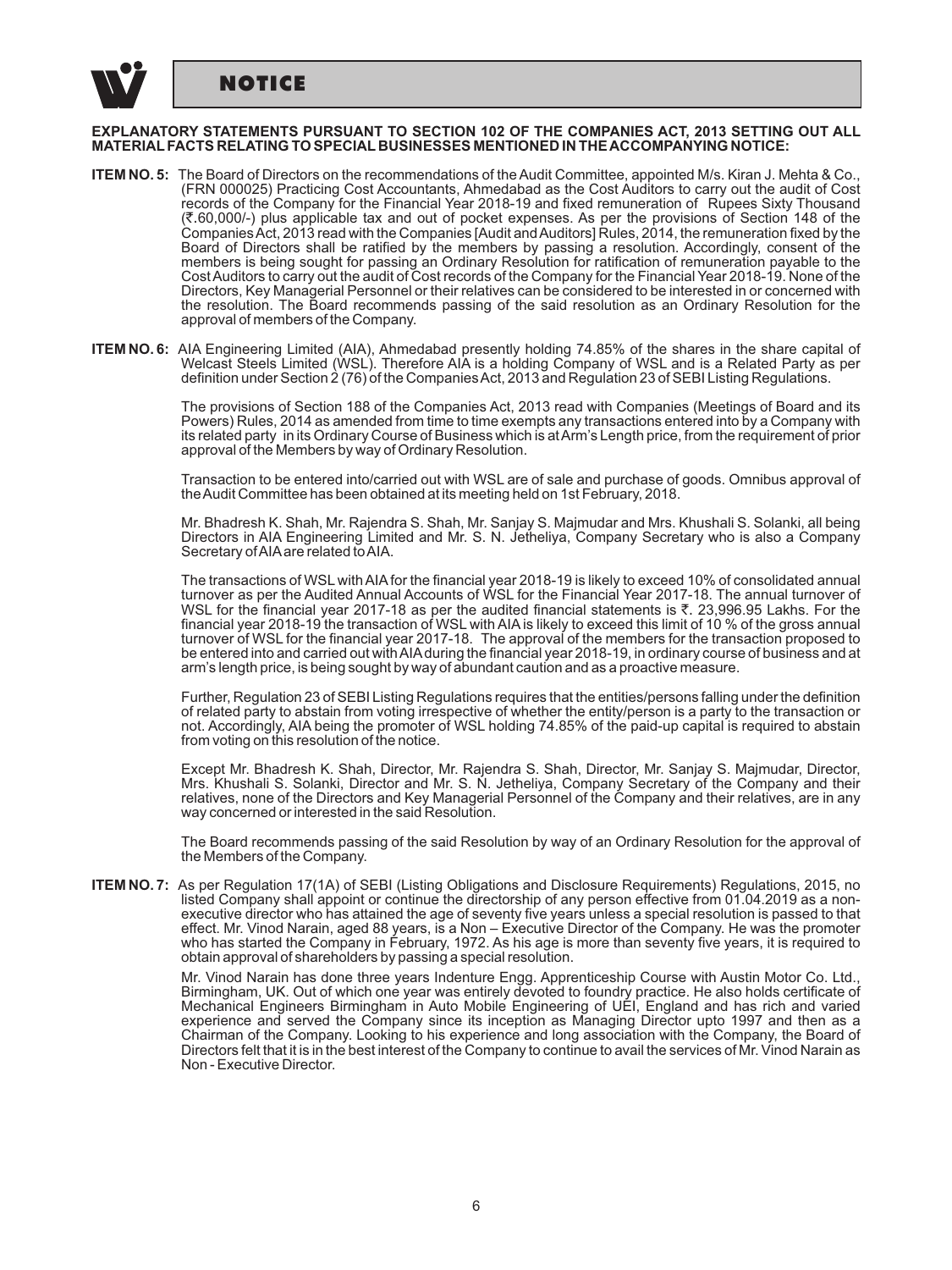# NOTICE

**EXPLANATORY STATEMENTS PURSUANT TO SECTION 102 OF THE COMPANIES ACT, 2013 SETTING OUT ALL MATERIAL FACTS RELATING TO SPECIAL BUSINESSES MENTIONED IN THE ACCOMPANYING NOTICE:**

**ITEM NO. 5:** The Board of Directors on the recommendations of the Audit Committee, appointed M/s. Kiran J. Mehta & Co., (FRN 000025) Practicing Cost Accountants, Ahmedabad as the Cost Auditors to carry out the audit of Cost records of the Company for the Financial Year 2018-19 and fixed remuneration of Rupees Sixty Thousand (₹.60,000/-) plus applicable tax and out of pocket expenses. As per the provisions of Section 148 of the Companies Act, 2013 read with the Companies [Audit and Auditors] Rules, 2014, the remuneration fixed by the Board of Directors shall be ratified by the members by passing a resolution. Accordingly, consent of the members is being sought for passing an Ordinary Resolution for ratification of remuneration payable to the Cost Auditors to carry out the audit of Cost records of the Company for the Financial Year 2018-19. None of the Directors, Key Managerial Personnel or their relatives can be considered to be interested in or concerned with the resolution. The Board recommends passing of the said resolution as an Ordinary Resolution for the approval of members of the Company.

**ITEM NO. 6:** AIA Engineering Limited (AIA), Ahmedabad presently holding 74.85% of the shares in the share capital of Welcast Steels Limited (WSL). Therefore AIA is a holding Company of WSL and is a Related Party as per definition under Section 2 (76) of the Companies Act, 2013 and Regulation 23 of SEBI Listing Regulations.

The provisions of Section 188 of the Companies Act, 2013 read with Companies (Meetings of Board and its Powers) Rules, 2014 as amended from time to time exempts any transactions entered into by a Company with its related party in its Ordinary Course of Business which is at Arm's Length price, from the requirement of prior approval of the Members by way of Ordinary Resolution.

Transaction to be entered into/carried out with WSL are of sale and purchase of goods. Omnibus approval of the Audit Committee has been obtained at its meeting held on 1st February, 2018.

Mr. Bhadresh K. Shah, Mr. Rajendra S. Shah, Mr. Sanjay S. Majmudar and Mrs. Khushali S. Solanki, all being Directors in AIA Engineering Limited and Mr. S. N. Jetheliya, Company Secretary who is also a Company Secretary of AIA are related to AIA.

The transactions of WSL with AIA for the financial year 2018-19 is likely to exceed 10% of consolidated annual turnover as per the Audited Annual Accounts of WSL for the Financial Year 2017-18. The annual turnover of WSL for the financial year 2017-18 as per the audited financial statements is ₹. 23,996.95 Lakhs. For the financial year 2018-19 the transaction of WSL with AIA is likely to exceed this limit of 10 % of the gross annual turnover of WSL for the financial year 2017-18. The approval of the members for the transaction proposed to be entered into and carried out with AIA during the financial year 2018-19, in ordinary course of business and at arm's length price, is being sought by way of abundant caution and as a proactive measure.

Further, Regulation 23 of SEBI Listing Regulations requires that the entities/persons falling under the definition of related party to abstain from voting irrespective of whether the entity/person is a party to the transaction or not. Accordingly, AIA being the promoter of WSL holding 74.85% of the paid-up capital is required to abstain from voting on this resolution of the notice.

Except Mr. Bhadresh K. Shah, Director, Mr. Rajendra S. Shah, Director, Mr. Sanjay S. Majmudar, Director, Mrs. Khushali S. Solanki, Director and Mr. S. N. Jetheliya, Company Secretary of the Company and their relatives, none of the Directors and Key Managerial Personnel of the Company and their relatives, are in any way concerned or interested in the said Resolution.

The Board recommends passing of the said Resolution by way of an Ordinary Resolution for the approval of the Members of the Company.

**ITEM NO. 7:** As per Regulation 17(1A) of SEBI (Listing Obligations and Disclosure Requirements) Regulations, 2015, no listed Company shall appoint or continue the directorship of any person effective from 01.04.2019 as a non-executive director who has attained the age of seventy five years unless a special resolution is passed to that effect. Mr. Vinod Narain, aged 88 years, is a Non – Executive Director of the Company. He was the promoter who has started the Company in February, 1972. As his age is more than seventy five years, it is required to obtain approval of shareholders by passing a special resolution.

Mr. Vinod Narain has done three years Indenture Engg. Apprenticeship Course with Austin Motor Co. Ltd., Birmingham, UK. Out of which one year was entirely devoted to foundry practice. He also holds certificate of Mechanical Engineers Birmingham in Auto Mobile Engineering of UEI, England and has rich and varied experience and served the Company since its inception as Managing Director upto 1997 and then as a Chairman of the Company. Looking to his experience and long association with the Company, the Board of Directors felt that it is in the best interest of the Company to continue to avail the services of Mr. Vinod Narain as Non - Executive Director.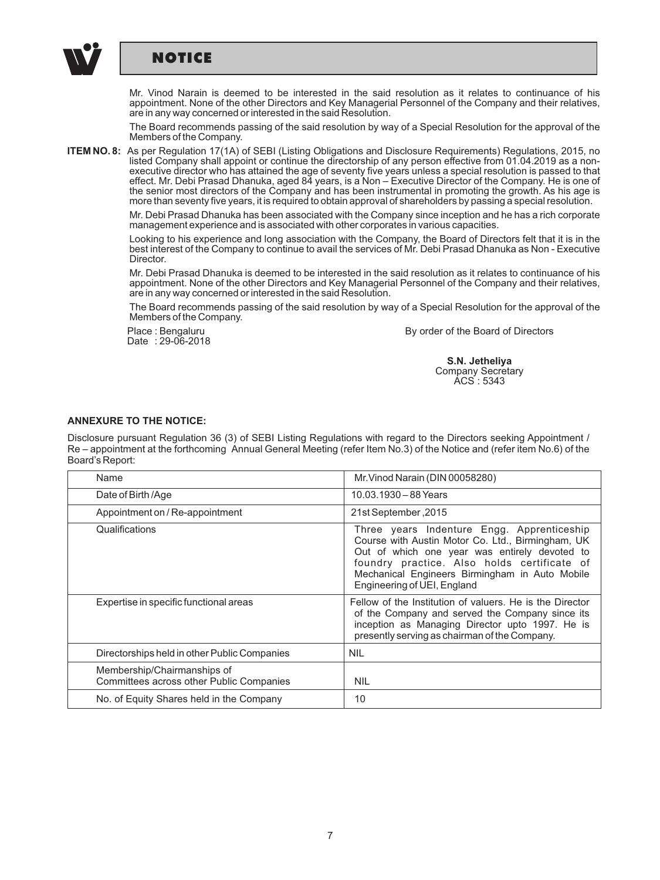## NOTICE

Mr. Vinod Narain is deemed to be interested in the said resolution as it relates to continuance of his appointment. None of the other Directors and Key Managerial Personnel of the Company and their relatives, are in any way concerned or interested in the said Resolution.

The Board recommends passing of the said resolution by way of a Special Resolution for the approval of the Members of the Company.

**ITEM NO. 8:** As per Regulation 17(1A) of SEBI (Listing Obligations and Disclosure Requirements) Regulations, 2015, no listed Company shall appoint or continue the directorship of any person effective from 01.04.2019 as a non-executive director who has attained the age of seventy five years unless a special resolution is passed to that effect. Mr. Debi Prasad Dhanuka, aged 84 years, is a Non – Executive Director of the Company. He is one of the senior most directors of the Company and has been instrumental in promoting the growth. As his age is more than seventy five years, it is required to obtain approval of shareholders by passing a special resolution.

Mr. Debi Prasad Dhanuka has been associated with the Company since inception and he has a rich corporate management experience and is associated with other corporates in various capacities.

Looking to his experience and long association with the Company, the Board of Directors felt that it is in the best interest of the Company to continue to avail the services of Mr. Debi Prasad Dhanuka as Non - Executive Director.

Mr. Debi Prasad Dhanuka is deemed to be interested in the said resolution as it relates to continuance of his appointment. None of the other Directors and Key Managerial Personnel of the Company and their relatives, are in any way concerned or interested in the said Resolution.

The Board recommends passing of the said resolution by way of a Special Resolution for the approval of the Members of the Company.

Place : Bengaluru
Date : 29-06-2018

By order of the Board of Directors

**S.N. Jetheliya**
Company Secretary
ACS : 5343

**ANNEXURE TO THE NOTICE:**

Disclosure pursuant Regulation 36 (3) of SEBI Listing Regulations with regard to the Directors seeking Appointment / Re – appointment at the forthcoming Annual General Meeting (refer Item No.3) of the Notice and (refer item No.6) of the Board's Report:

| Name | Mr.Vinod Narain (DIN 00058280) |
|---|---|
| Date of Birth /Age | 10.03.1930 – 88 Years |
| Appointment on / Re-appointment | 21st September ,2015 |
| Qualifications | Three years Indenture Engg. Apprenticeship Course with Austin Motor Co. Ltd., Birmingham, UK Out of which one year was entirely devoted to foundry practice. Also holds certificate of Mechanical Engineers Birmingham in Auto Mobile Engineering of UEI, England |
| Expertise in specific functional areas | Fellow of the Institution of valuers. He is the Director of the Company and served the Company since its inception as Managing Director upto 1997. He is presently serving as chairman of the Company. |
| Directorships held in other Public Companies | NIL |
| Membership/Chairmanships of Committees across other Public Companies | NIL |
| No. of Equity Shares held in the Company | 10 |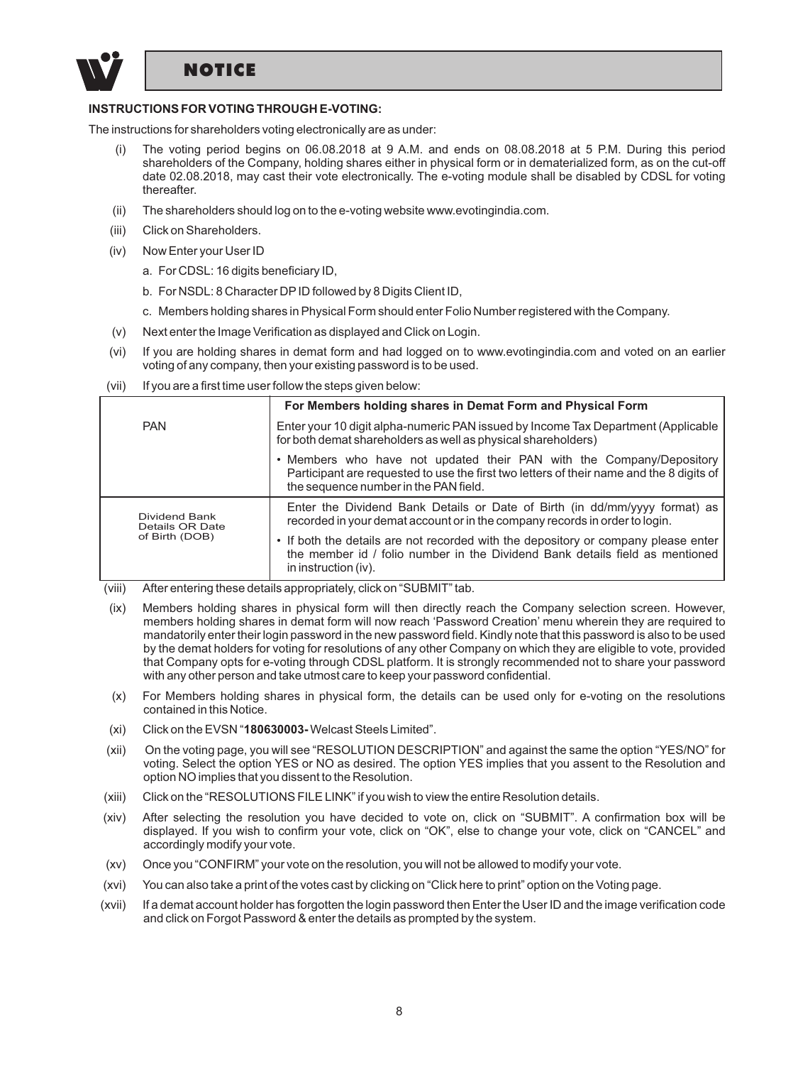# NOTICE

**INSTRUCTIONS FOR VOTING THROUGH E-VOTING:**

The instructions for shareholders voting electronically are as under:

(i) The voting period begins on 06.08.2018 at 9 A.M. and ends on 08.08.2018 at 5 P.M. During this period shareholders of the Company, holding shares either in physical form or in dematerialized form, as on the cut-off date 02.08.2018, may cast their vote electronically. The e-voting module shall be disabled by CDSL for voting thereafter.

(ii) The shareholders should log on to the e-voting website www.evotingindia.com.

(iii) Click on Shareholders.

(iv) Now Enter your User ID

a. For CDSL: 16 digits beneficiary ID,

b. For NSDL: 8 Character DP ID followed by 8 Digits Client ID,

c. Members holding shares in Physical Form should enter Folio Number registered with the Company.

(v) Next enter the Image Verification as displayed and Click on Login.

(vi) If you are holding shares in demat form and had logged on to www.evotingindia.com and voted on an earlier voting of any company, then your existing password is to be used.

(vii) If you are a first time user follow the steps given below:

| | For Members holding shares in Demat Form and Physical Form |
|---|---|
| PAN | Enter your 10 digit alpha-numeric PAN issued by Income Tax Department (Applicable for both demat shareholders as well as physical shareholders)<br>• Members who have not updated their PAN with the Company/Depository Participant are requested to use the first two letters of their name and the 8 digits of the sequence number in the PAN field. |
| Dividend Bank Details OR Date of Birth (DOB) | Enter the Dividend Bank Details or Date of Birth (in dd/mm/yyyy format) as recorded in your demat account or in the company records in order to login.<br>• If both the details are not recorded with the depository or company please enter the member id / folio number in the Dividend Bank details field as mentioned in instruction (iv). |

(viii) After entering these details appropriately, click on "SUBMIT" tab.

(ix) Members holding shares in physical form will then directly reach the Company selection screen. However, members holding shares in demat form will now reach 'Password Creation' menu wherein they are required to mandatorily enter their login password in the new password field. Kindly note that this password is also to be used by the demat holders for voting for resolutions of any other Company on which they are eligible to vote, provided that Company opts for e-voting through CDSL platform. It is strongly recommended not to share your password with any other person and take utmost care to keep your password confidential.

(x) For Members holding shares in physical form, the details can be used only for e-voting on the resolutions contained in this Notice.

(xi) Click on the EVSN "**180630003-** Welcast Steels Limited".

(xii) On the voting page, you will see "RESOLUTION DESCRIPTION" and against the same the option "YES/NO" for voting. Select the option YES or NO as desired. The option YES implies that you assent to the Resolution and option NO implies that you dissent to the Resolution.

(xiii) Click on the "RESOLUTIONS FILE LINK" if you wish to view the entire Resolution details.

(xiv) After selecting the resolution you have decided to vote on, click on "SUBMIT". A confirmation box will be displayed. If you wish to confirm your vote, click on "OK", else to change your vote, click on "CANCEL" and accordingly modify your vote.

(xv) Once you "CONFIRM" your vote on the resolution, you will not be allowed to modify your vote.

(xvi) You can also take a print of the votes cast by clicking on "Click here to print" option on the Voting page.

(xvii) If a demat account holder has forgotten the login password then Enter the User ID and the image verification code and click on Forgot Password & enter the details as prompted by the system.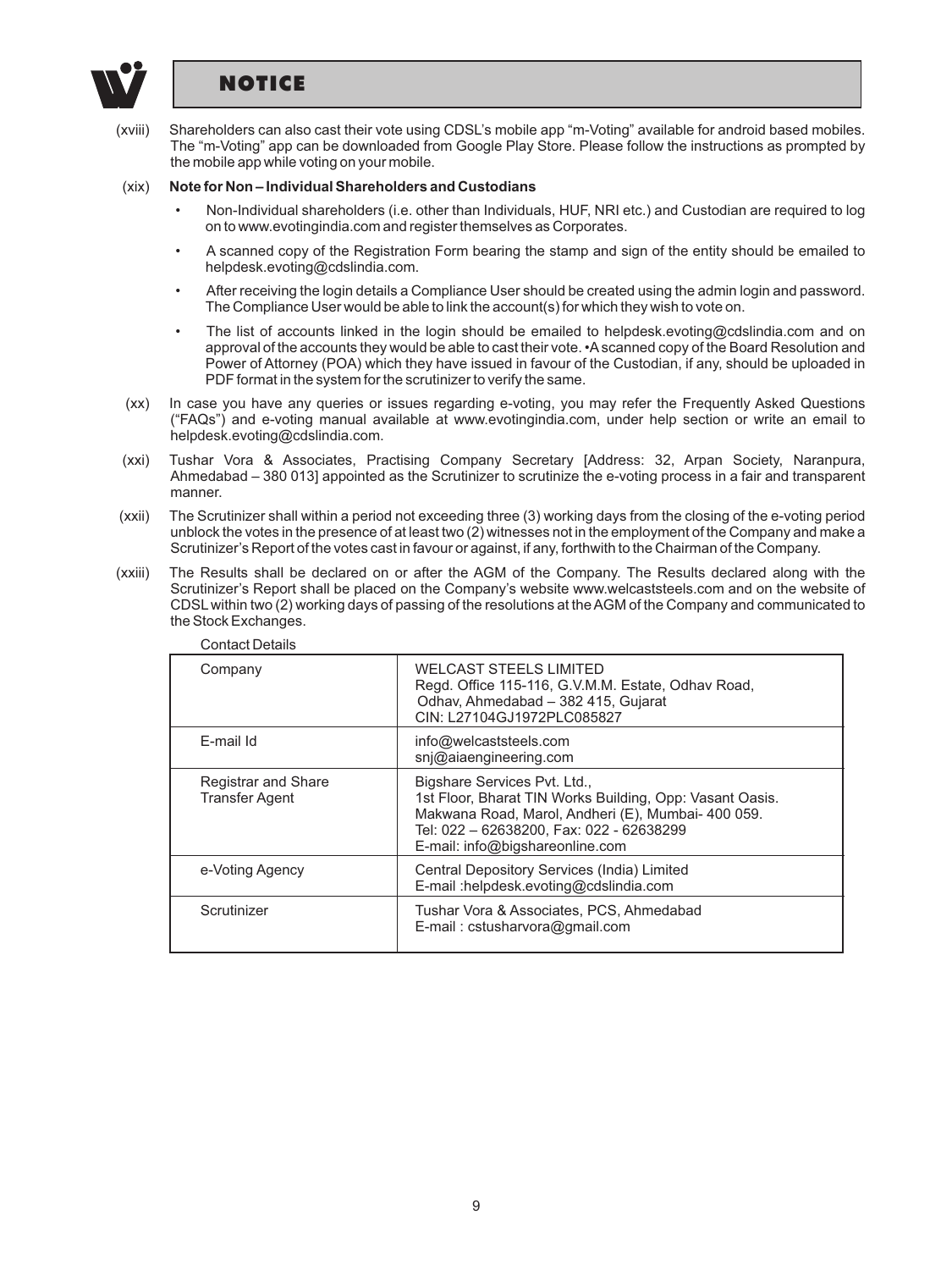## NOTICE

(xviii) Shareholders can also cast their vote using CDSL's mobile app "m-Voting" available for android based mobiles. The "m-Voting" app can be downloaded from Google Play Store. Please follow the instructions as prompted by the mobile app while voting on your mobile.

(xix) **Note for Non – Individual Shareholders and Custodians**

- Non-Individual shareholders (i.e. other than Individuals, HUF, NRI etc.) and Custodian are required to log on to www.evotingindia.com and register themselves as Corporates.
- A scanned copy of the Registration Form bearing the stamp and sign of the entity should be emailed to helpdesk.evoting@cdslindia.com.
- After receiving the login details a Compliance User should be created using the admin login and password. The Compliance User would be able to link the account(s) for which they wish to vote on.
- The list of accounts linked in the login should be emailed to helpdesk.evoting@cdslindia.com and on approval of the accounts they would be able to cast their vote. •A scanned copy of the Board Resolution and Power of Attorney (POA) which they have issued in favour of the Custodian, if any, should be uploaded in PDF format in the system for the scrutinizer to verify the same.

(xx) In case you have any queries or issues regarding e-voting, you may refer the Frequently Asked Questions ("FAQs") and e-voting manual available at www.evotingindia.com, under help section or write an email to helpdesk.evoting@cdslindia.com.

(xxi) Tushar Vora & Associates, Practising Company Secretary [Address: 32, Arpan Society, Naranpura, Ahmedabad – 380 013] appointed as the Scrutinizer to scrutinize the e-voting process in a fair and transparent manner.

(xxii) The Scrutinizer shall within a period not exceeding three (3) working days from the closing of the e-voting period unblock the votes in the presence of at least two (2) witnesses not in the employment of the Company and make a Scrutinizer's Report of the votes cast in favour or against, if any, forthwith to the Chairman of the Company.

(xxiii) The Results shall be declared on or after the AGM of the Company. The Results declared along with the Scrutinizer's Report shall be placed on the Company's website www.welcaststeels.com and on the website of CDSL within two (2) working days of passing of the resolutions at the AGM of the Company and communicated to the Stock Exchanges.

Contact Details

| | |
|---|---|
| Company | WELCAST STEELS LIMITED<br>Regd. Office 115-116, G.V.M.M. Estate, Odhav Road, Odhav, Ahmedabad – 382 415, Gujarat<br>CIN: L27104GJ1972PLC085827 |
| E-mail Id | info@welcaststeels.com<br>snj@aiaengineering.com |
| Registrar and Share Transfer Agent | Bigshare Services Pvt. Ltd.,<br>1st Floor, Bharat TIN Works Building, Opp: Vasant Oasis. Makwana Road, Marol, Andheri (E), Mumbai- 400 059.<br>Tel: 022 – 62638200, Fax: 022 - 62638299<br>E-mail: info@bigshareonline.com |
| e-Voting Agency | Central Depository Services (India) Limited<br>E-mail :helpdesk.evoting@cdslindia.com |
| Scrutinizer | Tushar Vora & Associates, PCS, Ahmedabad<br>E-mail : cstusharvora@gmail.com |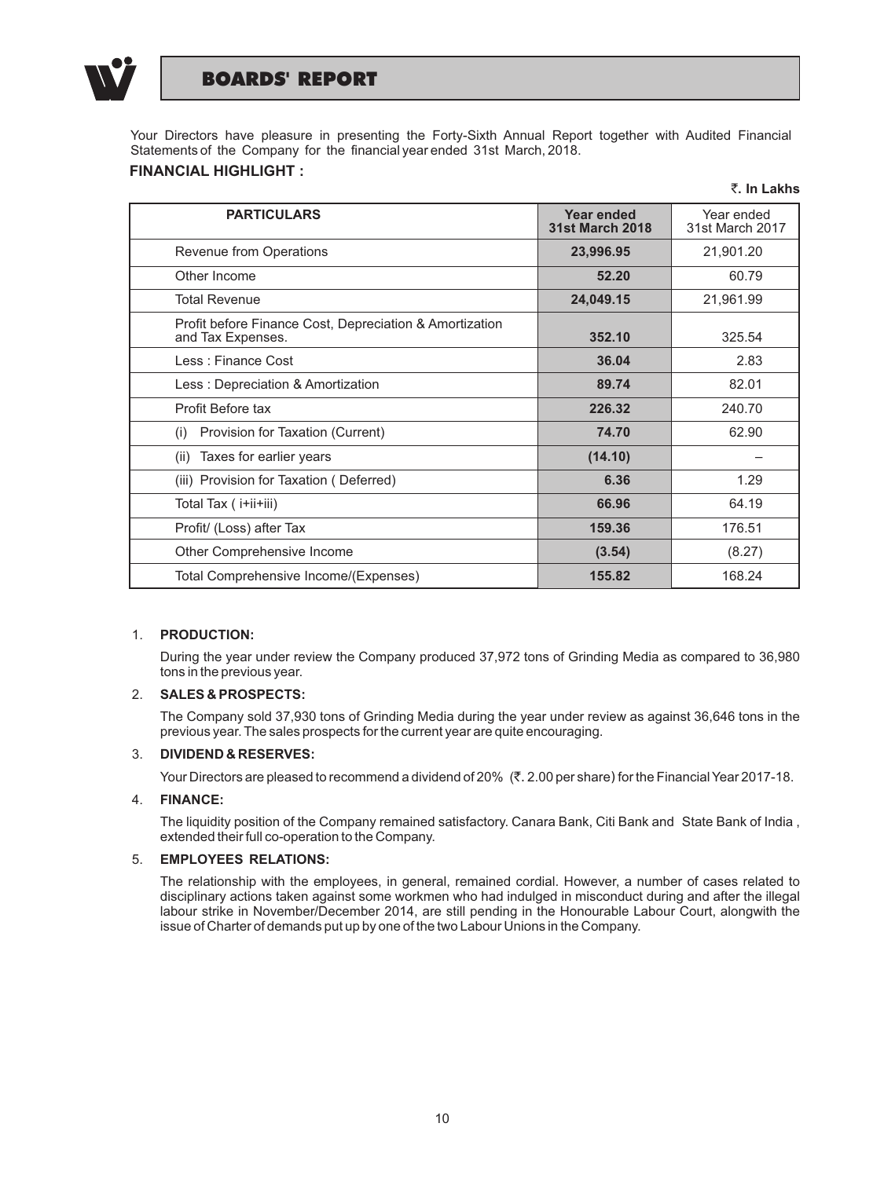# BOARDS' REPORT

Your Directors have pleasure in presenting the Forty-Sixth Annual Report together with Audited Financial Statements of the Company for the financial year ended 31st March, 2018.

## FINANCIAL HIGHLIGHT :

**₹. In Lakhs**

| PARTICULARS | Year ended 31st March 2018 | Year ended 31st March 2017 |
|---|---|---|
| Revenue from Operations | **23,996.95** | 21,901.20 |
| Other Income | **52.20** | 60.79 |
| Total Revenue | **24,049.15** | 21,961.99 |
| Profit before Finance Cost, Depreciation & Amortization and Tax Expenses. | **352.10** | 325.54 |
| Less : Finance Cost | **36.04** | 2.83 |
| Less : Depreciation & Amortization | **89.74** | 82.01 |
| Profit Before tax | **226.32** | 240.70 |
| (i) Provision for Taxation (Current) | **74.70** | 62.90 |
| (ii) Taxes for earlier years | **(14.10)** | – |
| (iii) Provision for Taxation ( Deferred) | **6.36** | 1.29 |
| Total Tax ( i+ii+iii) | **66.96** | 64.19 |
| Profit/ (Loss) after Tax | **159.36** | 176.51 |
| Other Comprehensive Income | **(3.54)** | (8.27) |
| Total Comprehensive Income/(Expenses) | **155.82** | 168.24 |

1. **PRODUCTION:**

   During the year under review the Company produced 37,972 tons of Grinding Media as compared to 36,980 tons in the previous year.

2. **SALES & PROSPECTS:**

   The Company sold 37,930 tons of Grinding Media during the year under review as against 36,646 tons in the previous year. The sales prospects for the current year are quite encouraging.

3. **DIVIDEND & RESERVES:**

   Your Directors are pleased to recommend a dividend of 20% (₹. 2.00 per share) for the Financial Year 2017-18.

4. **FINANCE:**

   The liquidity position of the Company remained satisfactory. Canara Bank, Citi Bank and State Bank of India , extended their full co-operation to the Company.

5. **EMPLOYEES RELATIONS:**

   The relationship with the employees, in general, remained cordial. However, a number of cases related to disciplinary actions taken against some workmen who had indulged in misconduct during and after the illegal labour strike in November/December 2014, are still pending in the Honourable Labour Court, alongwith the issue of Charter of demands put up by one of the two Labour Unions in the Company.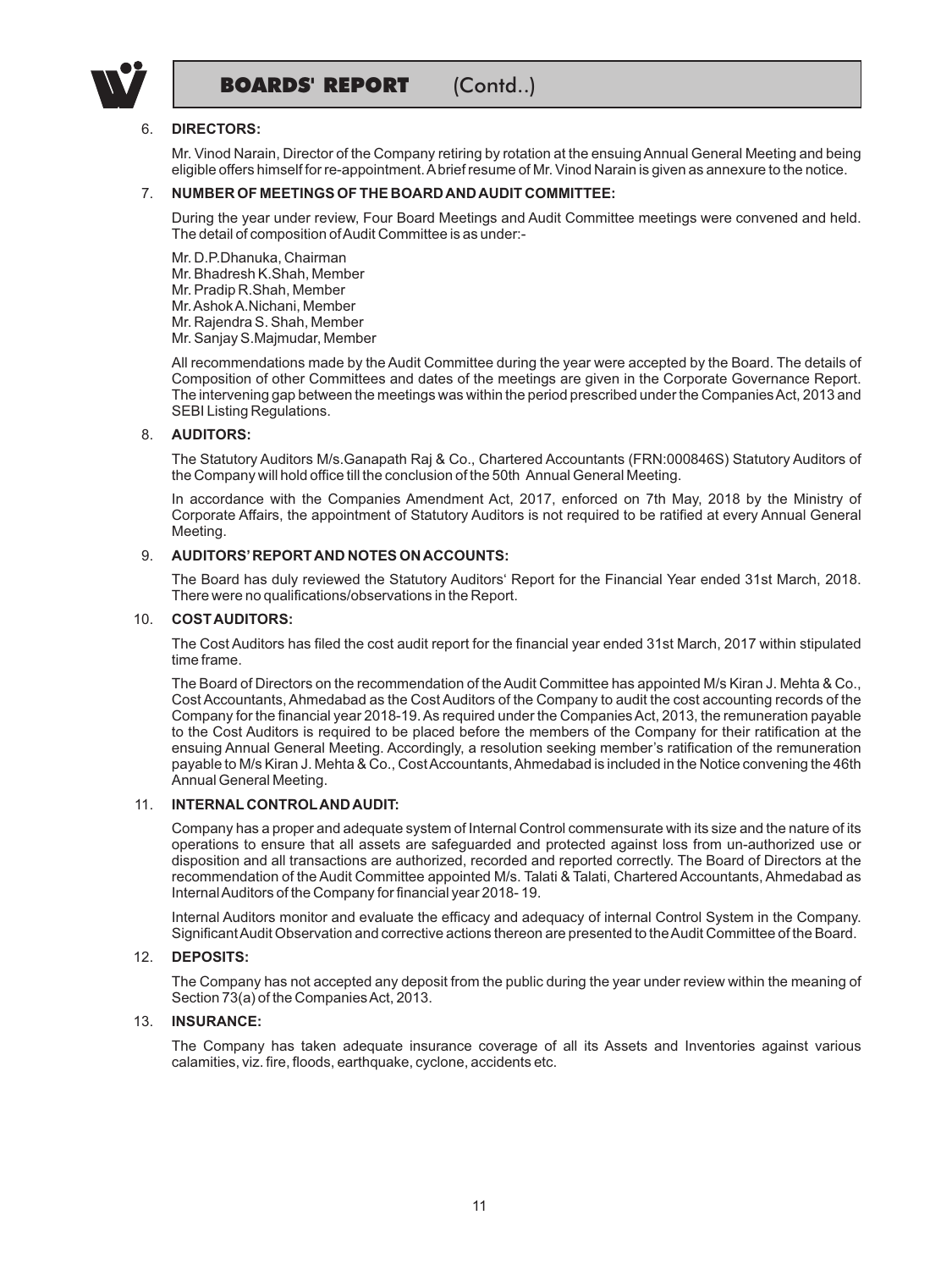# BOARDS' REPORT (Contd..)

6. **DIRECTORS:**

   Mr. Vinod Narain, Director of the Company retiring by rotation at the ensuing Annual General Meeting and being eligible offers himself for re-appointment. A brief resume of Mr. Vinod Narain is given as annexure to the notice.

7. **NUMBER OF MEETINGS OF THE BOARD AND AUDIT COMMITTEE:**

   During the year under review, Four Board Meetings and Audit Committee meetings were convened and held. The detail of composition of Audit Committee is as under:-

   Mr. D.P.Dhanuka, Chairman
   Mr. Bhadresh K.Shah, Member
   Mr. Pradip R.Shah, Member
   Mr. Ashok A.Nichani, Member
   Mr. Rajendra S. Shah, Member
   Mr. Sanjay S.Majmudar, Member

   All recommendations made by the Audit Committee during the year were accepted by the Board. The details of Composition of other Committees and dates of the meetings are given in the Corporate Governance Report. The intervening gap between the meetings was within the period prescribed under the Companies Act, 2013 and SEBI Listing Regulations.

8. **AUDITORS:**

   The Statutory Auditors M/s.Ganapath Raj & Co., Chartered Accountants (FRN:000846S) Statutory Auditors of the Company will hold office till the conclusion of the 50th Annual General Meeting.

   In accordance with the Companies Amendment Act, 2017, enforced on 7th May, 2018 by the Ministry of Corporate Affairs, the appointment of Statutory Auditors is not required to be ratified at every Annual General Meeting.

9. **AUDITORS' REPORT AND NOTES ON ACCOUNTS:**

   The Board has duly reviewed the Statutory Auditors' Report for the Financial Year ended 31st March, 2018. There were no qualifications/observations in the Report.

10. **COST AUDITORS:**

    The Cost Auditors has filed the cost audit report for the financial year ended 31st March, 2017 within stipulated time frame.

    The Board of Directors on the recommendation of the Audit Committee has appointed M/s Kiran J. Mehta & Co., Cost Accountants, Ahmedabad as the Cost Auditors of the Company to audit the cost accounting records of the Company for the financial year 2018-19. As required under the Companies Act, 2013, the remuneration payable to the Cost Auditors is required to be placed before the members of the Company for their ratification at the ensuing Annual General Meeting. Accordingly, a resolution seeking member's ratification of the remuneration payable to M/s Kiran J. Mehta & Co., Cost Accountants, Ahmedabad is included in the Notice convening the 46th Annual General Meeting.

11. **INTERNAL CONTROL AND AUDIT:**

    Company has a proper and adequate system of Internal Control commensurate with its size and the nature of its operations to ensure that all assets are safeguarded and protected against loss from un-authorized use or disposition and all transactions are authorized, recorded and reported correctly. The Board of Directors at the recommendation of the Audit Committee appointed M/s. Talati & Talati, Chartered Accountants, Ahmedabad as Internal Auditors of the Company for financial year 2018- 19.

    Internal Auditors monitor and evaluate the efficacy and adequacy of internal Control System in the Company. Significant Audit Observation and corrective actions thereon are presented to the Audit Committee of the Board.

12. **DEPOSITS:**

    The Company has not accepted any deposit from the public during the year under review within the meaning of Section 73(a) of the Companies Act, 2013.

13. **INSURANCE:**

    The Company has taken adequate insurance coverage of all its Assets and Inventories against various calamities, viz. fire, floods, earthquake, cyclone, accidents etc.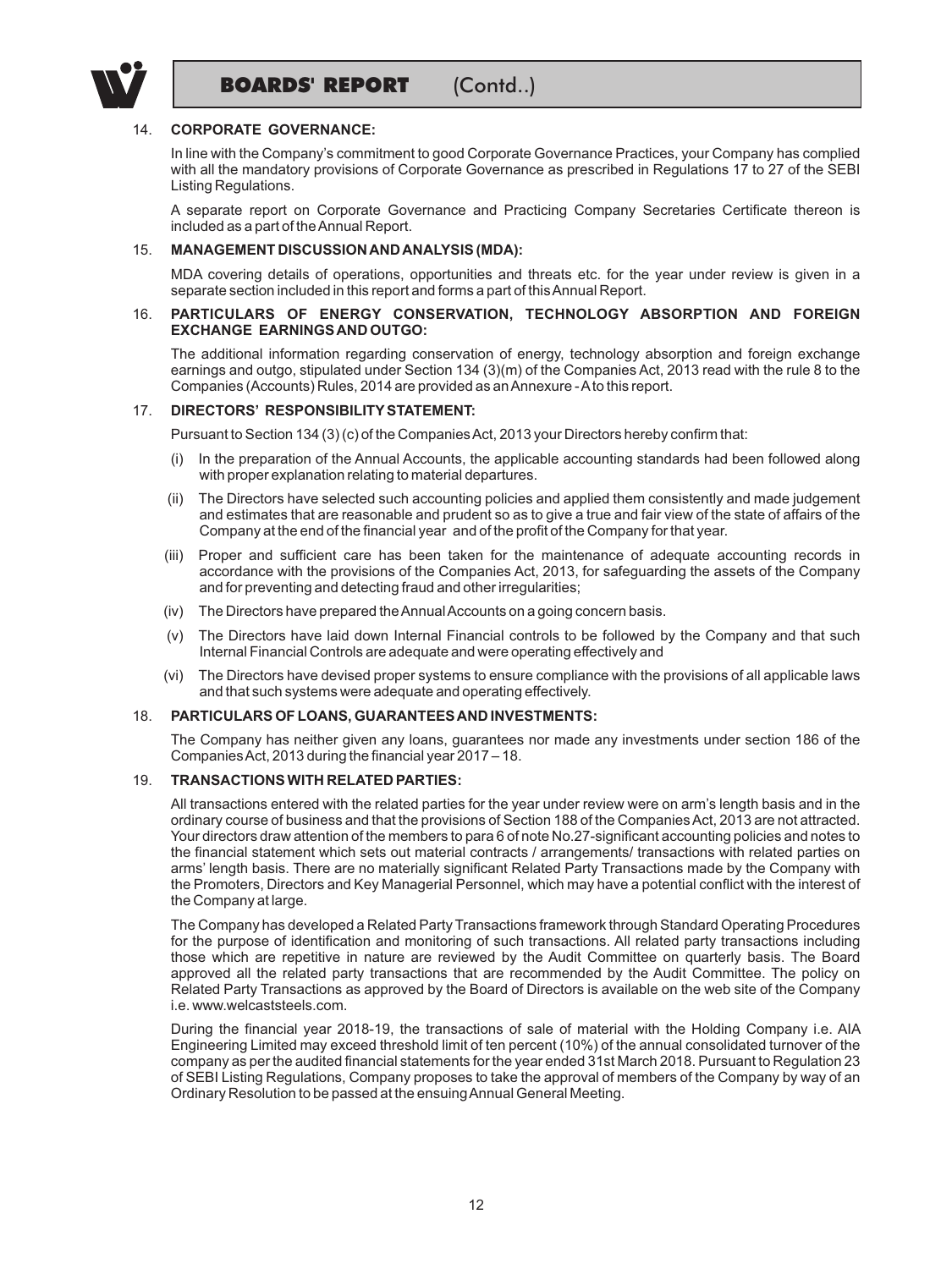## 14. CORPORATE GOVERNANCE:

In line with the Company's commitment to good Corporate Governance Practices, your Company has complied with all the mandatory provisions of Corporate Governance as prescribed in Regulations 17 to 27 of the SEBI Listing Regulations.

A separate report on Corporate Governance and Practicing Company Secretaries Certificate thereon is included as a part of the Annual Report.

## 15. MANAGEMENT DISCUSSION AND ANALYSIS (MDA):

MDA covering details of operations, opportunities and threats etc. for the year under review is given in a separate section included in this report and forms a part of this Annual Report.

## 16. PARTICULARS OF ENERGY CONSERVATION, TECHNOLOGY ABSORPTION AND FOREIGN EXCHANGE EARNINGS AND OUTGO:

The additional information regarding conservation of energy, technology absorption and foreign exchange earnings and outgo, stipulated under Section 134 (3)(m) of the Companies Act, 2013 read with the rule 8 to the Companies (Accounts) Rules, 2014 are provided as an Annexure - A to this report.

## 17. DIRECTORS' RESPONSIBILITY STATEMENT:

Pursuant to Section 134 (3) (c) of the Companies Act, 2013 your Directors hereby confirm that:

(i) In the preparation of the Annual Accounts, the applicable accounting standards had been followed along with proper explanation relating to material departures.

(ii) The Directors have selected such accounting policies and applied them consistently and made judgement and estimates that are reasonable and prudent so as to give a true and fair view of the state of affairs of the Company at the end of the financial year and of the profit of the Company for that year.

(iii) Proper and sufficient care has been taken for the maintenance of adequate accounting records in accordance with the provisions of the Companies Act, 2013, for safeguarding the assets of the Company and for preventing and detecting fraud and other irregularities;

(iv) The Directors have prepared the Annual Accounts on a going concern basis.

(v) The Directors have laid down Internal Financial controls to be followed by the Company and that such Internal Financial Controls are adequate and were operating effectively and

(vi) The Directors have devised proper systems to ensure compliance with the provisions of all applicable laws and that such systems were adequate and operating effectively.

## 18. PARTICULARS OF LOANS, GUARANTEES AND INVESTMENTS:

The Company has neither given any loans, guarantees nor made any investments under section 186 of the Companies Act, 2013 during the financial year 2017 – 18.

## 19. TRANSACTIONS WITH RELATED PARTIES:

All transactions entered with the related parties for the year under review were on arm's length basis and in the ordinary course of business and that the provisions of Section 188 of the Companies Act, 2013 are not attracted. Your directors draw attention of the members to para 6 of note No.27-significant accounting policies and notes to the financial statement which sets out material contracts / arrangements/ transactions with related parties on arms' length basis. There are no materially significant Related Party Transactions made by the Company with the Promoters, Directors and Key Managerial Personnel, which may have a potential conflict with the interest of the Company at large.

The Company has developed a Related Party Transactions framework through Standard Operating Procedures for the purpose of identification and monitoring of such transactions. All related party transactions including those which are repetitive in nature are reviewed by the Audit Committee on quarterly basis. The Board approved all the related party transactions that are recommended by the Audit Committee. The policy on Related Party Transactions as approved by the Board of Directors is available on the web site of the Company i.e. www.welcaststeels.com.

During the financial year 2018-19, the transactions of sale of material with the Holding Company i.e. AIA Engineering Limited may exceed threshold limit of ten percent (10%) of the annual consolidated turnover of the company as per the audited financial statements for the year ended 31st March 2018. Pursuant to Regulation 23 of SEBI Listing Regulations, Company proposes to take the approval of members of the Company by way of an Ordinary Resolution to be passed at the ensuing Annual General Meeting.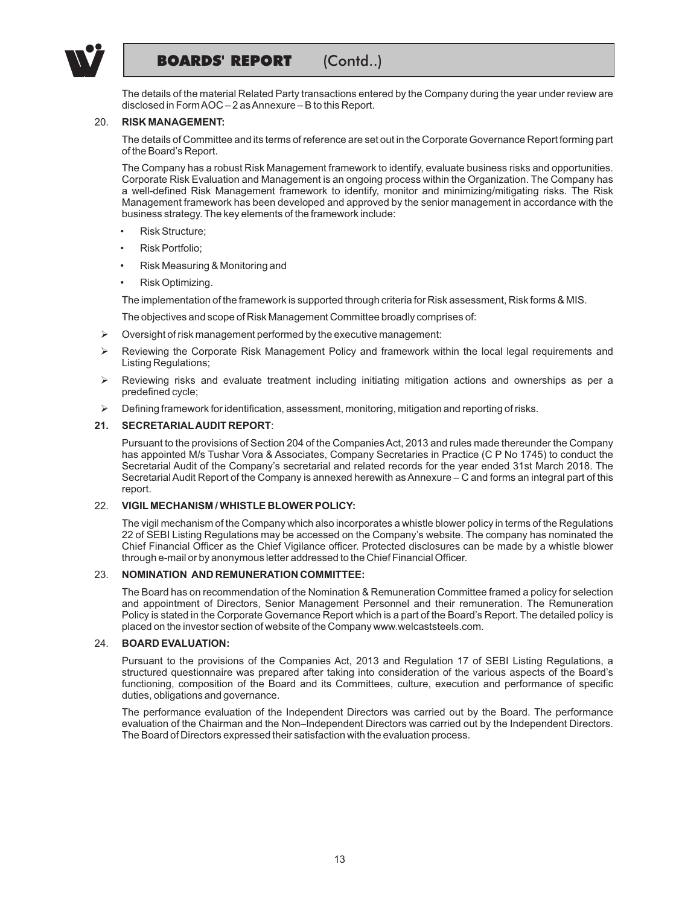The details of the material Related Party transactions entered by the Company during the year under review are disclosed in Form AOC – 2 as Annexure – B to this Report.

## 20. RISK MANAGEMENT:

The details of Committee and its terms of reference are set out in the Corporate Governance Report forming part of the Board's Report.

The Company has a robust Risk Management framework to identify, evaluate business risks and opportunities. Corporate Risk Evaluation and Management is an ongoing process within the Organization. The Company has a well-defined Risk Management framework to identify, monitor and minimizing/mitigating risks. The Risk Management framework has been developed and approved by the senior management in accordance with the business strategy. The key elements of the framework include:

- Risk Structure;
- Risk Portfolio;
- Risk Measuring & Monitoring and
- Risk Optimizing.

The implementation of the framework is supported through criteria for Risk assessment, Risk forms & MIS.

The objectives and scope of Risk Management Committee broadly comprises of:

- Oversight of risk management performed by the executive management:
- Reviewing the Corporate Risk Management Policy and framework within the local legal requirements and Listing Regulations;
- Reviewing risks and evaluate treatment including initiating mitigation actions and ownerships as per a predefined cycle;
- Defining framework for identification, assessment, monitoring, mitigation and reporting of risks.

## 21. SECRETARIAL AUDIT REPORT:

Pursuant to the provisions of Section 204 of the Companies Act, 2013 and rules made thereunder the Company has appointed M/s Tushar Vora & Associates, Company Secretaries in Practice (C P No 1745) to conduct the Secretarial Audit of the Company's secretarial and related records for the year ended 31st March 2018. The Secretarial Audit Report of the Company is annexed herewith as Annexure – C and forms an integral part of this report.

## 22. VIGIL MECHANISM / WHISTLE BLOWER POLICY:

The vigil mechanism of the Company which also incorporates a whistle blower policy in terms of the Regulations 22 of SEBI Listing Regulations may be accessed on the Company's website. The company has nominated the Chief Financial Officer as the Chief Vigilance officer. Protected disclosures can be made by a whistle blower through e-mail or by anonymous letter addressed to the Chief Financial Officer.

## 23. NOMINATION AND REMUNERATION COMMITTEE:

The Board has on recommendation of the Nomination & Remuneration Committee framed a policy for selection and appointment of Directors, Senior Management Personnel and their remuneration. The Remuneration Policy is stated in the Corporate Governance Report which is a part of the Board's Report. The detailed policy is placed on the investor section of website of the Company www.welcaststeels.com.

## 24. BOARD EVALUATION:

Pursuant to the provisions of the Companies Act, 2013 and Regulation 17 of SEBI Listing Regulations, a structured questionnaire was prepared after taking into consideration of the various aspects of the Board's functioning, composition of the Board and its Committees, culture, execution and performance of specific duties, obligations and governance.

The performance evaluation of the Independent Directors was carried out by the Board. The performance evaluation of the Chairman and the Non–Independent Directors was carried out by the Independent Directors. The Board of Directors expressed their satisfaction with the evaluation process.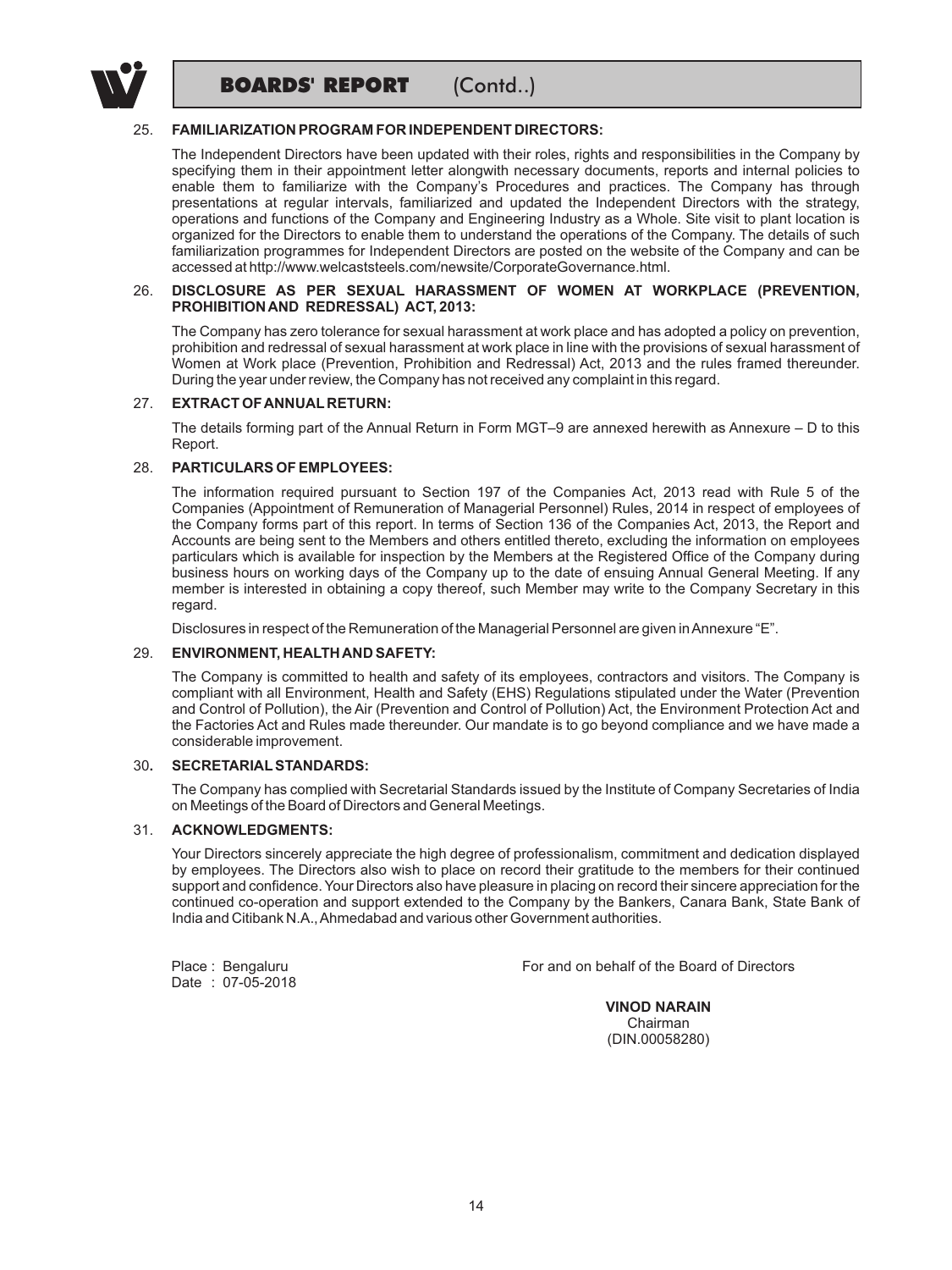## 25. FAMILIARIZATION PROGRAM FOR INDEPENDENT DIRECTORS:

The Independent Directors have been updated with their roles, rights and responsibilities in the Company by specifying them in their appointment letter alongwith necessary documents, reports and internal policies to enable them to familiarize with the Company's Procedures and practices. The Company has through presentations at regular intervals, familiarized and updated the Independent Directors with the strategy, operations and functions of the Company and Engineering Industry as a Whole. Site visit to plant location is organized for the Directors to enable them to understand the operations of the Company. The details of such familiarization programmes for Independent Directors are posted on the website of the Company and can be accessed at http://www.welcaststeels.com/newsite/CorporateGovernance.html.

## 26. DISCLOSURE AS PER SEXUAL HARASSMENT OF WOMEN AT WORKPLACE (PREVENTION, PROHIBITION AND REDRESSAL) ACT, 2013:

The Company has zero tolerance for sexual harassment at work place and has adopted a policy on prevention, prohibition and redressal of sexual harassment at work place in line with the provisions of sexual harassment of Women at Work place (Prevention, Prohibition and Redressal) Act, 2013 and the rules framed thereunder. During the year under review, the Company has not received any complaint in this regard.

## 27. EXTRACT OF ANNUAL RETURN:

The details forming part of the Annual Return in Form MGT–9 are annexed herewith as Annexure – D to this Report.

## 28. PARTICULARS OF EMPLOYEES:

The information required pursuant to Section 197 of the Companies Act, 2013 read with Rule 5 of the Companies (Appointment of Remuneration of Managerial Personnel) Rules, 2014 in respect of employees of the Company forms part of this report. In terms of Section 136 of the Companies Act, 2013, the Report and Accounts are being sent to the Members and others entitled thereto, excluding the information on employees particulars which is available for inspection by the Members at the Registered Office of the Company during business hours on working days of the Company up to the date of ensuing Annual General Meeting. If any member is interested in obtaining a copy thereof, such Member may write to the Company Secretary in this regard.

Disclosures in respect of the Remuneration of the Managerial Personnel are given in Annexure "E".

## 29. ENVIRONMENT, HEALTH AND SAFETY:

The Company is committed to health and safety of its employees, contractors and visitors. The Company is compliant with all Environment, Health and Safety (EHS) Regulations stipulated under the Water (Prevention and Control of Pollution), the Air (Prevention and Control of Pollution) Act, the Environment Protection Act and the Factories Act and Rules made thereunder. Our mandate is to go beyond compliance and we have made a considerable improvement.

## 30. SECRETARIAL STANDARDS:

The Company has complied with Secretarial Standards issued by the Institute of Company Secretaries of India on Meetings of the Board of Directors and General Meetings.

## 31. ACKNOWLEDGMENTS:

Your Directors sincerely appreciate the high degree of professionalism, commitment and dedication displayed by employees. The Directors also wish to place on record their gratitude to the members for their continued support and confidence. Your Directors also have pleasure in placing on record their sincere appreciation for the continued co-operation and support extended to the Company by the Bankers, Canara Bank, State Bank of India and Citibank N.A., Ahmedabad and various other Government authorities.

Place : Bengaluru
Date : 07-05-2018

For and on behalf of the Board of Directors

**VINOD NARAIN**
Chairman
(DIN.00058280)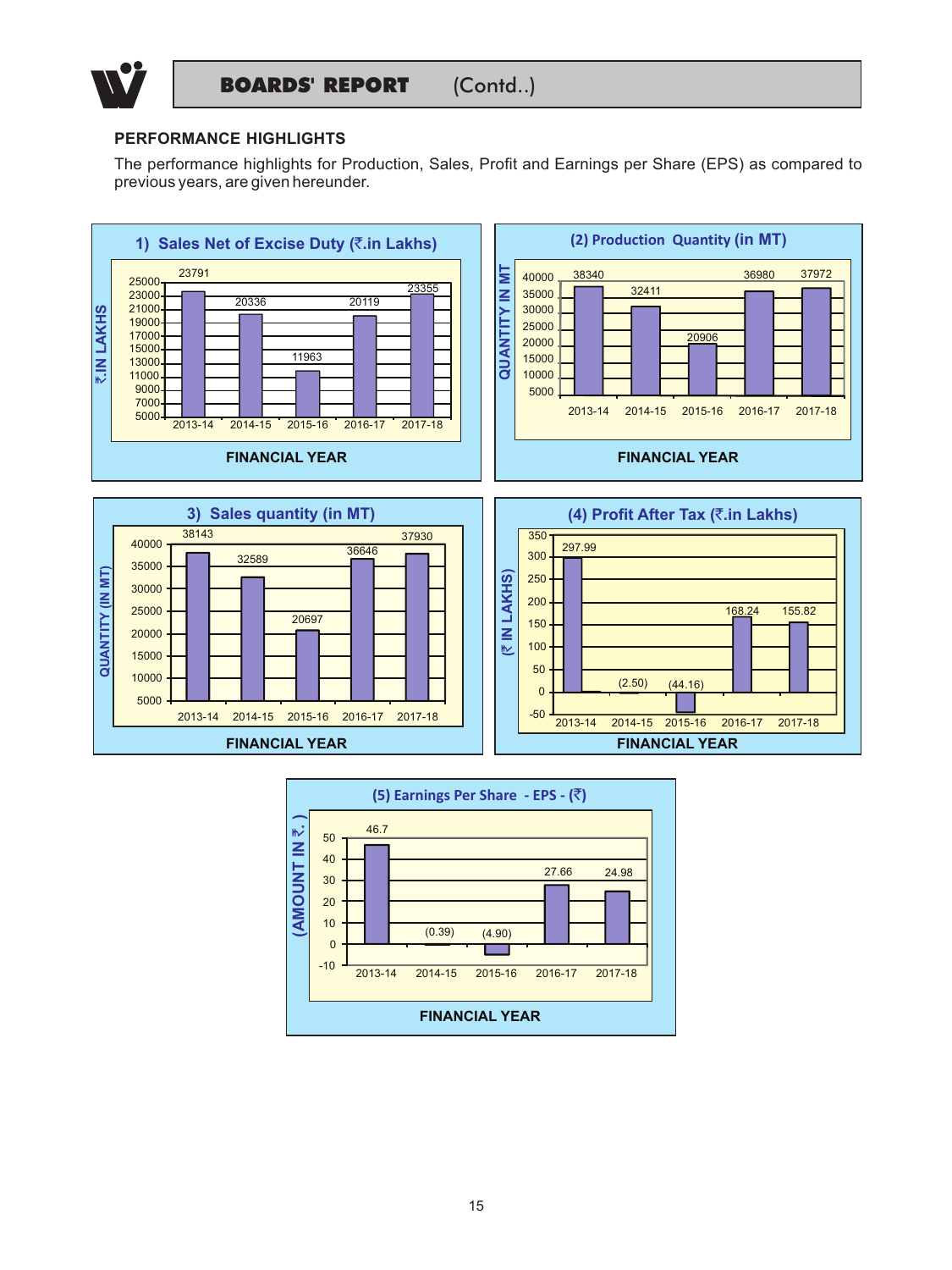## PERFORMANCE HIGHLIGHTS

The performance highlights for Production, Sales, Profit and Earnings per Share (EPS) as compared to previous years, are given hereunder.

**1) Sales Net of Excise Duty (₹.in Lakhs)**

| FINANCIAL YEAR | ₹.IN LAKHS |
|---|---|
| 2013-14 | 23791 |
| 2014-15 | 20336 |
| 2015-16 | 11963 |
| 2016-17 | 20119 |
| 2017-18 | 23355 |

**(2) Production Quantity (in MT)**

| FINANCIAL YEAR | QUANTITY IN MT |
|---|---|
| 2013-14 | 38340 |
| 2014-15 | 32411 |
| 2015-16 | 20906 |
| 2016-17 | 36980 |
| 2017-18 | 37972 |

**3) Sales quantity (in MT)**

| FINANCIAL YEAR | QUANTITY (IN MT) |
|---|---|
| 2013-14 | 38143 |
| 2014-15 | 32589 |
| 2015-16 | 20697 |
| 2016-17 | 36646 |
| 2017-18 | 37930 |

**(4) Profit After Tax (₹.in Lakhs)**

| FINANCIAL YEAR | (₹ IN LAKHS) |
|---|---|
| 2013-14 | 297.99 |
| 2014-15 | (2.50) |
| 2015-16 | (44.16) |
| 2016-17 | 168.24 |
| 2017-18 | 155.82 |

**(5) Earnings Per Share - EPS - (₹)**

| FINANCIAL YEAR | (AMOUNT IN ₹.) |
|---|---|
| 2013-14 | 46.7 |
| 2014-15 | (0.39) |
| 2015-16 | (4.90) |
| 2016-17 | 27.66 |
| 2017-18 | 24.98 |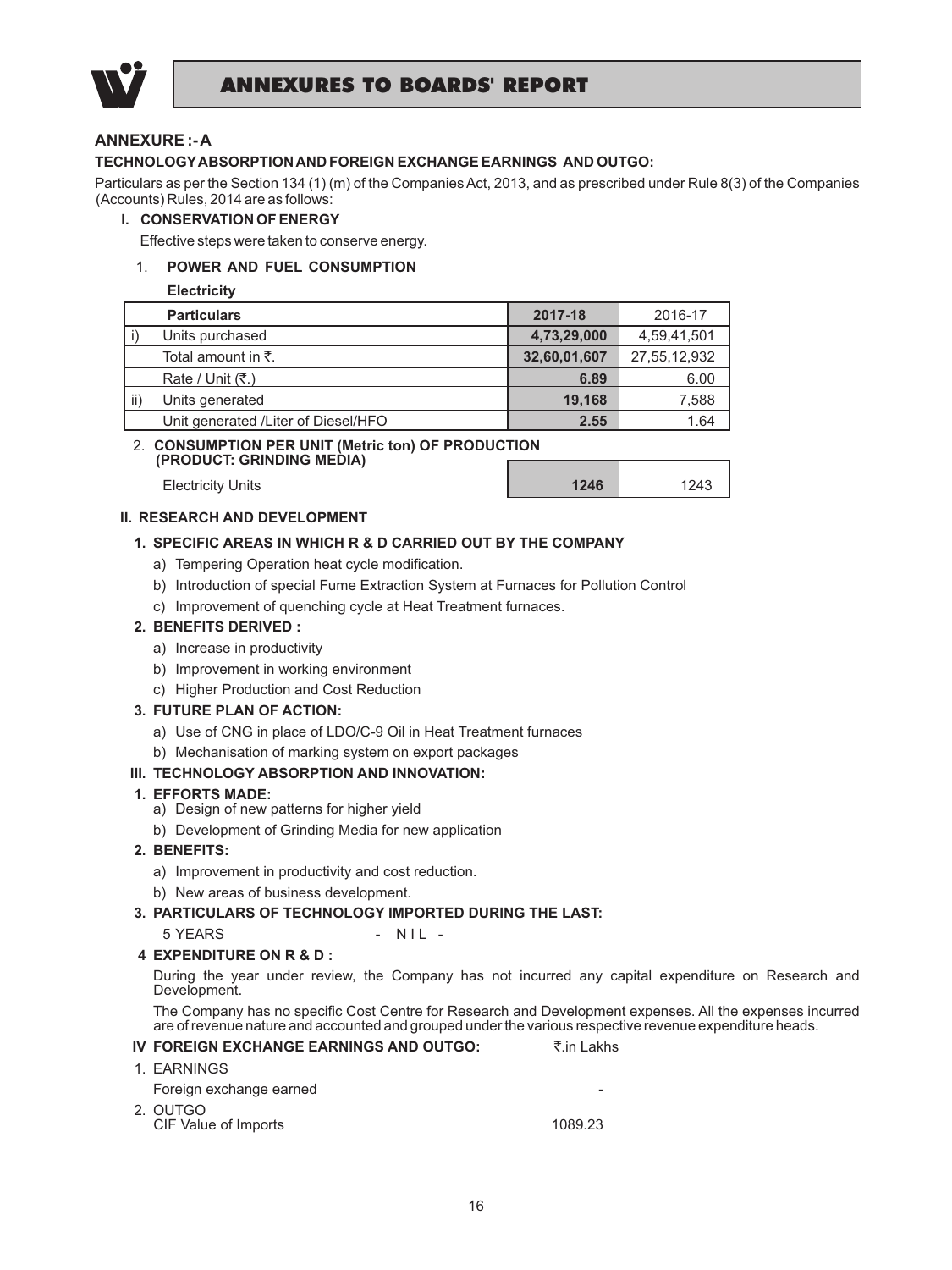# ANNEXURES TO BOARDS' REPORT

## ANNEXURE :- A

### TECHNOLOGY ABSORPTION AND FOREIGN EXCHANGE EARNINGS AND OUTGO:

Particulars as per the Section 134 (1) (m) of the Companies Act, 2013, and as prescribed under Rule 8(3) of the Companies (Accounts) Rules, 2014 are as follows:

**I. CONSERVATION OF ENERGY**

Effective steps were taken to conserve energy.

1. **POWER AND FUEL CONSUMPTION**

**Electricity**

| | Particulars | 2017-18 | 2016-17 |
|---|---|---|---|
| i) | Units purchased | **4,73,29,000** | 4,59,41,501 |
| | Total amount in ₹. | **32,60,01,607** | 27,55,12,932 |
| | Rate / Unit (₹.) | **6.89** | 6.00 |
| ii) | Units generated | **19,168** | 7,588 |
| | Unit generated /Liter of Diesel/HFO | **2.55** | 1.64 |

2. **CONSUMPTION PER UNIT (Metric ton) OF PRODUCTION (PRODUCT: GRINDING MEDIA)**

| | 2017-18 | 2016-17 |
|---|---|---|
| Electricity Units | **1246** | 1243 |

**II. RESEARCH AND DEVELOPMENT**

**1. SPECIFIC AREAS IN WHICH R & D CARRIED OUT BY THE COMPANY**

a) Tempering Operation heat cycle modification.

b) Introduction of special Fume Extraction System at Furnaces for Pollution Control

c) Improvement of quenching cycle at Heat Treatment furnaces.

**2. BENEFITS DERIVED :**

a) Increase in productivity

b) Improvement in working environment

c) Higher Production and Cost Reduction

**3. FUTURE PLAN OF ACTION:**

a) Use of CNG in place of LDO/C-9 Oil in Heat Treatment furnaces

b) Mechanisation of marking system on export packages

**III. TECHNOLOGY ABSORPTION AND INNOVATION:**

**1. EFFORTS MADE:**

a) Design of new patterns for higher yield

b) Development of Grinding Media for new application

**2. BENEFITS:**

a) Improvement in productivity and cost reduction.

b) New areas of business development.

**3. PARTICULARS OF TECHNOLOGY IMPORTED DURING THE LAST:**

5 YEARS - N I L -

**4 EXPENDITURE ON R & D :**

During the year under review, the Company has not incurred any capital expenditure on Research and Development.

The Company has no specific Cost Centre for Research and Development expenses. All the expenses incurred are of revenue nature and accounted and grouped under the various respective revenue expenditure heads.

**IV FOREIGN EXCHANGE EARNINGS AND OUTGO:** ₹.in Lakhs

| | ₹.in Lakhs |
|---|---|
| 1. EARNINGS | |
| Foreign exchange earned | - |
| 2. OUTGO | |
| CIF Value of Imports | 1089.23 |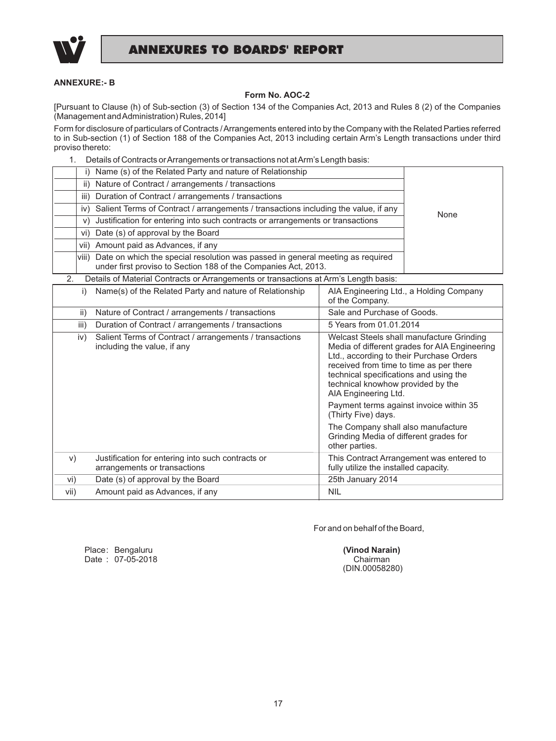## ANNEXURE:- B

**Form No. AOC-2**

[Pursuant to Clause (h) of Sub-section (3) of Section 134 of the Companies Act, 2013 and Rules 8 (2) of the Companies (Management and Administration) Rules, 2014]

Form for disclosure of particulars of Contracts / Arrangements entered into by the Company with the Related Parties referred to in Sub-section (1) of Section 188 of the Companies Act, 2013 including certain Arm's Length transactions under third proviso thereto:

1. Details of Contracts or Arrangements or transactions not at Arm's Length basis:

| | |
|---|---|
| i) Name (s) of the Related Party and nature of Relationship | None |
| ii) Nature of Contract / arrangements / transactions | |
| iii) Duration of Contract / arrangements / transactions | |
| iv) Salient Terms of Contract / arrangements / transactions including the value, if any | |
| v) Justification for entering into such contracts or arrangements or transactions | |
| vi) Date (s) of approval by the Board | |
| vii) Amount paid as Advances, if any | |
| viii) Date on which the special resolution was passed in general meeting as required under first proviso to Section 188 of the Companies Act, 2013. | |

2. Details of Material Contracts or Arrangements or transactions at Arm's Length basis:

| | | |
|---|---|---|
| i) | Name(s) of the Related Party and nature of Relationship | AIA Engineering Ltd., a Holding Company of the Company. |
| ii) | Nature of Contract / arrangements / transactions | Sale and Purchase of Goods. |
| iii) | Duration of Contract / arrangements / transactions | 5 Years from 01.01.2014 |
| iv) | Salient Terms of Contract / arrangements / transactions including the value, if any | Welcast Steels shall manufacture Grinding Media of different grades for AIA Engineering Ltd., according to their Purchase Orders received from time to time as per there technical specifications and using the technical knowhow provided by the AIA Engineering Ltd.<br><br>Payment terms against invoice within 35 (Thirty Five) days.<br><br>The Company shall also manufacture Grinding Media of different grades for other parties. |
| v) | Justification for entering into such contracts or arrangements or transactions | This Contract Arrangement was entered to fully utilize the installed capacity. |
| vi) | Date (s) of approval by the Board | 25th January 2014 |
| vii) | Amount paid as Advances, if any | NIL |

For and on behalf of the Board,

Place: Bengaluru
Date : 07-05-2018

**(Vinod Narain)**
Chairman
(DIN.00058280)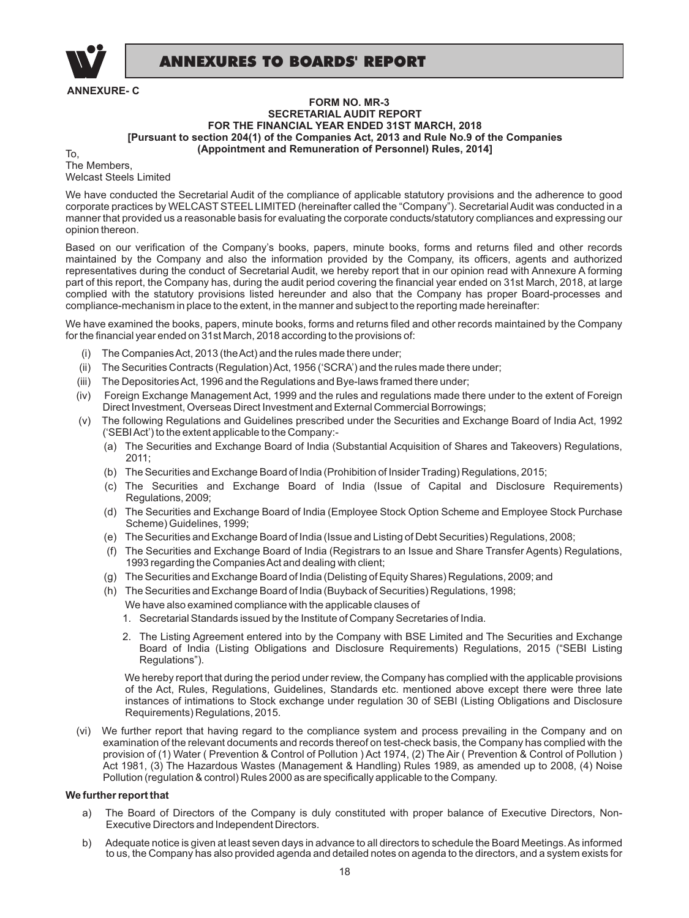**ANNEXURE- C**

**FORM NO. MR-3**
**SECRETARIAL AUDIT REPORT**
**FOR THE FINANCIAL YEAR ENDED 31ST MARCH, 2018**
**[Pursuant to section 204(1) of the Companies Act, 2013 and Rule No.9 of the Companies (Appointment and Remuneration of Personnel) Rules, 2014]**

To,
The Members,
Welcast Steels Limited

We have conducted the Secretarial Audit of the compliance of applicable statutory provisions and the adherence to good corporate practices by WELCAST STEEL LIMITED (hereinafter called the "Company"). Secretarial Audit was conducted in a manner that provided us a reasonable basis for evaluating the corporate conducts/statutory compliances and expressing our opinion thereon.

Based on our verification of the Company's books, papers, minute books, forms and returns filed and other records maintained by the Company and also the information provided by the Company, its officers, agents and authorized representatives during the conduct of Secretarial Audit, we hereby report that in our opinion read with Annexure A forming part of this report, the Company has, during the audit period covering the financial year ended on 31st March, 2018, at large complied with the statutory provisions listed hereunder and also that the Company has proper Board-processes and compliance-mechanism in place to the extent, in the manner and subject to the reporting made hereinafter:

We have examined the books, papers, minute books, forms and returns filed and other records maintained by the Company for the financial year ended on 31st March, 2018 according to the provisions of:

(i) The Companies Act, 2013 (the Act) and the rules made there under;

(ii) The Securities Contracts (Regulation) Act, 1956 ('SCRA') and the rules made there under;

(iii) The Depositories Act, 1996 and the Regulations and Bye-laws framed there under;

(iv) Foreign Exchange Management Act, 1999 and the rules and regulations made there under to the extent of Foreign Direct Investment, Overseas Direct Investment and External Commercial Borrowings;

(v) The following Regulations and Guidelines prescribed under the Securities and Exchange Board of India Act, 1992 ('SEBI Act') to the extent applicable to the Company:-

   (a) The Securities and Exchange Board of India (Substantial Acquisition of Shares and Takeovers) Regulations, 2011;

   (b) The Securities and Exchange Board of India (Prohibition of Insider Trading) Regulations, 2015;

   (c) The Securities and Exchange Board of India (Issue of Capital and Disclosure Requirements) Regulations, 2009;

   (d) The Securities and Exchange Board of India (Employee Stock Option Scheme and Employee Stock Purchase Scheme) Guidelines, 1999;

   (e) The Securities and Exchange Board of India (Issue and Listing of Debt Securities) Regulations, 2008;

   (f) The Securities and Exchange Board of India (Registrars to an Issue and Share Transfer Agents) Regulations, 1993 regarding the Companies Act and dealing with client;

   (g) The Securities and Exchange Board of India (Delisting of Equity Shares) Regulations, 2009; and

   (h) The Securities and Exchange Board of India (Buyback of Securities) Regulations, 1998;

   We have also examined compliance with the applicable clauses of

   1. Secretarial Standards issued by the Institute of Company Secretaries of India.

   2. The Listing Agreement entered into by the Company with BSE Limited and The Securities and Exchange Board of India (Listing Obligations and Disclosure Requirements) Regulations, 2015 ("SEBI Listing Regulations").

   We hereby report that during the period under review, the Company has complied with the applicable provisions of the Act, Rules, Regulations, Guidelines, Standards etc. mentioned above except there were three late instances of intimations to Stock exchange under regulation 30 of SEBI (Listing Obligations and Disclosure Requirements) Regulations, 2015.

(vi) We further report that having regard to the compliance system and process prevailing in the Company and on examination of the relevant documents and records thereof on test-check basis, the Company has complied with the provision of (1) Water ( Prevention & Control of Pollution ) Act 1974, (2) The Air ( Prevention & Control of Pollution ) Act 1981, (3) The Hazardous Wastes (Management & Handling) Rules 1989, as amended up to 2008, (4) Noise Pollution (regulation & control) Rules 2000 as are specifically applicable to the Company.

**We further report that**

a) The Board of Directors of the Company is duly constituted with proper balance of Executive Directors, Non-Executive Directors and Independent Directors.

b) Adequate notice is given at least seven days in advance to all directors to schedule the Board Meetings. As informed to us, the Company has also provided agenda and detailed notes on agenda to the directors, and a system exists for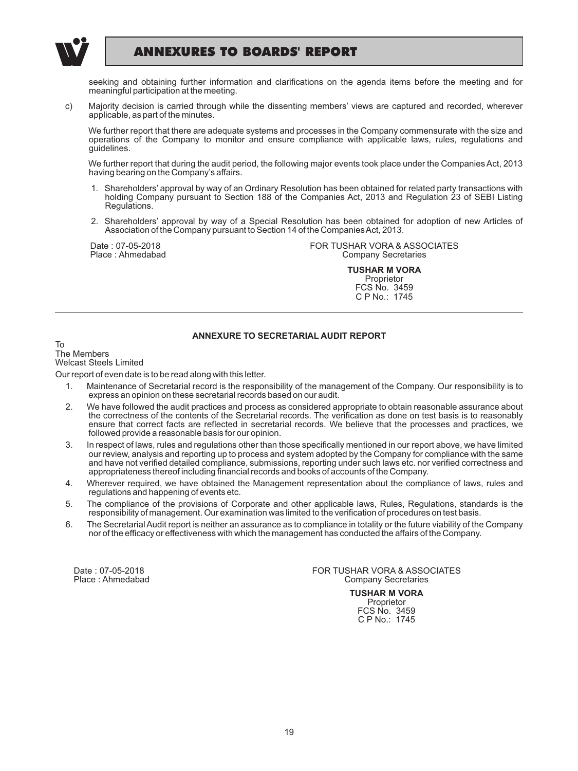seeking and obtaining further information and clarifications on the agenda items before the meeting and for meaningful participation at the meeting.

c) Majority decision is carried through while the dissenting members' views are captured and recorded, wherever applicable, as part of the minutes.

We further report that there are adequate systems and processes in the Company commensurate with the size and operations of the Company to monitor and ensure compliance with applicable laws, rules, regulations and guidelines.

We further report that during the audit period, the following major events took place under the Companies Act, 2013 having bearing on the Company's affairs.

1. Shareholders' approval by way of an Ordinary Resolution has been obtained for related party transactions with holding Company pursuant to Section 188 of the Companies Act, 2013 and Regulation 23 of SEBI Listing Regulations.
2. Shareholders' approval by way of a Special Resolution has been obtained for adoption of new Articles of Association of the Company pursuant to Section 14 of the Companies Act, 2013.

Date : 07-05-2018
Place : Ahmedabad

FOR TUSHAR VORA & ASSOCIATES
Company Secretaries

**TUSHAR M VORA**
Proprietor
FCS No. 3459
C P No.: 1745

---

**ANNEXURE TO SECRETARIAL AUDIT REPORT**

To
The Members
Welcast Steels Limited

Our report of even date is to be read along with this letter.

1. Maintenance of Secretarial record is the responsibility of the management of the Company. Our responsibility is to express an opinion on these secretarial records based on our audit.
2. We have followed the audit practices and process as considered appropriate to obtain reasonable assurance about the correctness of the contents of the Secretarial records. The verification as done on test basis is to reasonably ensure that correct facts are reflected in secretarial records. We believe that the processes and practices, we followed provide a reasonable basis for our opinion.
3. In respect of laws, rules and regulations other than those specifically mentioned in our report above, we have limited our review, analysis and reporting up to process and system adopted by the Company for compliance with the same and have not verified detailed compliance, submissions, reporting under such laws etc. nor verified correctness and appropriateness thereof including financial records and books of accounts of the Company.
4. Wherever required, we have obtained the Management representation about the compliance of laws, rules and regulations and happening of events etc.
5. The compliance of the provisions of Corporate and other applicable laws, Rules, Regulations, standards is the responsibility of management. Our examination was limited to the verification of procedures on test basis.
6. The Secretarial Audit report is neither an assurance as to compliance in totality or the future viability of the Company nor of the efficacy or effectiveness with which the management has conducted the affairs of the Company.

Date : 07-05-2018
Place : Ahmedabad

FOR TUSHAR VORA & ASSOCIATES
Company Secretaries

**TUSHAR M VORA**
Proprietor
FCS No. 3459
C P No.: 1745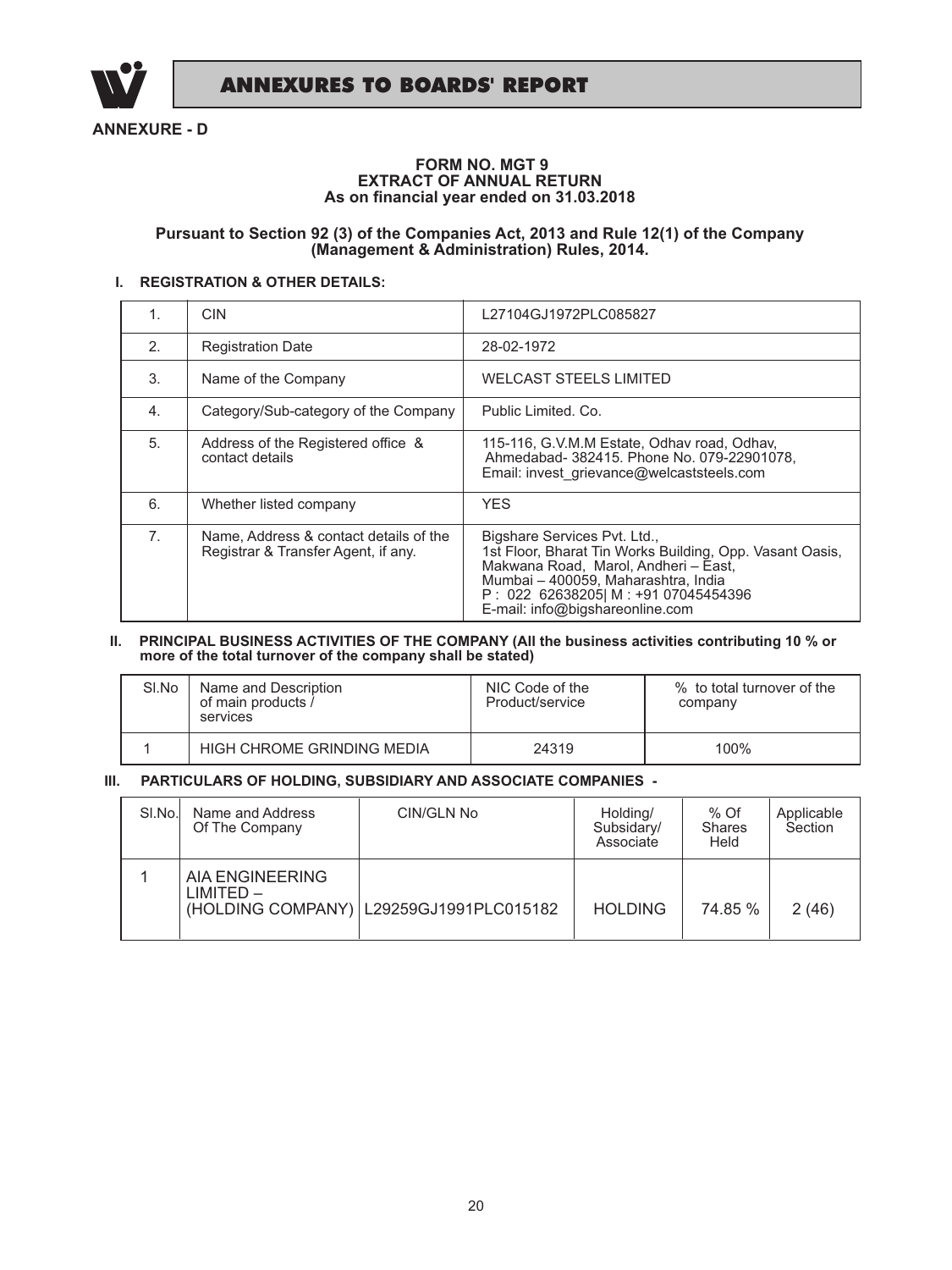# ANNEXURES TO BOARDS' REPORT

**ANNEXURE - D**

**FORM NO. MGT 9**
**EXTRACT OF ANNUAL RETURN**
**As on financial year ended on 31.03.2018**

**Pursuant to Section 92 (3) of the Companies Act, 2013 and Rule 12(1) of the Company (Management & Administration) Rules, 2014.**

## I. REGISTRATION & OTHER DETAILS:

| | | |
|---|---|---|
| 1. | CIN | L27104GJ1972PLC085827 |
| 2. | Registration Date | 28-02-1972 |
| 3. | Name of the Company | WELCAST STEELS LIMITED |
| 4. | Category/Sub-category of the Company | Public Limited. Co. |
| 5. | Address of the Registered office & contact details | 115-116, G.V.M.M Estate, Odhav road, Odhav, Ahmedabad- 382415. Phone No. 079-22901078, Email: invest_grievance@welcaststeels.com |
| 6. | Whether listed company | YES |
| 7. | Name, Address & contact details of the Registrar & Transfer Agent, if any. | Bigshare Services Pvt. Ltd., 1st Floor, Bharat Tin Works Building, Opp. Vasant Oasis, Makwana Road, Marol, Andheri – East, Mumbai – 400059, Maharashtra, India P : 022 62638205\| M : +91 07045454396 E-mail: info@bigshareonline.com |

## II. PRINCIPAL BUSINESS ACTIVITIES OF THE COMPANY (All the business activities contributing 10 % or more of the total turnover of the company shall be stated)

| Sl.No | Name and Description of main products / services | NIC Code of the Product/service | % to total turnover of the company |
|---|---|---|---|
| 1 | HIGH CHROME GRINDING MEDIA | 24319 | 100% |

## III. PARTICULARS OF HOLDING, SUBSIDIARY AND ASSOCIATE COMPANIES -

| Sl.No. | Name and Address Of The Company | CIN/GLN No | Holding/ Subsidary/ Associate | % Of Shares Held | Applicable Section |
|---|---|---|---|---|---|
| 1 | AIA ENGINEERING LIMITED – (HOLDING COMPANY) | L29259GJ1991PLC015182 | HOLDING | 74.85 % | 2 (46) |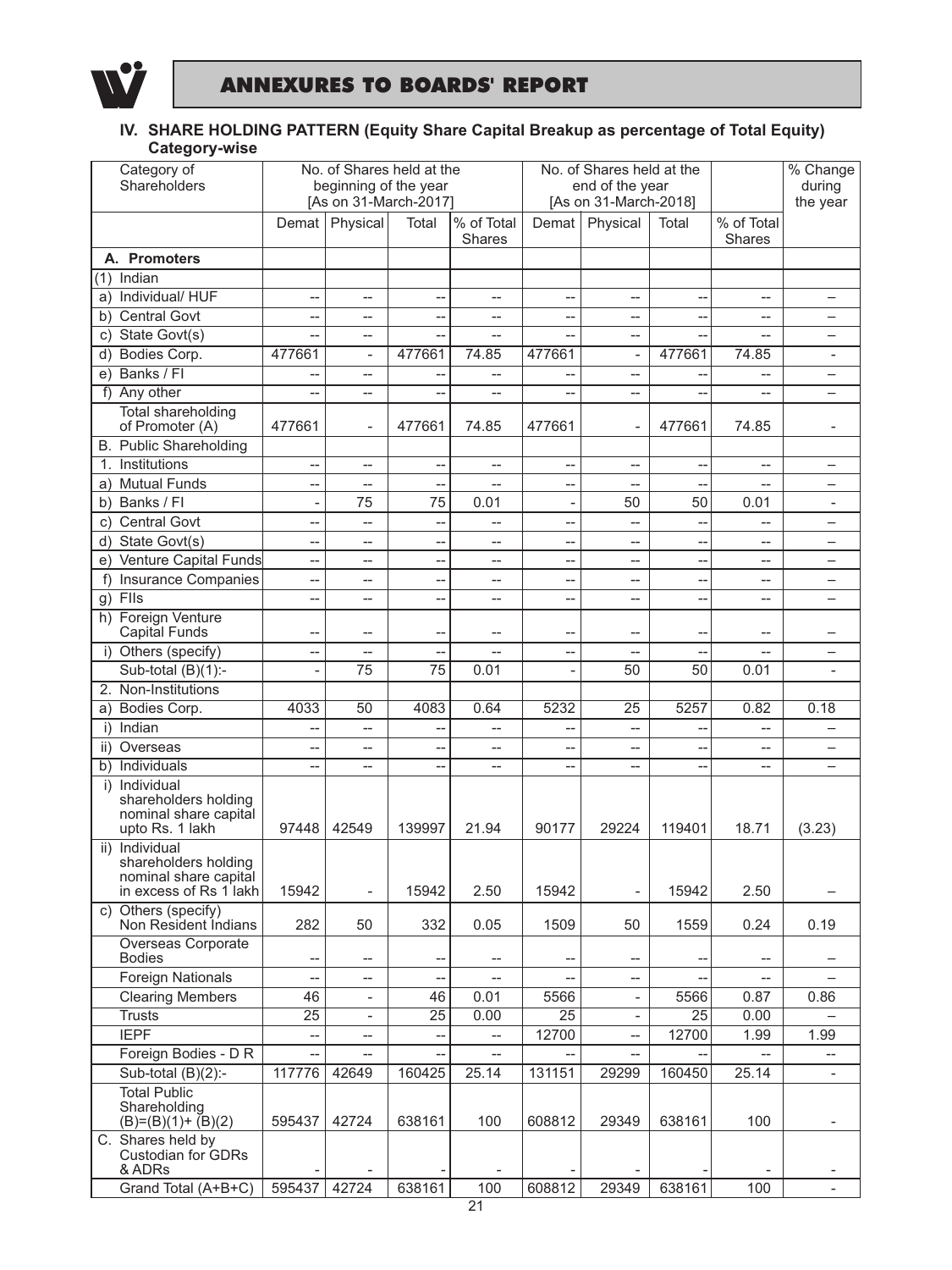## ANNEXURES TO BOARDS' REPORT

### IV. SHARE HOLDING PATTERN (Equity Share Capital Breakup as percentage of Total Equity) Category-wise

| Category of Shareholders | No. of Shares held at the beginning of the year [As on 31-March-2017] | | | | No. of Shares held at the end of the year [As on 31-March-2018] | | | | % Change during the year |
|---|---|---|---|---|---|---|---|---|---|
| | Demat | Physical | Total | % of Total Shares | Demat | Physical | Total | % of Total Shares | |
| **A. Promoters** | | | | | | | | | |
| (1) Indian | | | | | | | | | |
| a) Individual/ HUF | -- | -- | -- | -- | -- | -- | -- | -- | – |
| b) Central Govt | -- | -- | -- | -- | -- | -- | -- | -- | – |
| c) State Govt(s) | -- | -- | -- | -- | -- | -- | -- | -- | – |
| d) Bodies Corp. | 477661 | - | 477661 | 74.85 | 477661 | - | 477661 | 74.85 | - |
| e) Banks / FI | -- | -- | -- | -- | -- | -- | -- | -- | – |
| f) Any other | -- | -- | -- | -- | -- | -- | -- | -- | – |
| Total shareholding of Promoter (A) | 477661 | - | 477661 | 74.85 | 477661 | - | 477661 | 74.85 | - |
| B. Public Shareholding | | | | | | | | | |
| 1. Institutions | -- | -- | -- | -- | -- | -- | -- | -- | – |
| a) Mutual Funds | -- | -- | -- | -- | -- | -- | -- | -- | – |
| b) Banks / FI | - | 75 | 75 | 0.01 | - | 50 | 50 | 0.01 | - |
| c) Central Govt | -- | -- | -- | -- | -- | -- | -- | -- | – |
| d) State Govt(s) | -- | -- | -- | -- | -- | -- | -- | -- | – |
| e) Venture Capital Funds | -- | -- | -- | -- | -- | -- | -- | -- | – |
| f) Insurance Companies | -- | -- | -- | -- | -- | -- | -- | -- | – |
| g) FIIs | -- | -- | -- | -- | -- | -- | -- | -- | – |
| h) Foreign Venture Capital Funds | -- | -- | -- | -- | -- | -- | -- | -- | – |
| i) Others (specify) | -- | -- | -- | -- | -- | -- | -- | -- | – |
| Sub-total (B)(1):- | - | 75 | 75 | 0.01 | - | 50 | 50 | 0.01 | - |
| 2. Non-Institutions | | | | | | | | | |
| a) Bodies Corp. | 4033 | 50 | 4083 | 0.64 | 5232 | 25 | 5257 | 0.82 | 0.18 |
| i) Indian | -- | -- | -- | -- | -- | -- | -- | -- | – |
| ii) Overseas | -- | -- | -- | -- | -- | -- | -- | -- | – |
| b) Individuals | -- | -- | -- | -- | -- | -- | -- | -- | – |
| i) Individual shareholders holding nominal share capital upto Rs. 1 lakh | 97448 | 42549 | 139997 | 21.94 | 90177 | 29224 | 119401 | 18.71 | (3.23) |
| ii) Individual shareholders holding nominal share capital in excess of Rs 1 lakh | 15942 | - | 15942 | 2.50 | 15942 | - | 15942 | 2.50 | – |
| c) Others (specify) Non Resident Indians | 282 | 50 | 332 | 0.05 | 1509 | 50 | 1559 | 0.24 | 0.19 |
| Overseas Corporate Bodies | -- | -- | -- | -- | -- | -- | -- | -- | – |
| Foreign Nationals | -- | -- | -- | -- | -- | -- | -- | -- | – |
| Clearing Members | 46 | - | 46 | 0.01 | 5566 | - | 5566 | 0.87 | 0.86 |
| Trusts | 25 | - | 25 | 0.00 | 25 | - | 25 | 0.00 | – |
| IEPF | -- | -- | -- | -- | 12700 | -- | 12700 | 1.99 | 1.99 |
| Foreign Bodies - D R | -- | -- | -- | -- | -- | -- | -- | -- | -- |
| Sub-total (B)(2):- | 117776 | 42649 | 160425 | 25.14 | 131151 | 29299 | 160450 | 25.14 | - |
| Total Public Shareholding (B)=(B)(1)+ (B)(2) | 595437 | 42724 | 638161 | 100 | 608812 | 29349 | 638161 | 100 | - |
| C. Shares held by Custodian for GDRs & ADRs | - | - | - | - | - | - | - | - | - |
| Grand Total (A+B+C) | 595437 | 42724 | 638161 | 100 | 608812 | 29349 | 638161 | 100 | - |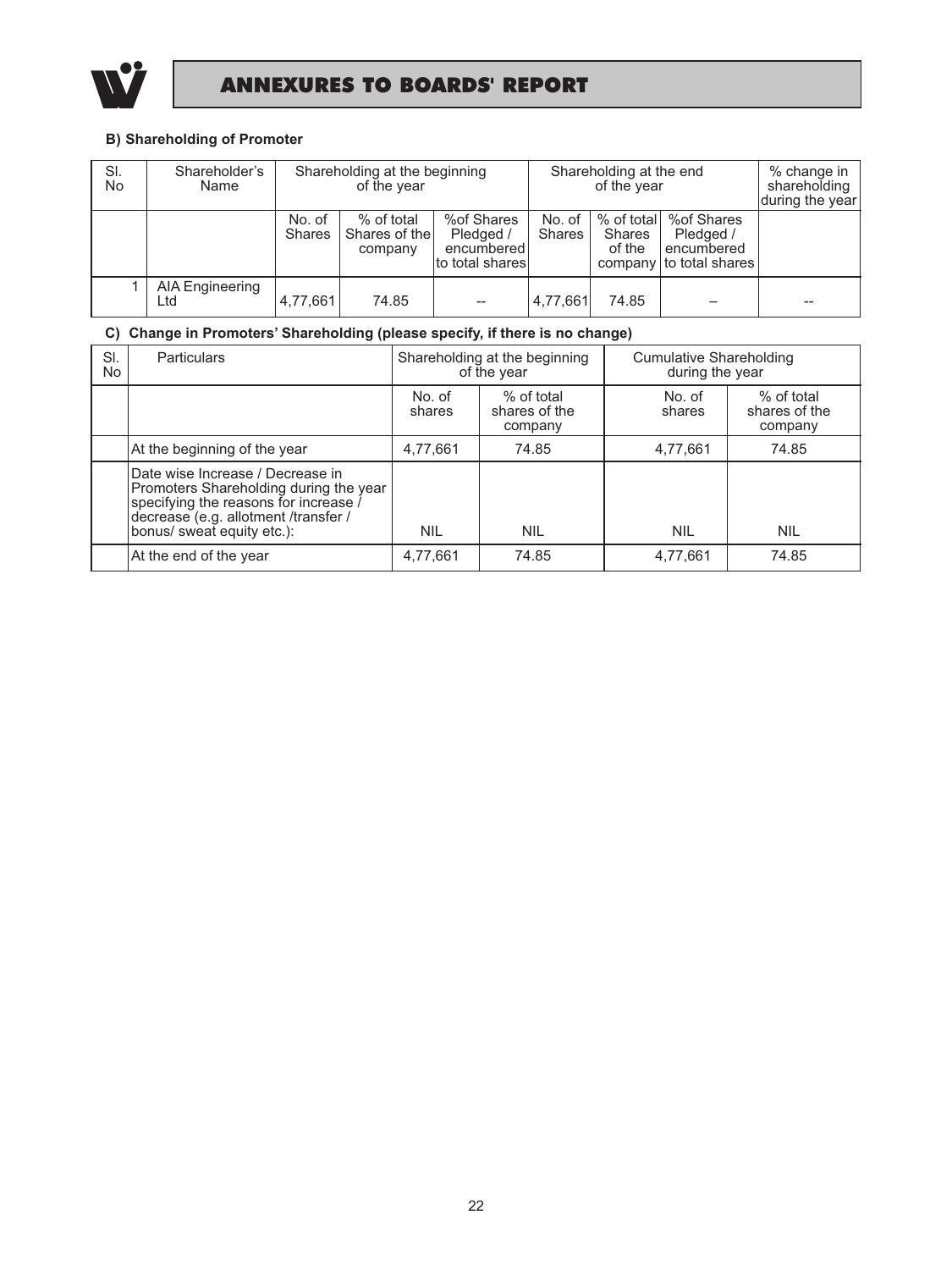## ANNEXURES TO BOARDS' REPORT

**B) Shareholding of Promoter**

| Sl. No | Shareholder's Name | Shareholding at the beginning of the year | | | Shareholding at the end of the year | | | % change in shareholding during the year |
|---|---|---|---|---|---|---|---|---|
| | | No. of Shares | % of total Shares of the company | %of Shares Pledged / encumbered to total shares | No. of Shares | % of total Shares of the company | %of Shares Pledged / encumbered to total shares | |
| 1 | AIA Engineering Ltd | 4,77,661 | 74.85 | -- | 4,77,661 | 74.85 | – | -- |

**C) Change in Promoters' Shareholding (please specify, if there is no change)**

| Sl. No | Particulars | Shareholding at the beginning of the year | | Cumulative Shareholding during the year | |
|---|---|---|---|---|---|
| | | No. of shares | % of total shares of the company | No. of shares | % of total shares of the company |
| | At the beginning of the year | 4,77,661 | 74.85 | 4,77,661 | 74.85 |
| | Date wise Increase / Decrease in Promoters Shareholding during the year specifying the reasons for increase / decrease (e.g. allotment /transfer / bonus/ sweat equity etc.): | NIL | NIL | NIL | NIL |
| | At the end of the year | 4,77,661 | 74.85 | 4,77,661 | 74.85 |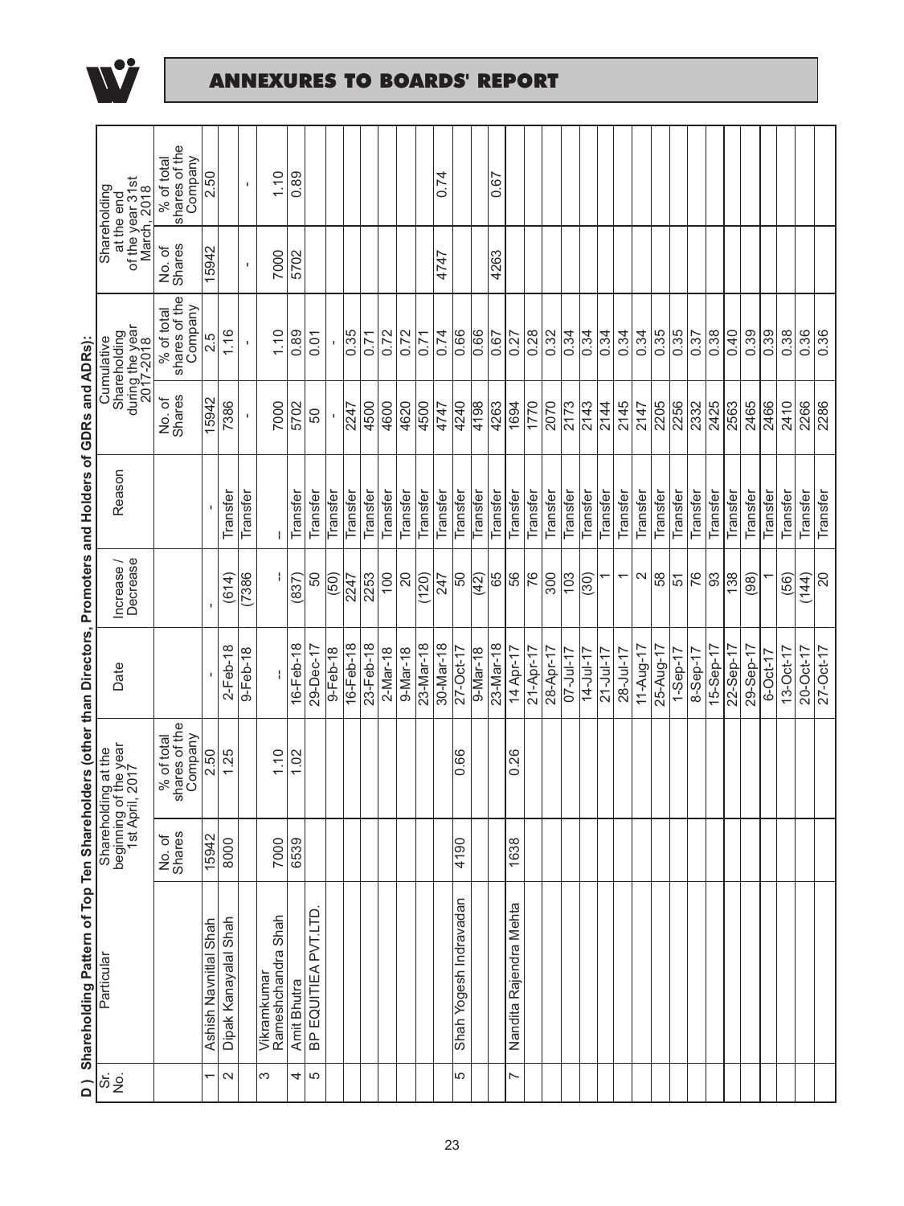## ANNEXURES TO BOARDS' REPORT

**D ) Shareholding Pattern of Top Ten Shareholders (other than Directors, Promoters and Holders of GDRs and ADRs):**

| Sr. No. | Particular | Shareholding at the beginning of the year 1st April, 2017 | | Date | Increase / Decrease | Reason | Cumulative Shareholding during the year 2017-2018 | | Shareholding at the end of the year 31st March, 2018 | |
|---|---|---|---|---|---|---|---|---|---|---|
| | | No. of Shares | % of total shares of the Company | | | | No. of Shares | % of total shares of the Company | No. of Shares | % of total shares of the Company |
| 1 | Ashish Navnitlal Shah | 15942 | 2.50 | - | - | - | 15942 | 2.5 | 15942 | 2.50 |
| 2 | Dipak Kanayalal Shah | 8000 | 1.25 | 2-Feb-18 | (614) | Transfer | 7386 | 1.16 | | |
| | | | | 9-Feb-18 | (7386 | Transfer | - | - | - | - |
| 3 | Vikramkumar Rameshchandra Shah | 7000 | 1.10 | -- | -- | -- | 7000 | 1.10 | 7000 | 1.10 |
| 4 | Amit Bhutra | 6539 | 1.02 | 16-Feb-18 | (837) | Transfer | 5702 | 0.89 | 5702 | 0.89 |
| 5 | BP EQUITIEA PVT.LTD. | | | 29-Dec-17 | 50 | Transfer | 50 | 0.01 | | |
| | | | | 9-Feb-18 | (50) | Transfer | - | - | | |
| | | | | 16-Feb-18 | 2247 | Transfer | 2247 | 0.35 | | |
| | | | | 23-Feb-18 | 2253 | Transfer | 4500 | 0.71 | | |
| | | | | 2-Mar-18 | 100 | Transfer | 4600 | 0.72 | | |
| | | | | 9-Mar-18 | 20 | Transfer | 4620 | 0.72 | | |
| | | | | 23-Mar-18 | (120) | Transfer | 4500 | 0.71 | | |
| | | | | 30-Mar-18 | 247 | Transfer | 4747 | 0.74 | 4747 | 0.74 |
| 5 | Shah Yogesh Indravadan | 4190 | 0.66 | 27-Oct-17 | 50 | Transfer | 4240 | 0.66 | | |
| | | | | 9-Mar-18 | (42) | Transfer | 4198 | 0.66 | | |
| | | | | 23-Mar-18 | 65 | Transfer | 4263 | 0.67 | 4263 | 0.67 |
| 7 | Nandita Rajendra Mehta | 1638 | 0.26 | 14 Apr-17 | 56 | Transfer | 1694 | 0.27 | | |
| | | | | 21-Apr-17 | 76 | Transfer | 1770 | 0.28 | | |
| | | | | 28-Apr-17 | 300 | Transfer | 2070 | 0.32 | | |
| | | | | 07-Jul-17 | 103 | Transfer | 2173 | 0.34 | | |
| | | | | 14-Jul-17 | (30) | Transfer | 2143 | 0.34 | | |
| | | | | 21-Jul-17 | 1 | Transfer | 2144 | 0.34 | | |
| | | | | 28-Jul-17 | 1 | Transfer | 2145 | 0.34 | | |
| | | | | 11-Aug-17 | 2 | Transfer | 2147 | 0.34 | | |
| | | | | 25-Aug-17 | 58 | Transfer | 2205 | 0.35 | | |
| | | | | 1-Sep-17 | 51 | Transfer | 2256 | 0.35 | | |
| | | | | 8-Sep-17 | 76 | Transfer | 2332 | 0.37 | | |
| | | | | 15-Sep-17 | 93 | Transfer | 2425 | 0.38 | | |
| | | | | 22-Sep-17 | 138 | Transfer | 2563 | 0.40 | | |
| | | | | 29-Sep-17 | (98) | Transfer | 2465 | 0.39 | | |
| | | | | 6-Oct-17 | 1 | Transfer | 2466 | 0.39 | | |
| | | | | 13-Oct-17 | (56) | Transfer | 2410 | 0.38 | | |
| | | | | 20-Oct-17 | (144) | Transfer | 2266 | 0.36 | | |
| | | | | 27-Oct-17 | 20 | Transfer | 2286 | 0.36 | | |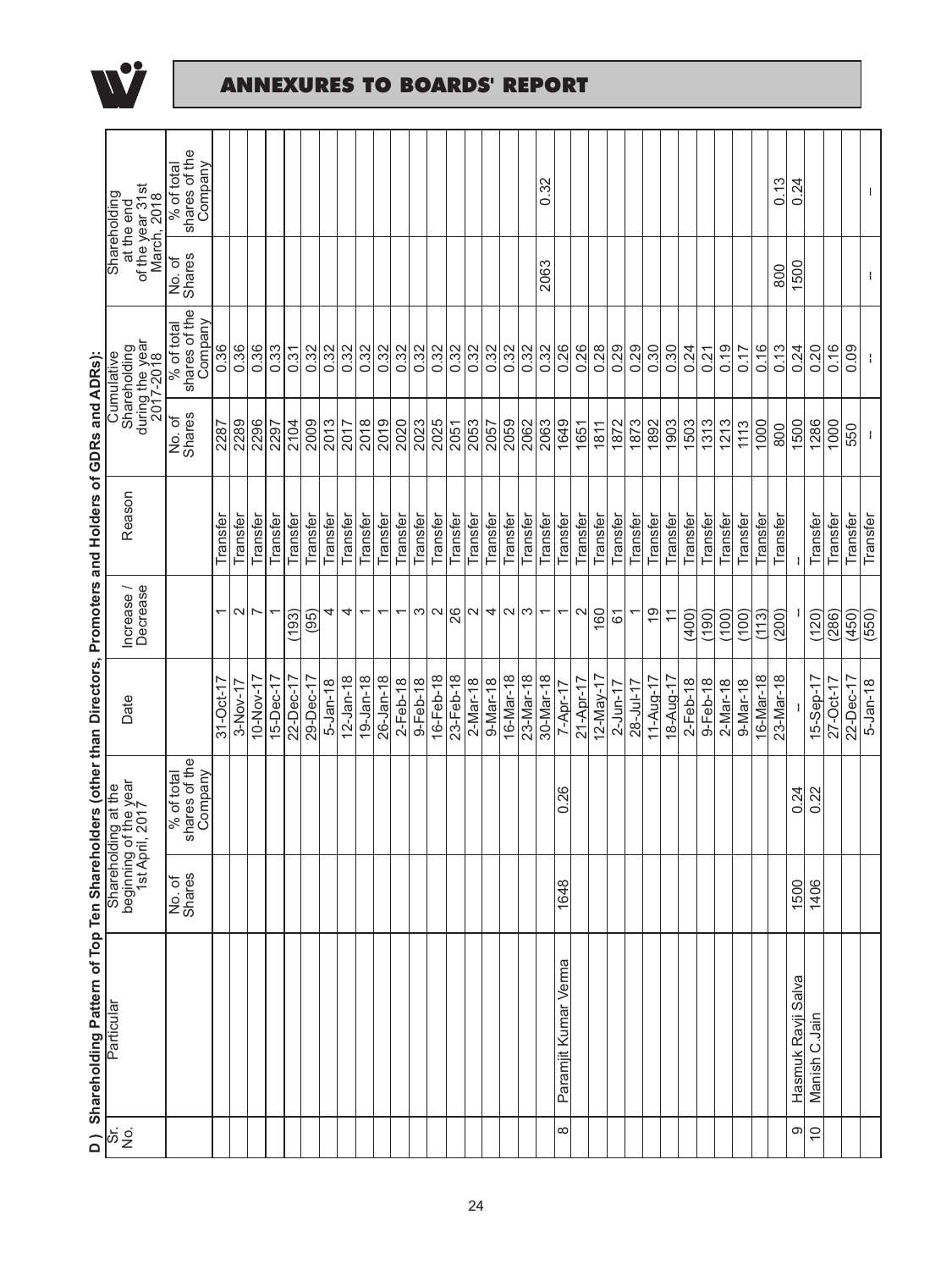## ANNEXURES TO BOARDS' REPORT

**D ) Shareholding Pattern of Top Ten Shareholders (other than Directors, Promoters and Holders of GDRs and ADRs):**

| Sr. No. | Particular | Shareholding at the beginning of the year 1st April, 2017 | | Date | Increase / Decrease | Reason | Cumulative Shareholding during the year 2017-2018 | | Shareholding at the end of the year 31st March, 2018 | |
|---|---|---|---|---|---|---|---|---|---|---|
| | | No. of Shares | % of total shares of the Company | | | | No. of Shares | % of total shares of the Company | No. of Shares | % of total shares of the Company |
| | | | | 31-Oct-17 | 1 | Transfer | 2287 | 0.36 | | |
| | | | | 3-Nov-17 | 2 | Transfer | 2289 | 0.36 | | |
| | | | | 10-Nov-17 | 7 | Transfer | 2296 | 0.36 | | |
| | | | | 15-Dec-17 | 1 | Transfer | 2297 | 0.33 | | |
| | | | | 22-Dec-17 | (193) | Transfer | 2104 | 0.31 | | |
| | | | | 29-Dec-17 | (95) | Transfer | 2009 | 0.32 | | |
| | | | | 5-Jan-18 | 4 | Transfer | 2013 | 0.32 | | |
| | | | | 12-Jan-18 | 4 | Transfer | 2017 | 0.32 | | |
| | | | | 19-Jan-18 | 1 | Transfer | 2018 | 0.32 | | |
| | | | | 26-Jan-18 | 1 | Transfer | 2019 | 0.32 | | |
| | | | | 2-Feb-18 | 1 | Transfer | 2020 | 0.32 | | |
| | | | | 9-Feb-18 | 3 | Transfer | 2023 | 0.32 | | |
| | | | | 16-Feb-18 | 2 | Transfer | 2025 | 0.32 | | |
| | | | | 23-Feb-18 | 26 | Transfer | 2051 | 0.32 | | |
| | | | | 2-Mar-18 | 2 | Transfer | 2053 | 0.32 | | |
| | | | | 9-Mar-18 | 4 | Transfer | 2057 | 0.32 | | |
| | | | | 16-Mar-18 | 2 | Transfer | 2059 | 0.32 | | |
| | | | | 23-Mar-18 | 3 | Transfer | 2062 | 0.32 | | |
| | | | | 30-Mar-18 | 1 | Transfer | 2063 | 0.32 | 2063 | 0.32 |
| 8 | Paramjit Kumar Verma | 1648 | 0.26 | 7-Apr-17 | 1 | Transfer | 1649 | 0.26 | | |
| | | | | 21-Apr-17 | 2 | Transfer | 1651 | 0.26 | | |
| | | | | 12-May-17 | 160 | Transfer | 1811 | 0.28 | | |
| | | | | 2-Jun-17 | 61 | Transfer | 1872 | 0.29 | | |
| | | | | 28-Jul-17 | 1 | Transfer | 1873 | 0.29 | | |
| | | | | 11-Aug-17 | 19 | Transfer | 1892 | 0.30 | | |
| | | | | 18-Aug-17 | 11 | Transfer | 1903 | 0.30 | | |
| | | | | 2-Feb-18 | (400) | Transfer | 1503 | 0.24 | | |
| | | | | 9-Feb-18 | (190) | Transfer | 1313 | 0.21 | | |
| | | | | 2-Mar-18 | (100) | Transfer | 1213 | 0.19 | | |
| | | | | 9-Mar-18 | (100) | Transfer | 1113 | 0.17 | | |
| | | | | 16-Mar-18 | (113) | Transfer | 1000 | 0.16 | | |
| | | | | 23-Mar-18 | (200) | Transfer | 800 | 0.13 | 800 | 0.13 |
| 9 | Hasmuk Ravji Salva | 1500 | 0.24 | -- | -- | -- | 1500 | 0.24 | 1500 | 0.24 |
| 10 | Manish C.Jain | 1406 | 0.22 | 15-Sep-17 | (120) | Transfer | 1286 | 0.20 | | |
| | | | | 27-Oct-17 | (286) | Transfer | 1000 | 0.16 | | |
| | | | | 22-Dec-17 | (450) | Transfer | 550 | 0.09 | | |
| | | | | 5-Jan-18 | (550) | Transfer | -- | -- | -- | -- |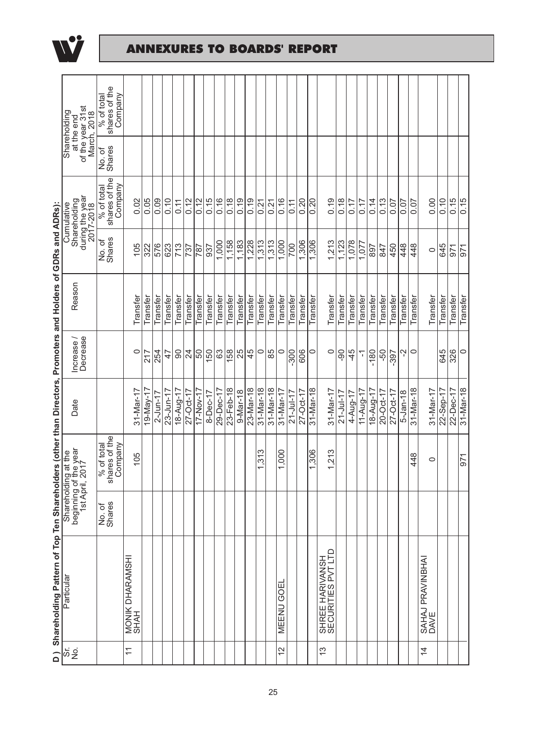**D ) Shareholding Pattern of Top Ten Shareholders (other than Directors, Promoters and Holders of GDRs and ADRs):**

| Sr. No. | Particular | Shareholding at the beginning of the year 1st April, 2017 | | Date | Increase / Decrease | Reason | Cumulative Shareholding during the year 2017-2018 | | Shareholding at the end of the year 31st March, 2018 | |
|---|---|---|---|---|---|---|---|---|---|---|
| | | No. of Shares | % of total shares of the Company | | | | No. of Shares | % of total shares of the Company | No. of Shares | % of total shares of the Company |
| 11 | MONIK DHARAMSHI SHAH | | 105 | 31-Mar-17 | 0 | Transfer | 105 | 0.02 | | |
| | | | | 19-May-17 | 217 | Transfer | 322 | 0.05 | | |
| | | | | 2-Jun-17 | 254 | Transfer | 576 | 0.09 | | |
| | | | | 23-Jun-17 | 47 | Transfer | 623 | 0.10 | | |
| | | | | 18-Aug-17 | 90 | Transfer | 713 | 0.11 | | |
| | | | | 27-Oct-17 | 24 | Transfer | 737 | 0.12 | | |
| | | | | 17-Nov-17 | 50 | Transfer | 787 | 0.12 | | |
| | | | | 8-Dec-17 | 150 | Transfer | 937 | 0.15 | | |
| | | | | 29-Dec-17 | 63 | Transfer | 1,000 | 0.16 | | |
| | | | | 23-Feb-18 | 158 | Transfer | 1,158 | 0.18 | | |
| | | | | 9-Mar-18 | 25 | Transfer | 1,183 | 0.19 | | |
| | | | | 23-Mar-18 | 45 | Transfer | 1,228 | 0.19 | | |
| | | | 1,313 | 31-Mar-18 | 0 | Transfer | 1,313 | 0.21 | | |
| | | | | 31-Mar-18 | 85 | Transfer | 1,313 | 0.21 | | |
| 12 | MEENU GOEL | | 1,000 | 31-Mar-17 | 0 | Transfer | 1,000 | 0.16 | | |
| | | | | 21-Jul-17 | -300 | Transfer | 700 | 0.11 | | |
| | | | | 27-Oct-17 | 606 | Transfer | 1,306 | 0.20 | | |
| | | | 1,306 | 31-Mar-18 | 0 | Transfer | 1,306 | 0.20 | | |
| 13 | SHREE HARIVANSH SECURITIES PVT LTD | | 1,213 | 31-Mar-17 | 0 | Transfer | 1,213 | 0.19 | | |
| | | | | 21-Jul-17 | -90 | Transfer | 1,123 | 0.18 | | |
| | | | | 4-Aug-17 | -45 | Transfer | 1,078 | 0.17 | | |
| | | | | 11-Aug-17 | -1 | Transfer | 1,077 | 0.17 | | |
| | | | | 18-Aug-17 | -180 | Transfer | 897 | 0.14 | | |
| | | | | 20-Oct-17 | -50 | Transfer | 847 | 0.13 | | |
| | | | | 27-Oct-17 | -397 | Transfer | 450 | 0.07 | | |
| | | | | 5-Jan-18 | -2 | Transfer | 448 | 0.07 | | |
| | | | 448 | 31-Mar-18 | 0 | Transfer | 448 | 0.07 | | |
| 14 | SAHAJ PRAVINBHAI DAVE | | 0 | 31-Mar-17 | | Transfer | 0 | 0.00 | | |
| | | | | 22-Sep-17 | 645 | Transfer | 645 | 0.10 | | |
| | | | | 22-Dec-17 | 326 | Transfer | 971 | 0.15 | | |
| | | | 971 | 31-Mar-18 | 0 | Transfer | 971 | 0.15 | | |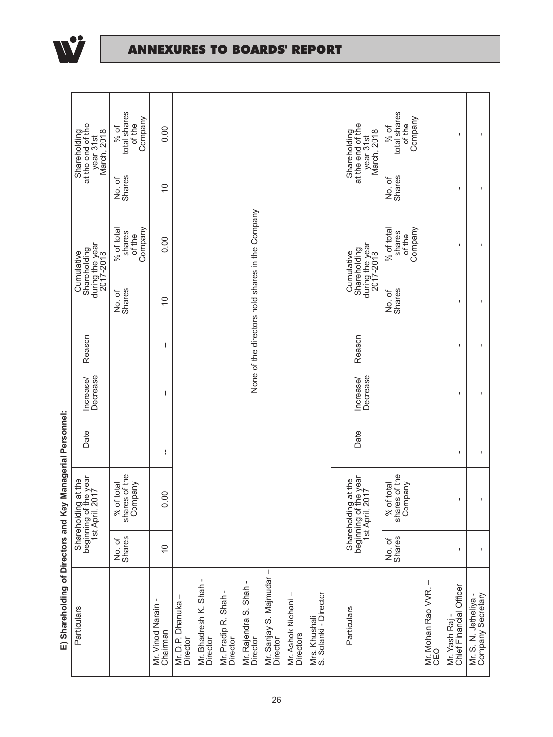## ANNEXURES TO BOARDS' REPORT

**E) Shareholding of Directors and Key Managerial Personnel:**

| Particulars | Shareholding at the beginning of the year 1st April, 2017 | | Date | Increase/ Decrease | Reason | Cumulative Shareholding during the year 2017-2018 | | Shareholding at the end of the year 31st March, 2018 | |
|---|---|---|---|---|---|---|---|---|---|
| | No. of Shares | % of total shares of the Company | | | | No. of Shares | % of total shares of the Company | No. of Shares | % of total shares of the Company |
| Mr. Vinod Narain - Chairman | 10 | 0.00 | -- | -- | -- | 10 | 0.00 | 10 | 0.00 |
| Mr. D.P. Dhanuka – Director<br>Mr. Bhadresh K. Shah - Director<br>Mr. Pradip R. Shah - Director<br>Mr. Rajendra S. Shah - Director<br>Mr. Sanjay S. Majmudar – Director<br>Mr. Ashok Nichani – Directors<br>Mrs. Khushali S. Solanki - Director | None of the directors hold shares in the Company | | | | | | | | |

| Particulars | Shareholding at the beginning of the year 1st April, 2017 | | Date | Increase/ Decrease | Reason | Cumulative Shareholding during the year 2017-2018 | | Shareholding at the end of the year 31st March, 2018 | |
|---|---|---|---|---|---|---|---|---|---|
| | No. of Shares | % of total shares of the Company | | | | No. of Shares | % of total shares of the Company | No. of Shares | % of total shares of the Company |
| Mr. Mohan Rao VVR. – CEO | - | - | - | - | - | - | - | - | - |
| Mr. Yash Raj - Chief Financial Officer | - | - | - | - | - | - | - | - | - |
| Mr. S. N. Jetheliya - Company Secretary | - | - | - | - | - | - | - | - | - |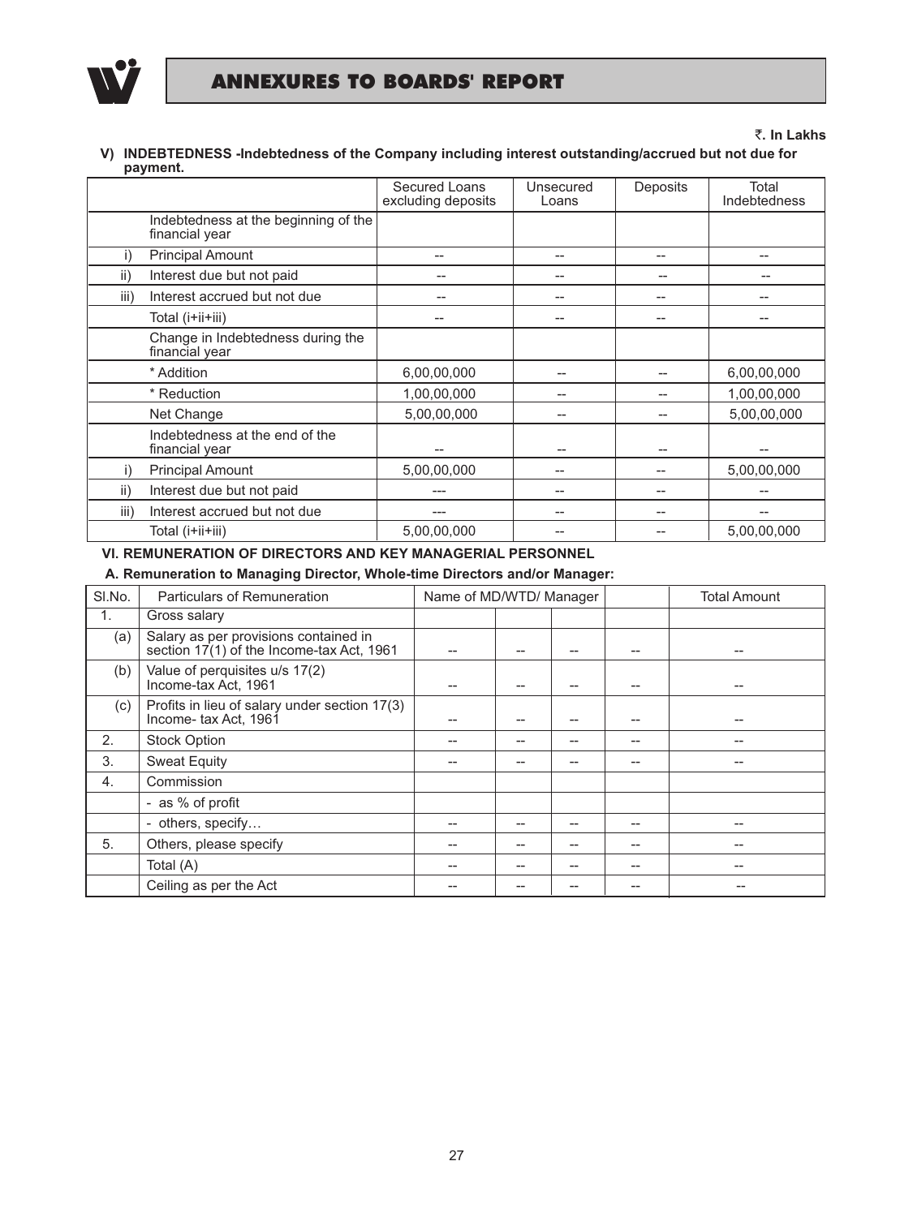## ANNEXURES TO BOARDS' REPORT

**₹. In Lakhs**

**V) INDEBTEDNESS -Indebtedness of the Company including interest outstanding/accrued but not due for payment.**

| | | Secured Loans excluding deposits | Unsecured Loans | Deposits | Total Indebtedness |
|---|---|---|---|---|---|
| | Indebtedness at the beginning of the financial year | | | | |
| i) | Principal Amount | -- | -- | -- | -- |
| ii) | Interest due but not paid | -- | -- | -- | -- |
| iii) | Interest accrued but not due | -- | -- | -- | -- |
| | Total (i+ii+iii) | -- | -- | -- | -- |
| | Change in Indebtedness during the financial year | | | | |
| | * Addition | 6,00,00,000 | -- | -- | 6,00,00,000 |
| | * Reduction | 1,00,00,000 | -- | -- | 1,00,00,000 |
| | Net Change | 5,00,00,000 | -- | -- | 5,00,00,000 |
| | Indebtedness at the end of the financial year | -- | -- | -- | -- |
| i) | Principal Amount | 5,00,00,000 | -- | -- | 5,00,00,000 |
| ii) | Interest due but not paid | --- | -- | -- | -- |
| iii) | Interest accrued but not due | --- | -- | -- | -- |
| | Total (i+ii+iii) | 5,00,00,000 | -- | -- | 5,00,00,000 |

**VI. REMUNERATION OF DIRECTORS AND KEY MANAGERIAL PERSONNEL**

**A. Remuneration to Managing Director, Whole-time Directors and/or Manager:**

| Sl.No. | Particulars of Remuneration | Name of MD/WTD/ Manager | | | | Total Amount |
|---|---|---|---|---|---|---|
| 1. | Gross salary | | | | | |
| (a) | Salary as per provisions contained in section 17(1) of the Income-tax Act, 1961 | -- | -- | -- | -- | -- |
| (b) | Value of perquisites u/s 17(2) Income-tax Act, 1961 | -- | -- | -- | -- | -- |
| (c) | Profits in lieu of salary under section 17(3) Income- tax Act, 1961 | -- | -- | -- | -- | -- |
| 2. | Stock Option | -- | -- | -- | -- | -- |
| 3. | Sweat Equity | -- | -- | -- | -- | -- |
| 4. | Commission | | | | | |
| | - as % of profit | | | | | |
| | - others, specify… | -- | -- | -- | -- | -- |
| 5. | Others, please specify | -- | -- | -- | -- | -- |
| | Total (A) | -- | -- | -- | -- | -- |
| | Ceiling as per the Act | -- | -- | -- | -- | -- |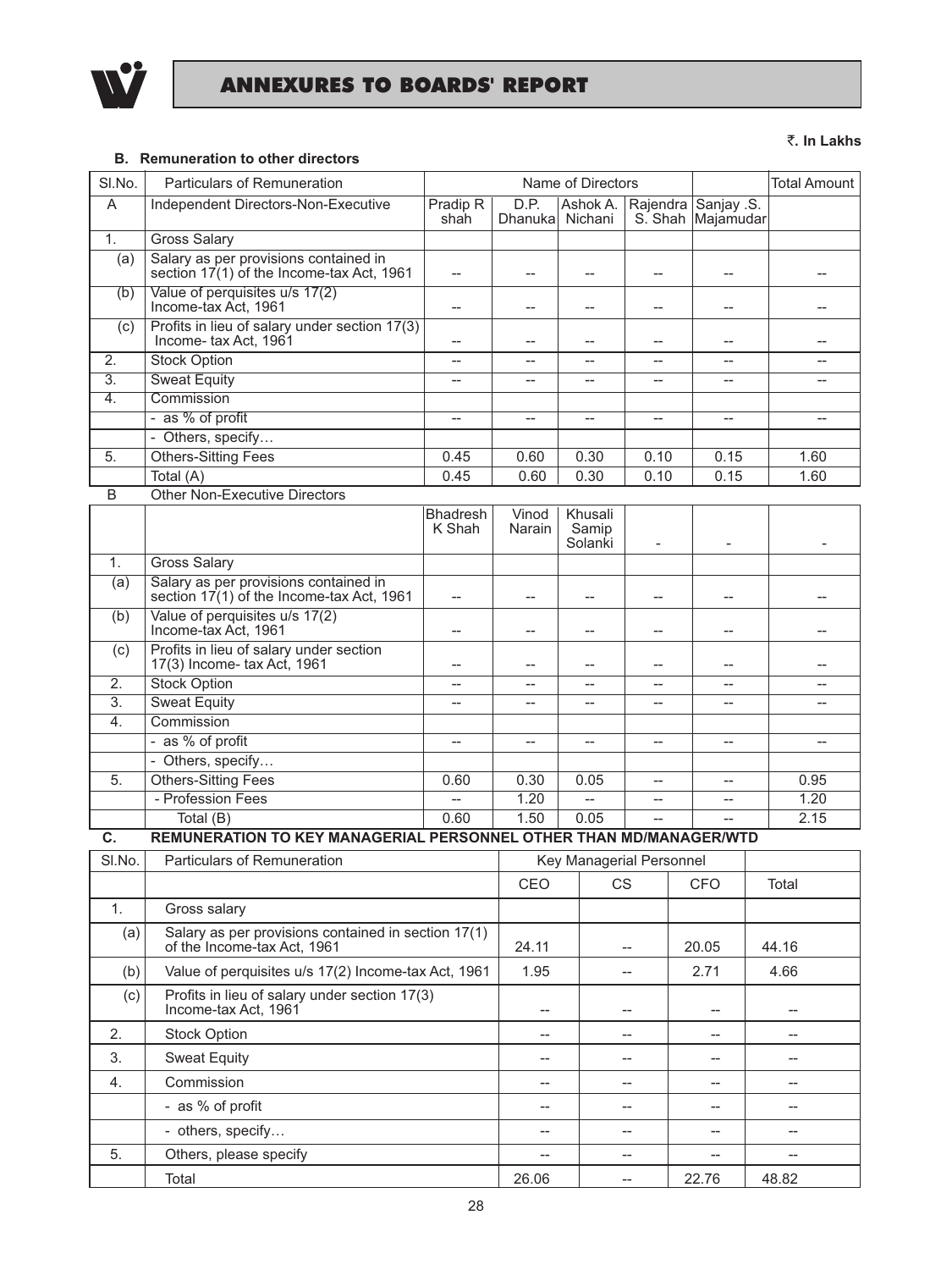## ANNEXURES TO BOARDS' REPORT

₹. In Lakhs

**B. Remuneration to other directors**

| Sl.No. | Particulars of Remuneration | Name of Directors | | | | | Total Amount |
|---|---|---|---|---|---|---|---|
| A | Independent Directors-Non-Executive | Pradip R shah | D.P. Dhanuka | Ashok A. Nichani | Rajendra S. Shah | Sanjay .S. Majamudar | |
| 1. | Gross Salary | | | | | | |
| (a) | Salary as per provisions contained in section 17(1) of the Income-tax Act, 1961 | -- | -- | -- | -- | -- | -- |
| (b) | Value of perquisites u/s 17(2) Income-tax Act, 1961 | -- | -- | -- | -- | -- | -- |
| (c) | Profits in lieu of salary under section 17(3) Income- tax Act, 1961 | -- | -- | -- | -- | -- | -- |
| 2. | Stock Option | -- | -- | -- | -- | -- | -- |
| 3. | Sweat Equity | -- | -- | -- | -- | -- | -- |
| 4. | Commission | | | | | | |
| | - as % of profit | -- | -- | -- | -- | -- | -- |
| | - Others, specify… | | | | | | |
| 5. | Others-Sitting Fees | 0.45 | 0.60 | 0.30 | 0.10 | 0.15 | 1.60 |
| | Total (A) | 0.45 | 0.60 | 0.30 | 0.10 | 0.15 | 1.60 |
| B | Other Non-Executive Directors | | | | | | |
| | | Bhadresh K Shah | Vinod Narain | Khusali Samip Solanki | - | - | - |
| 1. | Gross Salary | | | | | | |
| (a) | Salary as per provisions contained in section 17(1) of the Income-tax Act, 1961 | -- | -- | -- | -- | -- | -- |
| (b) | Value of perquisites u/s 17(2) Income-tax Act, 1961 | -- | -- | -- | -- | -- | -- |
| (c) | Profits in lieu of salary under section 17(3) Income- tax Act, 1961 | -- | -- | -- | -- | -- | -- |
| 2. | Stock Option | -- | -- | -- | -- | -- | -- |
| 3. | Sweat Equity | -- | -- | -- | -- | -- | -- |
| 4. | Commission | | | | | | |
| | - as % of profit | -- | -- | -- | -- | -- | -- |
| | - Others, specify… | | | | | | |
| 5. | Others-Sitting Fees | 0.60 | 0.30 | 0.05 | -- | -- | 0.95 |
| | - Profession Fees | -- | 1.20 | -- | -- | -- | 1.20 |
| | Total (B) | 0.60 | 1.50 | 0.05 | -- | -- | 2.15 |

**C. REMUNERATION TO KEY MANAGERIAL PERSONNEL OTHER THAN MD/MANAGER/WTD**

| Sl.No. | Particulars of Remuneration | Key Managerial Personnel | | | |
|---|---|---|---|---|---|
| | | CEO | CS | CFO | Total |
| 1. | Gross salary | | | | |
| (a) | Salary as per provisions contained in section 17(1) of the Income-tax Act, 1961 | 24.11 | -- | 20.05 | 44.16 |
| (b) | Value of perquisites u/s 17(2) Income-tax Act, 1961 | 1.95 | -- | 2.71 | 4.66 |
| (c) | Profits in lieu of salary under section 17(3) Income-tax Act, 1961 | -- | -- | -- | -- |
| 2. | Stock Option | -- | -- | -- | -- |
| 3. | Sweat Equity | -- | -- | -- | -- |
| 4. | Commission | -- | -- | -- | -- |
| | - as % of profit | -- | -- | -- | -- |
| | - others, specify… | -- | -- | -- | -- |
| 5. | Others, please specify | -- | -- | -- | -- |
| | Total | 26.06 | -- | 22.76 | 48.82 |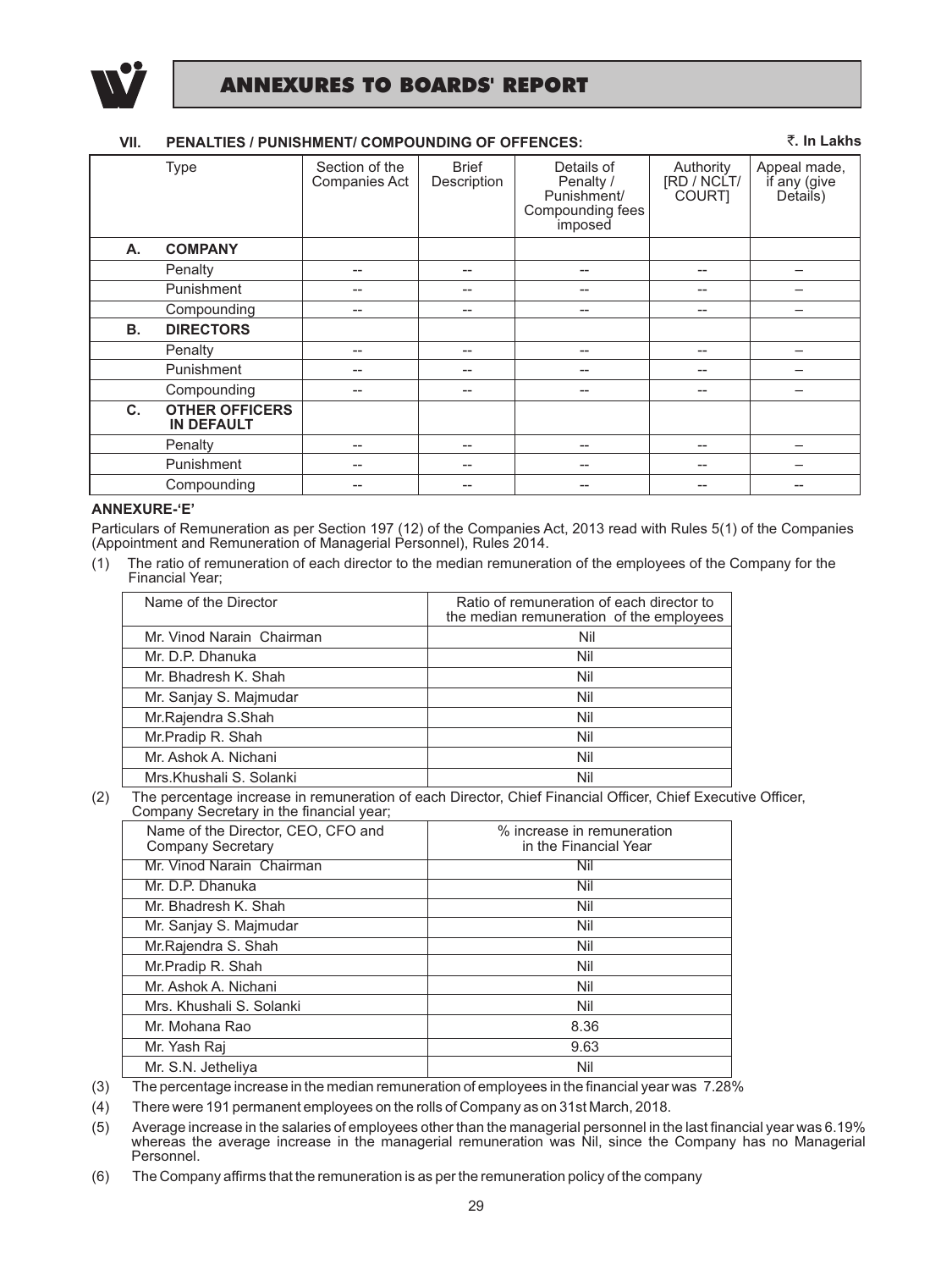### VII. PENALTIES / PUNISHMENT/ COMPOUNDING OF OFFENCES:

₹. In Lakhs

| | Type | Section of the Companies Act | Brief Description | Details of Penalty / Punishment/ Compounding fees imposed | Authority [RD / NCLT/ COURT] | Appeal made, if any (give Details) |
|---|---|---|---|---|---|---|
| **A.** | **COMPANY** | | | | | |
| | Penalty | -- | -- | -- | -- | – |
| | Punishment | -- | -- | -- | -- | – |
| | Compounding | -- | -- | -- | -- | – |
| **B.** | **DIRECTORS** | | | | | |
| | Penalty | -- | -- | -- | -- | – |
| | Punishment | -- | -- | -- | -- | – |
| | Compounding | -- | -- | -- | -- | – |
| **C.** | **OTHER OFFICERS IN DEFAULT** | | | | | |
| | Penalty | -- | -- | -- | -- | – |
| | Punishment | -- | -- | -- | -- | – |
| | Compounding | -- | -- | -- | -- | -- |

**ANNEXURE-'E'**

Particulars of Remuneration as per Section 197 (12) of the Companies Act, 2013 read with Rules 5(1) of the Companies (Appointment and Remuneration of Managerial Personnel), Rules 2014.

(1) The ratio of remuneration of each director to the median remuneration of the employees of the Company for the Financial Year;

| Name of the Director | Ratio of remuneration of each director to the median remuneration of the employees |
|---|---|
| Mr. Vinod Narain Chairman | Nil |
| Mr. D.P. Dhanuka | Nil |
| Mr. Bhadresh K. Shah | Nil |
| Mr. Sanjay S. Majmudar | Nil |
| Mr.Rajendra S.Shah | Nil |
| Mr.Pradip R. Shah | Nil |
| Mr. Ashok A. Nichani | Nil |
| Mrs.Khushali S. Solanki | Nil |

(2) The percentage increase in remuneration of each Director, Chief Financial Officer, Chief Executive Officer, Company Secretary in the financial year;

| Name of the Director, CEO, CFO and Company Secretary | % increase in remuneration in the Financial Year |
|---|---|
| Mr. Vinod Narain Chairman | Nil |
| Mr. D.P. Dhanuka | Nil |
| Mr. Bhadresh K. Shah | Nil |
| Mr. Sanjay S. Majmudar | Nil |
| Mr.Rajendra S. Shah | Nil |
| Mr.Pradip R. Shah | Nil |
| Mr. Ashok A. Nichani | Nil |
| Mrs. Khushali S. Solanki | Nil |
| Mr. Mohana Rao | 8.36 |
| Mr. Yash Raj | 9.63 |
| Mr. S.N. Jetheliya | Nil |

(3) The percentage increase in the median remuneration of employees in the financial year was 7.28%

(4) There were 191 permanent employees on the rolls of Company as on 31st March, 2018.

(5) Average increase in the salaries of employees other than the managerial personnel in the last financial year was 6.19% whereas the average increase in the managerial remuneration was Nil, since the Company has no Managerial Personnel.

(6) The Company affirms that the remuneration is as per the remuneration policy of the company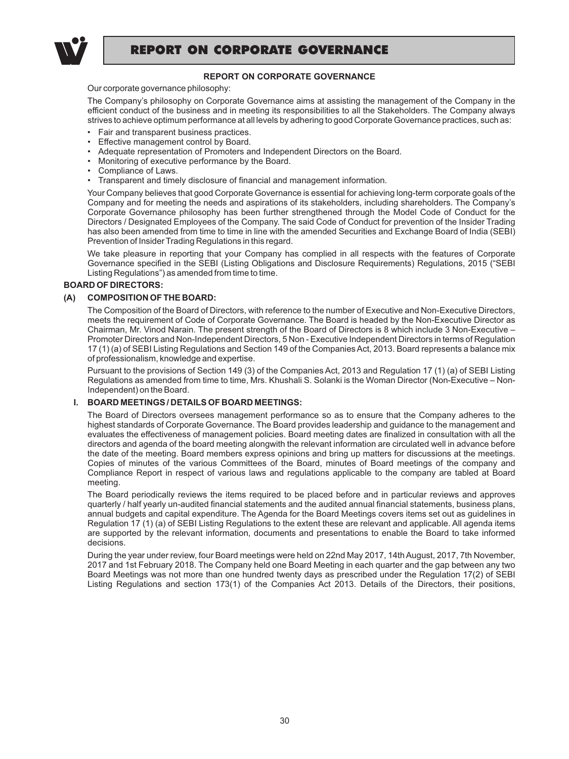## REPORT ON CORPORATE GOVERNANCE

Our corporate governance philosophy:

The Company's philosophy on Corporate Governance aims at assisting the management of the Company in the efficient conduct of the business and in meeting its responsibilities to all the Stakeholders. The Company always strives to achieve optimum performance at all levels by adhering to good Corporate Governance practices, such as:

- Fair and transparent business practices.
- Effective management control by Board.
- Adequate representation of Promoters and Independent Directors on the Board.
- Monitoring of executive performance by the Board.
- Compliance of Laws.
- Transparent and timely disclosure of financial and management information.

Your Company believes that good Corporate Governance is essential for achieving long-term corporate goals of the Company and for meeting the needs and aspirations of its stakeholders, including shareholders. The Company's Corporate Governance philosophy has been further strengthened through the Model Code of Conduct for the Directors / Designated Employees of the Company. The said Code of Conduct for prevention of the Insider Trading has also been amended from time to time in line with the amended Securities and Exchange Board of India (SEBI) Prevention of Insider Trading Regulations in this regard.

We take pleasure in reporting that your Company has complied in all respects with the features of Corporate Governance specified in the SEBI (Listing Obligations and Disclosure Requirements) Regulations, 2015 ("SEBI Listing Regulations") as amended from time to time.

### BOARD OF DIRECTORS:

#### (A) COMPOSITION OF THE BOARD:

The Composition of the Board of Directors, with reference to the number of Executive and Non-Executive Directors, meets the requirement of Code of Corporate Governance. The Board is headed by the Non-Executive Director as Chairman, Mr. Vinod Narain. The present strength of the Board of Directors is 8 which include 3 Non-Executive – Promoter Directors and Non-Independent Directors, 5 Non - Executive Independent Directors in terms of Regulation 17 (1) (a) of SEBI Listing Regulations and Section 149 of the Companies Act, 2013. Board represents a balance mix of professionalism, knowledge and expertise.

Pursuant to the provisions of Section 149 (3) of the Companies Act, 2013 and Regulation 17 (1) (a) of SEBI Listing Regulations as amended from time to time, Mrs. Khushali S. Solanki is the Woman Director (Non-Executive – Non-Independent) on the Board.

#### I. BOARD MEETINGS / DETAILS OF BOARD MEETINGS:

The Board of Directors oversees management performance so as to ensure that the Company adheres to the highest standards of Corporate Governance. The Board provides leadership and guidance to the management and evaluates the effectiveness of management policies. Board meeting dates are finalized in consultation with all the directors and agenda of the board meeting alongwith the relevant information are circulated well in advance before the date of the meeting. Board members express opinions and bring up matters for discussions at the meetings. Copies of minutes of the various Committees of the Board, minutes of Board meetings of the company and Compliance Report in respect of various laws and regulations applicable to the company are tabled at Board meeting.

The Board periodically reviews the items required to be placed before and in particular reviews and approves quarterly / half yearly un-audited financial statements and the audited annual financial statements, business plans, annual budgets and capital expenditure. The Agenda for the Board Meetings covers items set out as guidelines in Regulation 17 (1) (a) of SEBI Listing Regulations to the extent these are relevant and applicable. All agenda items are supported by the relevant information, documents and presentations to enable the Board to take informed decisions.

During the year under review, four Board meetings were held on 22nd May 2017, 14th August, 2017, 7th November, 2017 and 1st February 2018. The Company held one Board Meeting in each quarter and the gap between any two Board Meetings was not more than one hundred twenty days as prescribed under the Regulation 17(2) of SEBI Listing Regulations and section 173(1) of the Companies Act 2013. Details of the Directors, their positions,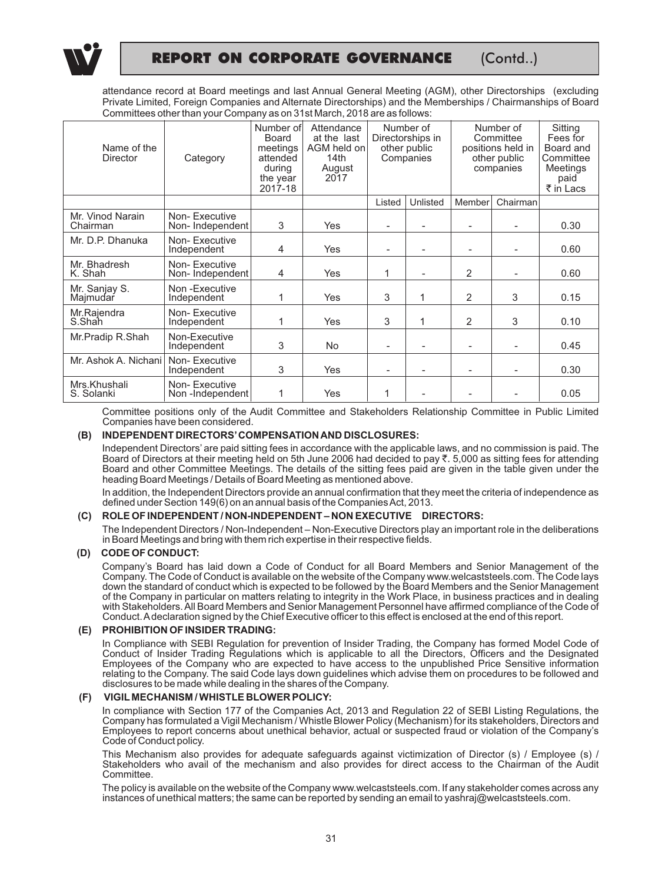attendance record at Board meetings and last Annual General Meeting (AGM), other Directorships (excluding Private Limited, Foreign Companies and Alternate Directorships) and the Memberships / Chairmanships of Board Committees other than your Company as on 31st March, 2018 are as follows:

| Name of the Director | Category | Number of Board meetings attended during the year 2017-18 | Attendance at the last AGM held on 14th August 2017 | Number of Directorships in other public Companies | | Number of Committee positions held in other public companies | | Sitting Fees for Board and Committee Meetings paid ₹ in Lacs |
|---|---|---|---|---|---|---|---|---|
| | | | | Listed | Unlisted | Member | Chairman | |
| Mr. Vinod Narain Chairman | Non- Executive Non- Independent | 3 | Yes | - | - | - | - | 0.30 |
| Mr. D.P. Dhanuka | Non- Executive Independent | 4 | Yes | - | - | - | - | 0.60 |
| Mr. Bhadresh K. Shah | Non- Executive Non- Independent | 4 | Yes | 1 | - | 2 | - | 0.60 |
| Mr. Sanjay S. Majmudar | Non -Executive Independent | 1 | Yes | 3 | 1 | 2 | 3 | 0.15 |
| Mr.Rajendra S.Shah | Non- Executive Independent | 1 | Yes | 3 | 1 | 2 | 3 | 0.10 |
| Mr.Pradip R.Shah | Non-Executive Independent | 3 | No | - | - | - | - | 0.45 |
| Mr. Ashok A. Nichani | Non- Executive Independent | 3 | Yes | - | - | - | - | 0.30 |
| Mrs.Khushali S. Solanki | Non- Executive Non -Independent | 1 | Yes | 1 | - | - | - | 0.05 |

Committee positions only of the Audit Committee and Stakeholders Relationship Committee in Public Limited Companies have been considered.

**(B) INDEPENDENT DIRECTORS' COMPENSATION AND DISCLOSURES:**

Independent Directors' are paid sitting fees in accordance with the applicable laws, and no commission is paid. The Board of Directors at their meeting held on 5th June 2006 had decided to pay ₹. 5,000 as sitting fees for attending Board and other Committee Meetings. The details of the sitting fees paid are given in the table given under the heading Board Meetings / Details of Board Meeting as mentioned above.

In addition, the Independent Directors provide an annual confirmation that they meet the criteria of independence as defined under Section 149(6) on an annual basis of the Companies Act, 2013.

**(C) ROLE OF INDEPENDENT / NON-INDEPENDENT – NON EXECUTIVE DIRECTORS:**

The Independent Directors / Non-Independent – Non-Executive Directors play an important role in the deliberations in Board Meetings and bring with them rich expertise in their respective fields.

**(D) CODE OF CONDUCT:**

Company's Board has laid down a Code of Conduct for all Board Members and Senior Management of the Company. The Code of Conduct is available on the website of the Company www.welcaststeels.com. The Code lays down the standard of conduct which is expected to be followed by the Board Members and the Senior Management of the Company in particular on matters relating to integrity in the Work Place, in business practices and in dealing with Stakeholders. All Board Members and Senior Management Personnel have affirmed compliance of the Code of Conduct. A declaration signed by the Chief Executive officer to this effect is enclosed at the end of this report.

**(E) PROHIBITION OF INSIDER TRADING:**

In Compliance with SEBI Regulation for prevention of Insider Trading, the Company has formed Model Code of Conduct of Insider Trading Regulations which is applicable to all the Directors, Officers and the Designated Employees of the Company who are expected to have access to the unpublished Price Sensitive information relating to the Company. The said Code lays down guidelines which advise them on procedures to be followed and disclosures to be made while dealing in the shares of the Company.

**(F) VIGIL MECHANISM / WHISTLE BLOWER POLICY:**

In compliance with Section 177 of the Companies Act, 2013 and Regulation 22 of SEBI Listing Regulations, the Company has formulated a Vigil Mechanism / Whistle Blower Policy (Mechanism) for its stakeholders, Directors and Employees to report concerns about unethical behavior, actual or suspected fraud or violation of the Company's Code of Conduct policy.

This Mechanism also provides for adequate safeguards against victimization of Director (s) / Employee (s) / Stakeholders who avail of the mechanism and also provides for direct access to the Chairman of the Audit Committee.

The policy is available on the website of the Company www.welcaststeels.com. If any stakeholder comes across any instances of unethical matters; the same can be reported by sending an email to yashraj@welcaststeels.com.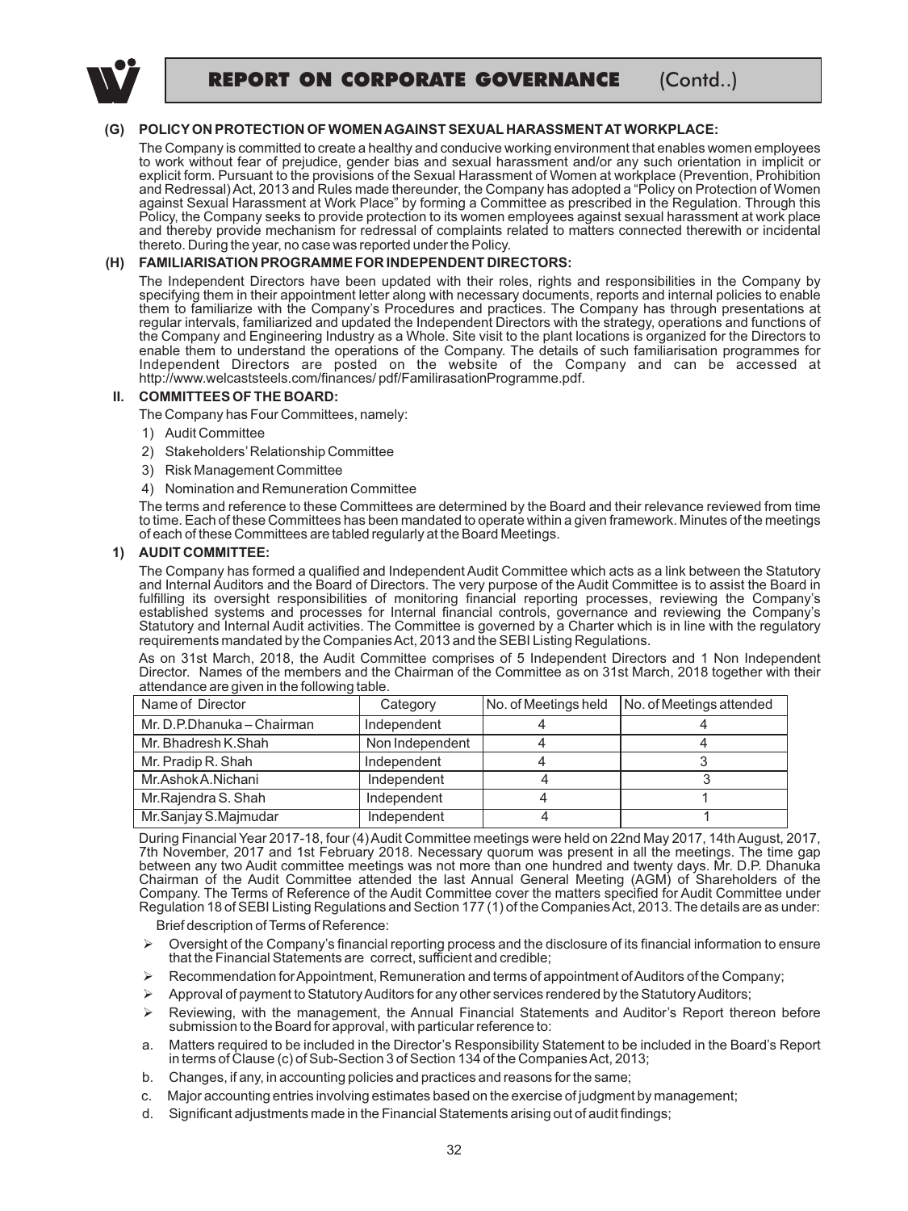**(G) POLICY ON PROTECTION OF WOMEN AGAINST SEXUAL HARASSMENT AT WORKPLACE:**

The Company is committed to create a healthy and conducive working environment that enables women employees to work without fear of prejudice, gender bias and sexual harassment and/or any such orientation in implicit or explicit form. Pursuant to the provisions of the Sexual Harassment of Women at workplace (Prevention, Prohibition and Redressal) Act, 2013 and Rules made thereunder, the Company has adopted a "Policy on Protection of Women against Sexual Harassment at Work Place" by forming a Committee as prescribed in the Regulation. Through this Policy, the Company seeks to provide protection to its women employees against sexual harassment at work place and thereby provide mechanism for redressal of complaints related to matters connected therewith or incidental thereto. During the year, no case was reported under the Policy.

**(H) FAMILIARISATION PROGRAMME FOR INDEPENDENT DIRECTORS:**

The Independent Directors have been updated with their roles, rights and responsibilities in the Company by specifying them in their appointment letter along with necessary documents, reports and internal policies to enable them to familiarize with the Company's Procedures and practices. The Company has through presentations at regular intervals, familiarized and updated the Independent Directors with the strategy, operations and functions of the Company and Engineering Industry as a Whole. Site visit to the plant locations is organized for the Directors to enable them to understand the operations of the Company. The details of such familiarisation programmes for Independent Directors are posted on the website of the Company and can be accessed at http://www.welcaststeels.com/finances/ pdf/FamilirasationProgramme.pdf.

## II. COMMITTEES OF THE BOARD:

The Company has Four Committees, namely:

1) Audit Committee
2) Stakeholders' Relationship Committee
3) Risk Management Committee
4) Nomination and Remuneration Committee

The terms and reference to these Committees are determined by the Board and their relevance reviewed from time to time. Each of these Committees has been mandated to operate within a given framework. Minutes of the meetings of each of these Committees are tabled regularly at the Board Meetings.

### 1) AUDIT COMMITTEE:

The Company has formed a qualified and Independent Audit Committee which acts as a link between the Statutory and Internal Auditors and the Board of Directors. The very purpose of the Audit Committee is to assist the Board in fulfilling its oversight responsibilities of monitoring financial reporting processes, reviewing the Company's established systems and processes for Internal financial controls, governance and reviewing the Company's Statutory and Internal Audit activities. The Committee is governed by a Charter which is in line with the regulatory requirements mandated by the Companies Act, 2013 and the SEBI Listing Regulations.

As on 31st March, 2018, the Audit Committee comprises of 5 Independent Directors and 1 Non Independent Director. Names of the members and the Chairman of the Committee as on 31st March, 2018 together with their attendance are given in the following table.

| Name of Director | Category | No. of Meetings held | No. of Meetings attended |
|---|---|---|---|
| Mr. D.P.Dhanuka – Chairman | Independent | 4 | 4 |
| Mr. Bhadresh K.Shah | Non Independent | 4 | 4 |
| Mr. Pradip R. Shah | Independent | 4 | 3 |
| Mr.Ashok A.Nichani | Independent | 4 | 3 |
| Mr.Rajendra S. Shah | Independent | 4 | 1 |
| Mr.Sanjay S.Majmudar | Independent | 4 | 1 |

During Financial Year 2017-18, four (4) Audit Committee meetings were held on 22nd May 2017, 14th August, 2017, 7th November, 2017 and 1st February 2018. Necessary quorum was present in all the meetings. The time gap between any two Audit committee meetings was not more than one hundred and twenty days. Mr. D.P. Dhanuka Chairman of the Audit Committee attended the last Annual General Meeting (AGM) of Shareholders of the Company. The Terms of Reference of the Audit Committee cover the matters specified for Audit Committee under Regulation 18 of SEBI Listing Regulations and Section 177 (1) of the Companies Act, 2013. The details are as under:

Brief description of Terms of Reference:

- Oversight of the Company's financial reporting process and the disclosure of its financial information to ensure that the Financial Statements are correct, sufficient and credible;
- Recommendation for Appointment, Remuneration and terms of appointment of Auditors of the Company;
- Approval of payment to Statutory Auditors for any other services rendered by the Statutory Auditors;
- Reviewing, with the management, the Annual Financial Statements and Auditor's Report thereon before submission to the Board for approval, with particular reference to:

a. Matters required to be included in the Director's Responsibility Statement to be included in the Board's Report in terms of Clause (c) of Sub-Section 3 of Section 134 of the Companies Act, 2013;

b. Changes, if any, in accounting policies and practices and reasons for the same;

c. Major accounting entries involving estimates based on the exercise of judgment by management;

d. Significant adjustments made in the Financial Statements arising out of audit findings;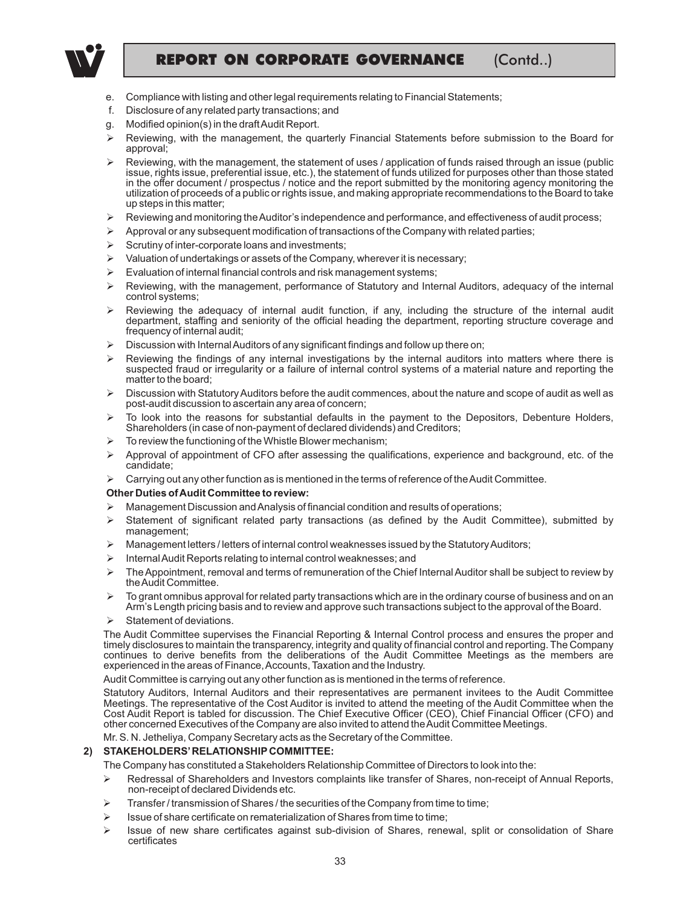e. Compliance with listing and other legal requirements relating to Financial Statements;
f. Disclosure of any related party transactions; and
g. Modified opinion(s) in the draft Audit Report.

- Reviewing, with the management, the quarterly Financial Statements before submission to the Board for approval;
- Reviewing, with the management, the statement of uses / application of funds raised through an issue (public issue, rights issue, preferential issue, etc.), the statement of funds utilized for purposes other than those stated in the offer document / prospectus / notice and the report submitted by the monitoring agency monitoring the utilization of proceeds of a public or rights issue, and making appropriate recommendations to the Board to take up steps in this matter;
- Reviewing and monitoring the Auditor's independence and performance, and effectiveness of audit process;
- Approval or any subsequent modification of transactions of the Company with related parties;
- Scrutiny of inter-corporate loans and investments;
- Valuation of undertakings or assets of the Company, wherever it is necessary;
- Evaluation of internal financial controls and risk management systems;
- Reviewing, with the management, performance of Statutory and Internal Auditors, adequacy of the internal control systems;
- Reviewing the adequacy of internal audit function, if any, including the structure of the internal audit department, staffing and seniority of the official heading the department, reporting structure coverage and frequency of internal audit;
- Discussion with Internal Auditors of any significant findings and follow up there on;
- Reviewing the findings of any internal investigations by the internal auditors into matters where there is suspected fraud or irregularity or a failure of internal control systems of a material nature and reporting the matter to the board;
- Discussion with Statutory Auditors before the audit commences, about the nature and scope of audit as well as post-audit discussion to ascertain any area of concern;
- To look into the reasons for substantial defaults in the payment to the Depositors, Debenture Holders, Shareholders (in case of non-payment of declared dividends) and Creditors;
- To review the functioning of the Whistle Blower mechanism;
- Approval of appointment of CFO after assessing the qualifications, experience and background, etc. of the candidate;
- Carrying out any other function as is mentioned in the terms of reference of the Audit Committee.

**Other Duties of Audit Committee to review:**

- Management Discussion and Analysis of financial condition and results of operations;
- Statement of significant related party transactions (as defined by the Audit Committee), submitted by management;
- Management letters / letters of internal control weaknesses issued by the Statutory Auditors;
- Internal Audit Reports relating to internal control weaknesses; and
- The Appointment, removal and terms of remuneration of the Chief Internal Auditor shall be subject to review by the Audit Committee.
- To grant omnibus approval for related party transactions which are in the ordinary course of business and on an Arm's Length pricing basis and to review and approve such transactions subject to the approval of the Board.
- Statement of deviations.

The Audit Committee supervises the Financial Reporting & Internal Control process and ensures the proper and timely disclosures to maintain the transparency, integrity and quality of financial control and reporting. The Company continues to derive benefits from the deliberations of the Audit Committee Meetings as the members are experienced in the areas of Finance, Accounts, Taxation and the Industry.

Audit Committee is carrying out any other function as is mentioned in the terms of reference.

Statutory Auditors, Internal Auditors and their representatives are permanent invitees to the Audit Committee Meetings. The representative of the Cost Auditor is invited to attend the meeting of the Audit Committee when the Cost Audit Report is tabled for discussion. The Chief Executive Officer (CEO), Chief Financial Officer (CFO) and other concerned Executives of the Company are also invited to attend the Audit Committee Meetings.

Mr. S. N. Jetheliya, Company Secretary acts as the Secretary of the Committee.

**2) STAKEHOLDERS' RELATIONSHIP COMMITTEE:**

The Company has constituted a Stakeholders Relationship Committee of Directors to look into the:

- Redressal of Shareholders and Investors complaints like transfer of Shares, non-receipt of Annual Reports, non-receipt of declared Dividends etc.
- Transfer / transmission of Shares / the securities of the Company from time to time;
- Issue of share certificate on rematerialization of Shares from time to time;
- Issue of new share certificates against sub-division of Shares, renewal, split or consolidation of Share certificates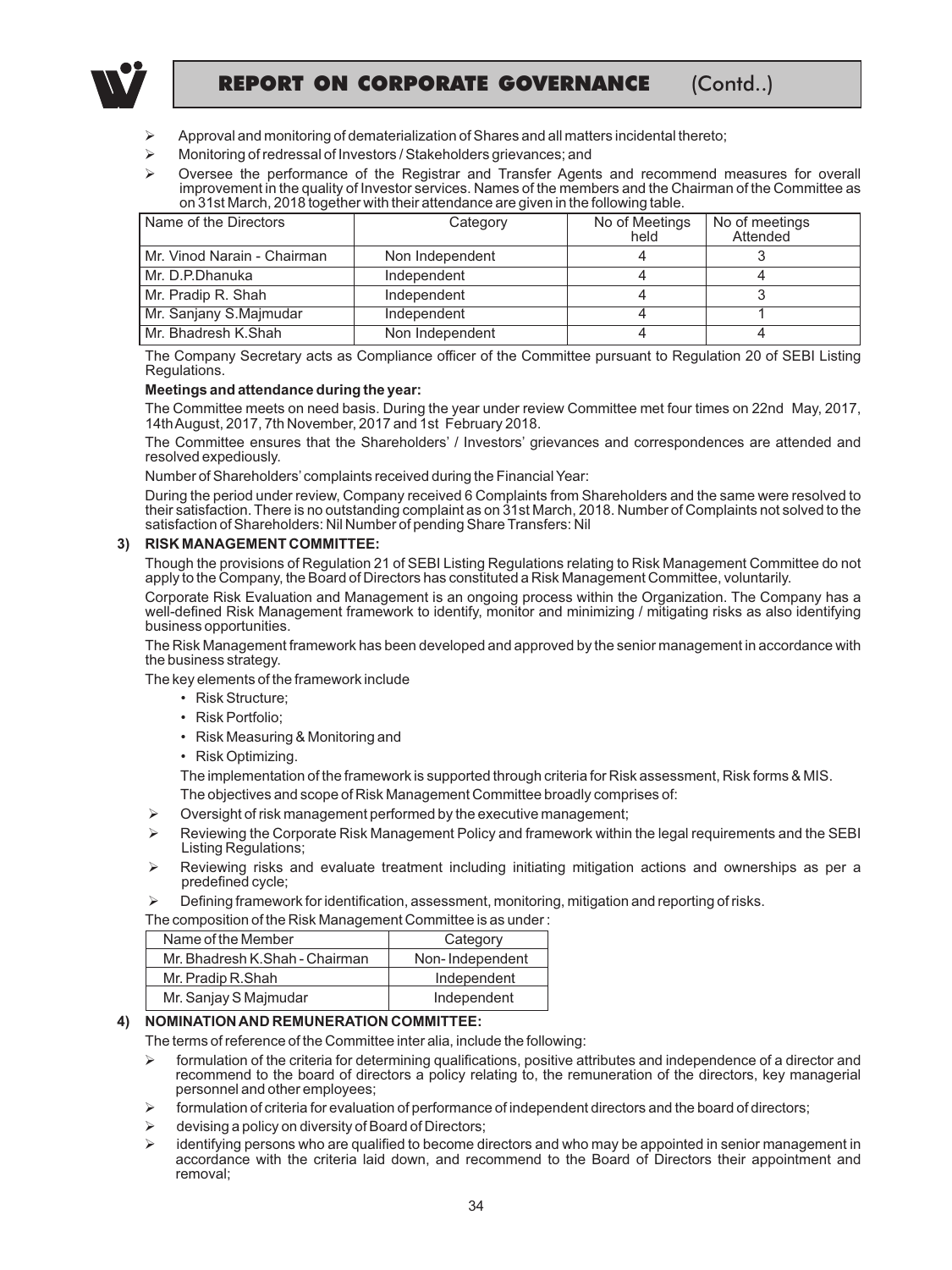- Approval and monitoring of dematerialization of Shares and all matters incidental thereto;
- Monitoring of redressal of Investors / Stakeholders grievances; and
- Oversee the performance of the Registrar and Transfer Agents and recommend measures for overall improvement in the quality of Investor services. Names of the members and the Chairman of the Committee as on 31st March, 2018 together with their attendance are given in the following table.

| Name of the Directors | Category | No of Meetings held | No of meetings Attended |
|---|---|---|---|
| Mr. Vinod Narain - Chairman | Non Independent | 4 | 3 |
| Mr. D.P.Dhanuka | Independent | 4 | 4 |
| Mr. Pradip R. Shah | Independent | 4 | 3 |
| Mr. Sanjany S.Majmudar | Independent | 4 | 1 |
| Mr. Bhadresh K.Shah | Non Independent | 4 | 4 |

The Company Secretary acts as Compliance officer of the Committee pursuant to Regulation 20 of SEBI Listing Regulations.

**Meetings and attendance during the year:**

The Committee meets on need basis. During the year under review Committee met four times on 22nd May, 2017, 14th August, 2017, 7th November, 2017 and 1st February 2018.

The Committee ensures that the Shareholders' / Investors' grievances and correspondences are attended and resolved expediously.

Number of Shareholders' complaints received during the Financial Year:

During the period under review, Company received 6 Complaints from Shareholders and the same were resolved to their satisfaction. There is no outstanding complaint as on 31st March, 2018. Number of Complaints not solved to the satisfaction of Shareholders: Nil Number of pending Share Transfers: Nil

**3) RISK MANAGEMENT COMMITTEE:**

Though the provisions of Regulation 21 of SEBI Listing Regulations relating to Risk Management Committee do not apply to the Company, the Board of Directors has constituted a Risk Management Committee, voluntarily.

Corporate Risk Evaluation and Management is an ongoing process within the Organization. The Company has a well-defined Risk Management framework to identify, monitor and minimizing / mitigating risks as also identifying business opportunities.

The Risk Management framework has been developed and approved by the senior management in accordance with the business strategy.

The key elements of the framework include

- Risk Structure;
- Risk Portfolio;
- Risk Measuring & Monitoring and
- Risk Optimizing.

The implementation of the framework is supported through criteria for Risk assessment, Risk forms & MIS.

The objectives and scope of Risk Management Committee broadly comprises of:

- Oversight of risk management performed by the executive management;
- Reviewing the Corporate Risk Management Policy and framework within the legal requirements and the SEBI Listing Regulations;
- Reviewing risks and evaluate treatment including initiating mitigation actions and ownerships as per a predefined cycle;
- Defining framework for identification, assessment, monitoring, mitigation and reporting of risks.

The composition of the Risk Management Committee is as under :

| Name of the Member | Category |
|---|---|
| Mr. Bhadresh K.Shah - Chairman | Non- Independent |
| Mr. Pradip R.Shah | Independent |
| Mr. Sanjay S Majmudar | Independent |

**4) NOMINATION AND REMUNERATION COMMITTEE:**

The terms of reference of the Committee inter alia, include the following:

- formulation of the criteria for determining qualifications, positive attributes and independence of a director and recommend to the board of directors a policy relating to, the remuneration of the directors, key managerial personnel and other employees;
- formulation of criteria for evaluation of performance of independent directors and the board of directors;
- devising a policy on diversity of Board of Directors;
- identifying persons who are qualified to become directors and who may be appointed in senior management in accordance with the criteria laid down, and recommend to the Board of Directors their appointment and removal;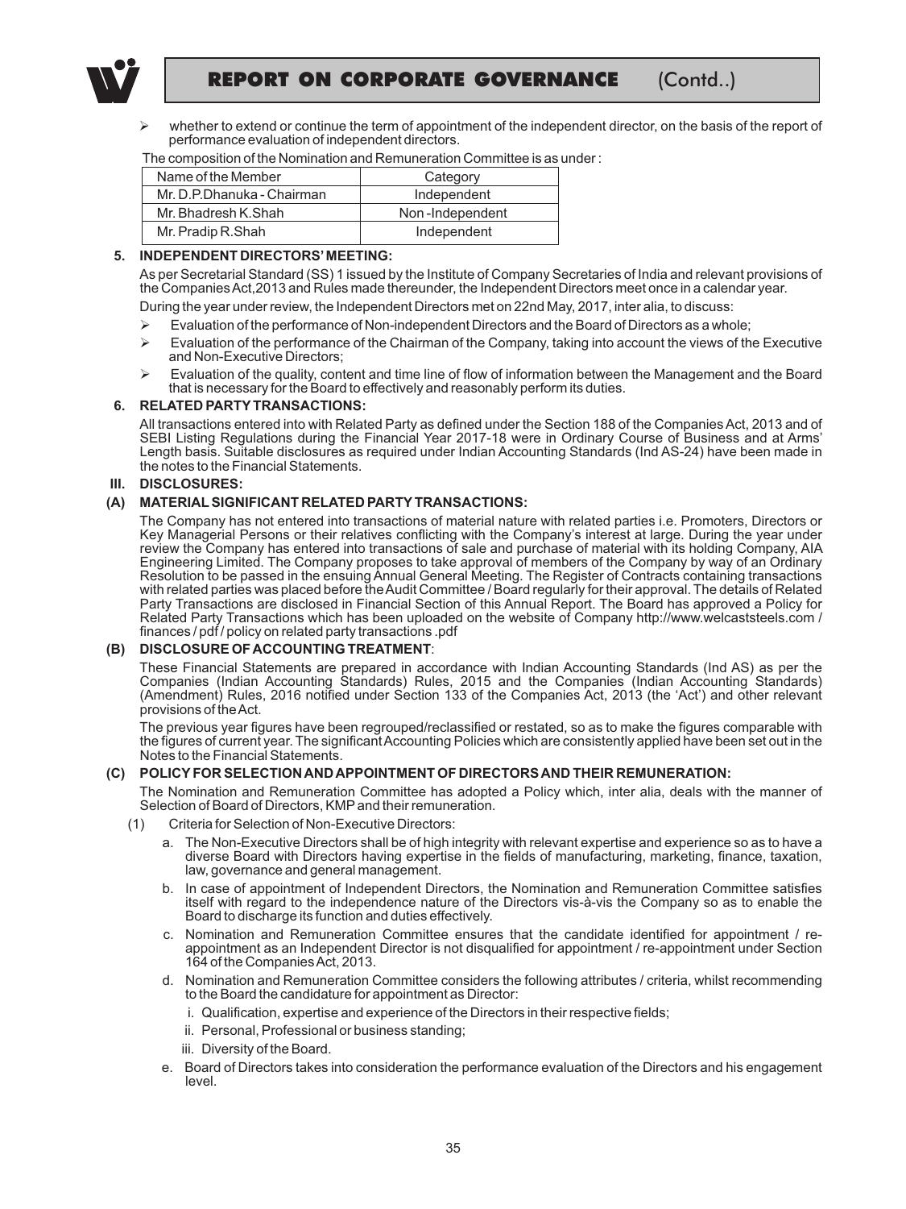- whether to extend or continue the term of appointment of the independent director, on the basis of the report of performance evaluation of independent directors.

The composition of the Nomination and Remuneration Committee is as under :

| Name of the Member | Category |
|---|---|
| Mr. D.P.Dhanuka - Chairman | Independent |
| Mr. Bhadresh K.Shah | Non -Independent |
| Mr. Pradip R.Shah | Independent |

**5. INDEPENDENT DIRECTORS' MEETING:**

As per Secretarial Standard (SS) 1 issued by the Institute of Company Secretaries of India and relevant provisions of the Companies Act,2013 and Rules made thereunder, the Independent Directors meet once in a calendar year.

During the year under review, the Independent Directors met on 22nd May, 2017, inter alia, to discuss:

- Evaluation of the performance of Non-independent Directors and the Board of Directors as a whole;
- Evaluation of the performance of the Chairman of the Company, taking into account the views of the Executive and Non-Executive Directors;
- Evaluation of the quality, content and time line of flow of information between the Management and the Board that is necessary for the Board to effectively and reasonably perform its duties.

**6. RELATED PARTY TRANSACTIONS:**

All transactions entered into with Related Party as defined under the Section 188 of the Companies Act, 2013 and of SEBI Listing Regulations during the Financial Year 2017-18 were in Ordinary Course of Business and at Arms' Length basis. Suitable disclosures as required under Indian Accounting Standards (Ind AS-24) have been made in the notes to the Financial Statements.

**III. DISCLOSURES:**

**(A) MATERIAL SIGNIFICANT RELATED PARTY TRANSACTIONS:**

The Company has not entered into transactions of material nature with related parties i.e. Promoters, Directors or Key Managerial Persons or their relatives conflicting with the Company's interest at large. During the year under review the Company has entered into transactions of sale and purchase of material with its holding Company, AIA Engineering Limited. The Company proposes to take approval of members of the Company by way of an Ordinary Resolution to be passed in the ensuing Annual General Meeting. The Register of Contracts containing transactions with related parties was placed before the Audit Committee / Board regularly for their approval. The details of Related Party Transactions are disclosed in Financial Section of this Annual Report. The Board has approved a Policy for Related Party Transactions which has been uploaded on the website of Company http://www.welcaststeels.com / finances / pdf / policy on related party transactions .pdf

**(B) DISCLOSURE OF ACCOUNTING TREATMENT**:

These Financial Statements are prepared in accordance with Indian Accounting Standards (Ind AS) as per the Companies (Indian Accounting Standards) Rules, 2015 and the Companies (Indian Accounting Standards) (Amendment) Rules, 2016 notified under Section 133 of the Companies Act, 2013 (the 'Act') and other relevant provisions of the Act.

The previous year figures have been regrouped/reclassified or restated, so as to make the figures comparable with the figures of current year. The significant Accounting Policies which are consistently applied have been set out in the Notes to the Financial Statements.

**(C) POLICY FOR SELECTION AND APPOINTMENT OF DIRECTORS AND THEIR REMUNERATION:**

The Nomination and Remuneration Committee has adopted a Policy which, inter alia, deals with the manner of Selection of Board of Directors, KMP and their remuneration.

(1) Criteria for Selection of Non-Executive Directors:

a. The Non-Executive Directors shall be of high integrity with relevant expertise and experience so as to have a diverse Board with Directors having expertise in the fields of manufacturing, marketing, finance, taxation, law, governance and general management.

b. In case of appointment of Independent Directors, the Nomination and Remuneration Committee satisfies itself with regard to the independence nature of the Directors vis-à-vis the Company so as to enable the Board to discharge its function and duties effectively.

c. Nomination and Remuneration Committee ensures that the candidate identified for appointment / re-appointment as an Independent Director is not disqualified for appointment / re-appointment under Section 164 of the Companies Act, 2013.

d. Nomination and Remuneration Committee considers the following attributes / criteria, whilst recommending to the Board the candidature for appointment as Director:

i. Qualification, expertise and experience of the Directors in their respective fields;

ii. Personal, Professional or business standing;

iii. Diversity of the Board.

e. Board of Directors takes into consideration the performance evaluation of the Directors and his engagement level.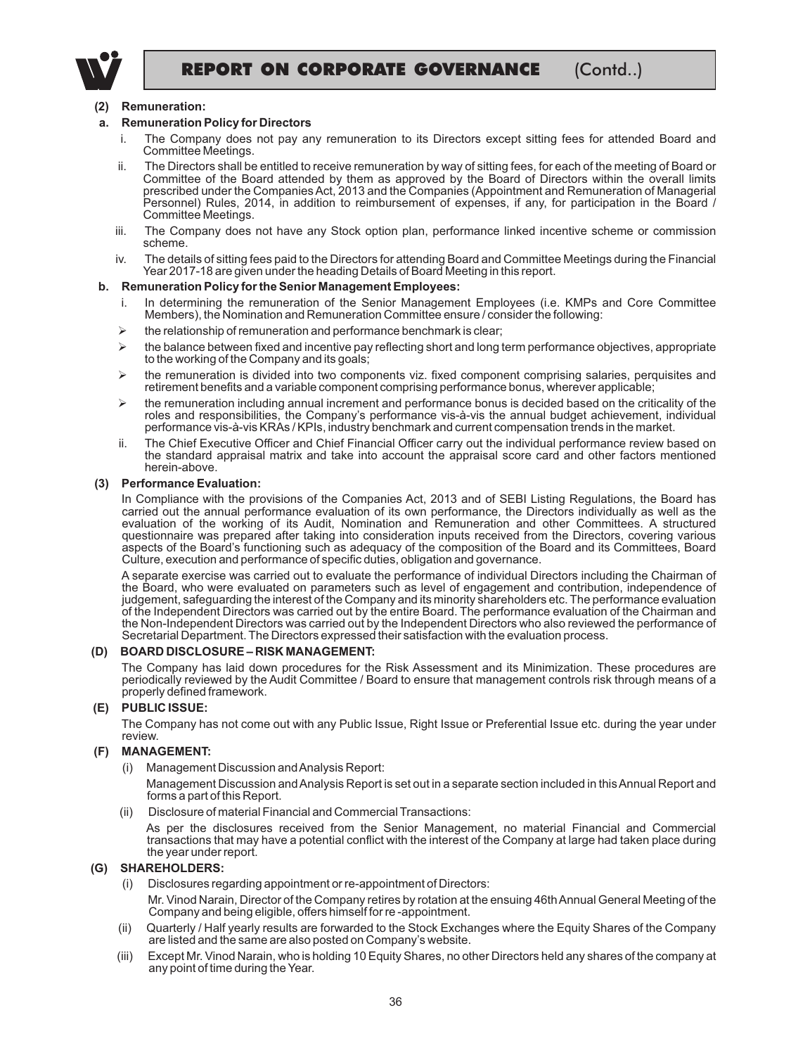**(2) Remuneration:**

**a. Remuneration Policy for Directors**

i. The Company does not pay any remuneration to its Directors except sitting fees for attended Board and Committee Meetings.

ii. The Directors shall be entitled to receive remuneration by way of sitting fees, for each of the meeting of Board or Committee of the Board attended by them as approved by the Board of Directors within the overall limits prescribed under the Companies Act, 2013 and the Companies (Appointment and Remuneration of Managerial Personnel) Rules, 2014, in addition to reimbursement of expenses, if any, for participation in the Board / Committee Meetings.

iii. The Company does not have any Stock option plan, performance linked incentive scheme or commission scheme.

iv. The details of sitting fees paid to the Directors for attending Board and Committee Meetings during the Financial Year 2017-18 are given under the heading Details of Board Meeting in this report.

**b. Remuneration Policy for the Senior Management Employees:**

i. In determining the remuneration of the Senior Management Employees (i.e. KMPs and Core Committee Members), the Nomination and Remuneration Committee ensure / consider the following:

- the relationship of remuneration and performance benchmark is clear;
- the balance between fixed and incentive pay reflecting short and long term performance objectives, appropriate to the working of the Company and its goals;
- the remuneration is divided into two components viz. fixed component comprising salaries, perquisites and retirement benefits and a variable component comprising performance bonus, wherever applicable;
- the remuneration including annual increment and performance bonus is decided based on the criticality of the roles and responsibilities, the Company's performance vis-à-vis the annual budget achievement, individual performance vis-à-vis KRAs / KPIs, industry benchmark and current compensation trends in the market.

ii. The Chief Executive Officer and Chief Financial Officer carry out the individual performance review based on the standard appraisal matrix and take into account the appraisal score card and other factors mentioned herein-above.

**(3) Performance Evaluation:**

In Compliance with the provisions of the Companies Act, 2013 and of SEBI Listing Regulations, the Board has carried out the annual performance evaluation of its own performance, the Directors individually as well as the evaluation of the working of its Audit, Nomination and Remuneration and other Committees. A structured questionnaire was prepared after taking into consideration inputs received from the Directors, covering various aspects of the Board's functioning such as adequacy of the composition of the Board and its Committees, Board Culture, execution and performance of specific duties, obligation and governance.

A separate exercise was carried out to evaluate the performance of individual Directors including the Chairman of the Board, who were evaluated on parameters such as level of engagement and contribution, independence of judgement, safeguarding the interest of the Company and its minority shareholders etc. The performance evaluation of the Independent Directors was carried out by the entire Board. The performance evaluation of the Chairman and the Non-Independent Directors was carried out by the Independent Directors who also reviewed the performance of Secretarial Department. The Directors expressed their satisfaction with the evaluation process.

**(D) BOARD DISCLOSURE – RISK MANAGEMENT:**

The Company has laid down procedures for the Risk Assessment and its Minimization. These procedures are periodically reviewed by the Audit Committee / Board to ensure that management controls risk through means of a properly defined framework.

**(E) PUBLIC ISSUE:**

The Company has not come out with any Public Issue, Right Issue or Preferential Issue etc. during the year under review.

**(F) MANAGEMENT:**

(i) Management Discussion and Analysis Report:

Management Discussion and Analysis Report is set out in a separate section included in this Annual Report and forms a part of this Report.

(ii) Disclosure of material Financial and Commercial Transactions:

As per the disclosures received from the Senior Management, no material Financial and Commercial transactions that may have a potential conflict with the interest of the Company at large had taken place during the year under report.

**(G) SHAREHOLDERS:**

(i) Disclosures regarding appointment or re-appointment of Directors:

Mr. Vinod Narain, Director of the Company retires by rotation at the ensuing 46th Annual General Meeting of the Company and being eligible, offers himself for re -appointment.

(ii) Quarterly / Half yearly results are forwarded to the Stock Exchanges where the Equity Shares of the Company are listed and the same are also posted on Company's website.

(iii) Except Mr. Vinod Narain, who is holding 10 Equity Shares, no other Directors held any shares of the company at any point of time during the Year.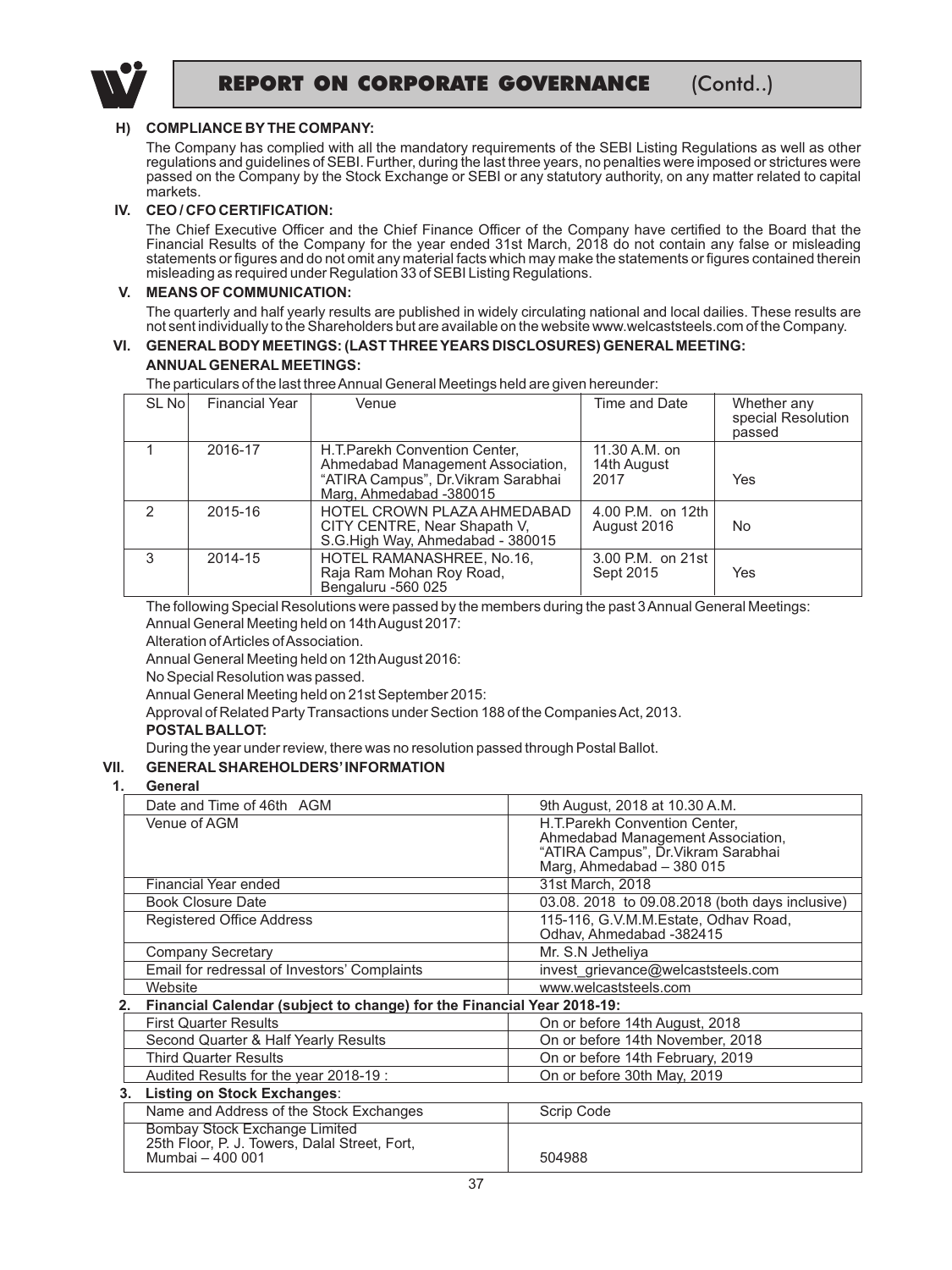## H) COMPLIANCE BY THE COMPANY:

The Company has complied with all the mandatory requirements of the SEBI Listing Regulations as well as other regulations and guidelines of SEBI. Further, during the last three years, no penalties were imposed or strictures were passed on the Company by the Stock Exchange or SEBI or any statutory authority, on any matter related to capital markets.

## IV. CEO / CFO CERTIFICATION:

The Chief Executive Officer and the Chief Finance Officer of the Company have certified to the Board that the Financial Results of the Company for the year ended 31st March, 2018 do not contain any false or misleading statements or figures and do not omit any material facts which may make the statements or figures contained therein misleading as required under Regulation 33 of SEBI Listing Regulations.

## V. MEANS OF COMMUNICATION:

The quarterly and half yearly results are published in widely circulating national and local dailies. These results are not sent individually to the Shareholders but are available on the website www.welcaststeels.com of the Company.

## VI. GENERAL BODY MEETINGS: (LAST THREE YEARS DISCLOSURES) GENERAL MEETING:

**ANNUAL GENERAL MEETINGS:**

The particulars of the last three Annual General Meetings held are given hereunder:

| SL No | Financial Year | Venue | Time and Date | Whether any special Resolution passed |
|---|---|---|---|---|
| 1 | 2016-17 | H.T.Parekh Convention Center, Ahmedabad Management Association, "ATIRA Campus", Dr.Vikram Sarabhai Marg, Ahmedabad -380015 | 11.30 A.M. on 14th August 2017 | Yes |
| 2 | 2015-16 | HOTEL CROWN PLAZA AHMEDABAD CITY CENTRE, Near Shapath V, S.G.High Way, Ahmedabad - 380015 | 4.00 P.M. on 12th August 2016 | No |
| 3 | 2014-15 | HOTEL RAMANASHREE, No.16, Raja Ram Mohan Roy Road, Bengaluru -560 025 | 3.00 P.M. on 21st Sept 2015 | Yes |

The following Special Resolutions were passed by the members during the past 3 Annual General Meetings:

Annual General Meeting held on 14th August 2017:

Alteration of Articles of Association.

Annual General Meeting held on 12th August 2016:

No Special Resolution was passed.

Annual General Meeting held on 21st September 2015:

Approval of Related Party Transactions under Section 188 of the Companies Act, 2013.

**POSTAL BALLOT:**

During the year under review, there was no resolution passed through Postal Ballot.

## VII. GENERAL SHAREHOLDERS' INFORMATION

### 1. General

| | |
|---|---|
| Date and Time of 46th AGM | 9th August, 2018 at 10.30 A.M. |
| Venue of AGM | H.T.Parekh Convention Center, Ahmedabad Management Association, "ATIRA Campus", Dr.Vikram Sarabhai Marg, Ahmedabad – 380 015 |
| Financial Year ended | 31st March, 2018 |
| Book Closure Date | 03.08. 2018 to 09.08.2018 (both days inclusive) |
| Registered Office Address | 115-116, G.V.M.M.Estate, Odhav Road, Odhav, Ahmedabad -382415 |
| Company Secretary | Mr. S.N Jetheliya |
| Email for redressal of Investors' Complaints | invest_grievance@welcaststeels.com |
| Website | www.welcaststeels.com |

### 2. Financial Calendar (subject to change) for the Financial Year 2018-19:

| | |
|---|---|
| First Quarter Results | On or before 14th August, 2018 |
| Second Quarter & Half Yearly Results | On or before 14th November, 2018 |
| Third Quarter Results | On or before 14th February, 2019 |
| Audited Results for the year 2018-19 : | On or before 30th May, 2019 |

### 3. Listing on Stock Exchanges:

| Name and Address of the Stock Exchanges | Scrip Code |
|---|---|
| Bombay Stock Exchange Limited 25th Floor, P. J. Towers, Dalal Street, Fort, Mumbai – 400 001 | 504988 |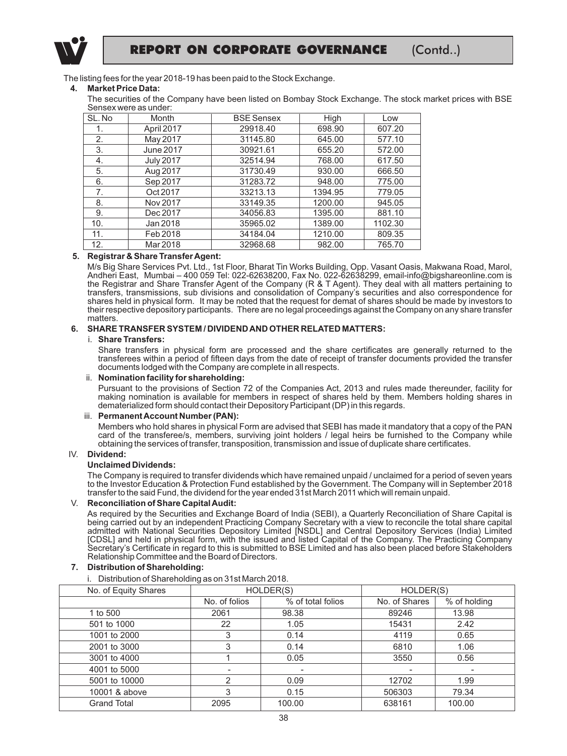The listing fees for the year 2018-19 has been paid to the Stock Exchange.

**4. Market Price Data:**

The securities of the Company have been listed on Bombay Stock Exchange. The stock market prices with BSE Sensex were as under:

| SL. No | Month | BSE Sensex | High | Low |
|---|---|---|---|---|
| 1. | April 2017 | 29918.40 | 698.90 | 607.20 |
| 2. | May 2017 | 31145.80 | 645.00 | 577.10 |
| 3. | June 2017 | 30921.61 | 655.20 | 572.00 |
| 4. | July 2017 | 32514.94 | 768.00 | 617.50 |
| 5. | Aug 2017 | 31730.49 | 930.00 | 666.50 |
| 6. | Sep 2017 | 31283.72 | 948.00 | 775.00 |
| 7. | Oct 2017 | 33213.13 | 1394.95 | 779.05 |
| 8. | Nov 2017 | 33149.35 | 1200.00 | 945.05 |
| 9. | Dec 2017 | 34056.83 | 1395.00 | 881.10 |
| 10. | Jan 2018 | 35965.02 | 1389.00 | 1102.30 |
| 11. | Feb 2018 | 34184.04 | 1210.00 | 809.35 |
| 12. | Mar 2018 | 32968.68 | 982.00 | 765.70 |

**5. Registrar & Share Transfer Agent:**

M/s Big Share Services Pvt. Ltd., 1st Floor, Bharat Tin Works Building, Opp. Vasant Oasis, Makwana Road, Marol, Andheri East, Mumbai – 400 059 Tel: 022-62638200, Fax No. 022-62638299, email-info@bigshareonline.com is the Registrar and Share Transfer Agent of the Company (R & T Agent). They deal with all matters pertaining to transfers, transmissions, sub divisions and consolidation of Company's securities and also correspondence for shares held in physical form. It may be noted that the request for demat of shares should be made by investors to their respective depository participants. There are no legal proceedings against the Company on any share transfer matters.

**6. SHARE TRANSFER SYSTEM / DIVIDEND AND OTHER RELATED MATTERS:**

i. **Share Transfers:**

Share transfers in physical form are processed and the share certificates are generally returned to the transferees within a period of fifteen days from the date of receipt of transfer documents provided the transfer documents lodged with the Company are complete in all respects.

ii. **Nomination facility for shareholding:**

Pursuant to the provisions of Section 72 of the Companies Act, 2013 and rules made thereunder, facility for making nomination is available for members in respect of shares held by them. Members holding shares in dematerialized form should contact their Depository Participant (DP) in this regards.

iii. **Permanent Account Number (PAN):**

Members who hold shares in physical Form are advised that SEBI has made it mandatory that a copy of the PAN card of the transferee/s, members, surviving joint holders / legal heirs be furnished to the Company while obtaining the services of transfer, transposition, transmission and issue of duplicate share certificates.

IV. **Dividend:**

**Unclaimed Dividends:**

The Company is required to transfer dividends which have remained unpaid / unclaimed for a period of seven years to the Investor Education & Protection Fund established by the Government. The Company will in September 2018 transfer to the said Fund, the dividend for the year ended 31st March 2011 which will remain unpaid.

V. **Reconciliation of Share Capital Audit:**

As required by the Securities and Exchange Board of India (SEBI), a Quarterly Reconciliation of Share Capital is being carried out by an independent Practicing Company Secretary with a view to reconcile the total share capital admitted with National Securities Depository Limited [NSDL] and Central Depository Services (India) Limited [CDSL] and held in physical form, with the issued and listed Capital of the Company. The Practicing Company Secretary's Certificate in regard to this is submitted to BSE Limited and has also been placed before Stakeholders Relationship Committee and the Board of Directors.

**7. Distribution of Shareholding:**

i. Distribution of Shareholding as on 31st March 2018.

| No. of Equity Shares | HOLDER(S) | | HOLDER(S) | |
|---|---|---|---|---|
| | No. of folios | % of total folios | No. of Shares | % of holding |
| 1 to 500 | 2061 | 98.38 | 89246 | 13.98 |
| 501 to 1000 | 22 | 1.05 | 15431 | 2.42 |
| 1001 to 2000 | 3 | 0.14 | 4119 | 0.65 |
| 2001 to 3000 | 3 | 0.14 | 6810 | 1.06 |
| 3001 to 4000 | 1 | 0.05 | 3550 | 0.56 |
| 4001 to 5000 | - | - | - | - |
| 5001 to 10000 | 2 | 0.09 | 12702 | 1.99 |
| 10001 & above | 3 | 0.15 | 506303 | 79.34 |
| Grand Total | 2095 | 100.00 | 638161 | 100.00 |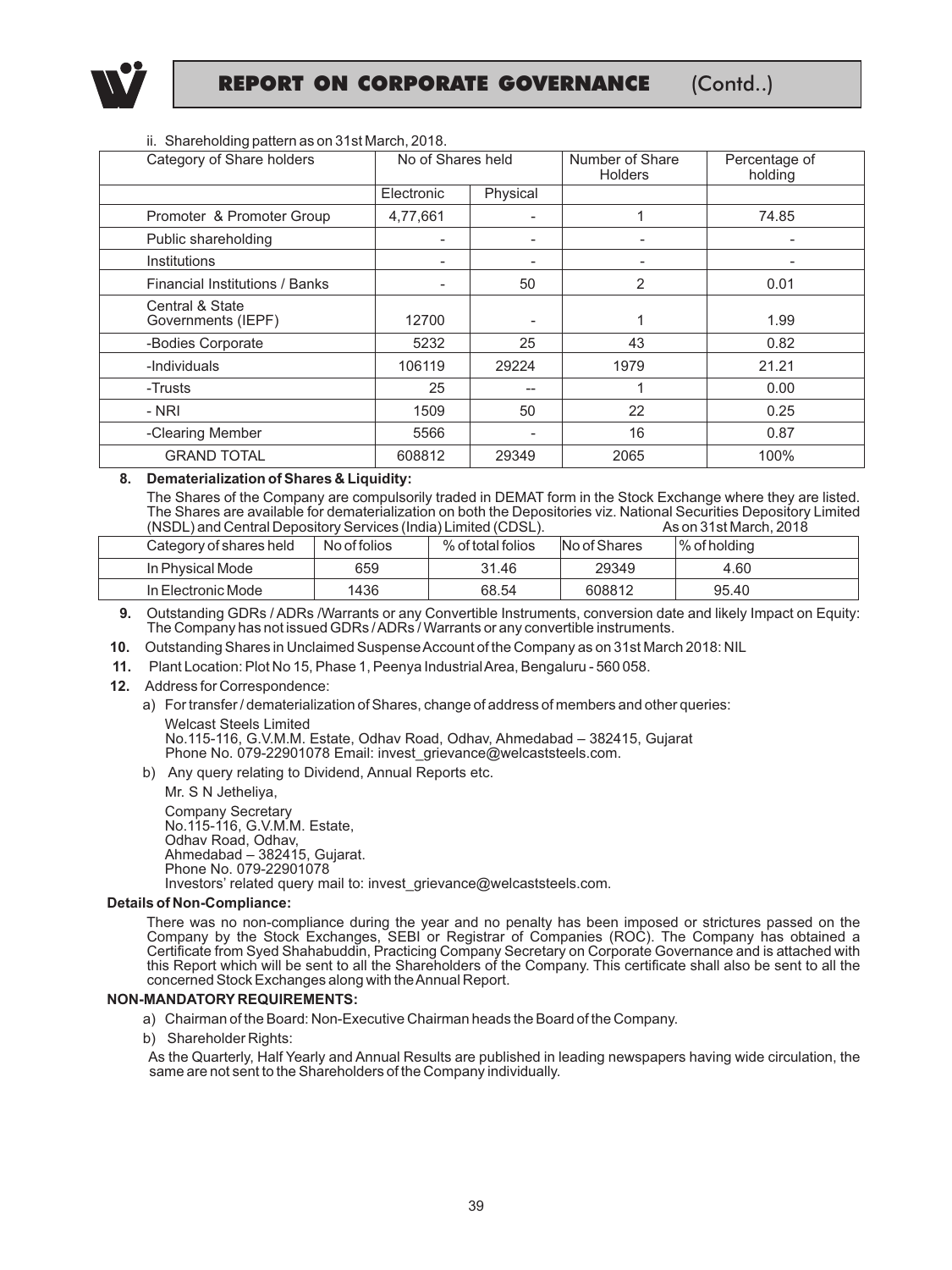## REPORT ON CORPORATE GOVERNANCE (Contd..)

ii. Shareholding pattern as on 31st March, 2018.

| Category of Share holders | No of Shares held | | Number of Share Holders | Percentage of holding |
|---|---|---|---|---|
| | Electronic | Physical | | |
| Promoter & Promoter Group | 4,77,661 | - | 1 | 74.85 |
| Public shareholding | - | - | - | - |
| Institutions | - | - | - | - |
| Financial Institutions / Banks | - | 50 | 2 | 0.01 |
| Central & State Governments (IEPF) | 12700 | - | 1 | 1.99 |
| -Bodies Corporate | 5232 | 25 | 43 | 0.82 |
| -Individuals | 106119 | 29224 | 1979 | 21.21 |
| -Trusts | 25 | -- | 1 | 0.00 |
| - NRI | 1509 | 50 | 22 | 0.25 |
| -Clearing Member | 5566 | - | 16 | 0.87 |
| GRAND TOTAL | 608812 | 29349 | 2065 | 100% |

**8. Dematerialization of Shares & Liquidity:**

The Shares of the Company are compulsorily traded in DEMAT form in the Stock Exchange where they are listed. The Shares are available for dematerialization on both the Depositories viz. National Securities Depository Limited (NSDL) and Central Depository Services (India) Limited (CDSL). As on 31st March, 2018

| Category of shares held | No of folios | % of total folios | No of Shares | % of holding |
|---|---|---|---|---|
| In Physical Mode | 659 | 31.46 | 29349 | 4.60 |
| In Electronic Mode | 1436 | 68.54 | 608812 | 95.40 |

**9.** Outstanding GDRs / ADRs /Warrants or any Convertible Instruments, conversion date and likely Impact on Equity: The Company has not issued GDRs / ADRs / Warrants or any convertible instruments.

**10.** Outstanding Shares in Unclaimed Suspense Account of the Company as on 31st March 2018: NIL

**11.** Plant Location: Plot No 15, Phase 1, Peenya Industrial Area, Bengaluru - 560 058.

**12.** Address for Correspondence:

a) For transfer / dematerialization of Shares, change of address of members and other queries:

Welcast Steels Limited
No.115-116, G.V.M.M. Estate, Odhav Road, Odhav, Ahmedabad – 382415, Gujarat
Phone No. 079-22901078 Email: invest_grievance@welcaststeels.com.

b) Any query relating to Dividend, Annual Reports etc.

Mr. S N Jetheliya,

Company Secretary
No.115-116, G.V.M.M. Estate,
Odhav Road, Odhav,
Ahmedabad – 382415, Gujarat.
Phone No. 079-22901078
Investors' related query mail to: invest_grievance@welcaststeels.com.

**Details of Non-Compliance:**

There was no non-compliance during the year and no penalty has been imposed or strictures passed on the Company by the Stock Exchanges, SEBI or Registrar of Companies (ROC). The Company has obtained a Certificate from Syed Shahabuddin, Practicing Company Secretary on Corporate Governance and is attached with this Report which will be sent to all the Shareholders of the Company. This certificate shall also be sent to all the concerned Stock Exchanges along with the Annual Report.

**NON-MANDATORY REQUIREMENTS:**

a) Chairman of the Board: Non-Executive Chairman heads the Board of the Company.

b) Shareholder Rights:

As the Quarterly, Half Yearly and Annual Results are published in leading newspapers having wide circulation, the same are not sent to the Shareholders of the Company individually.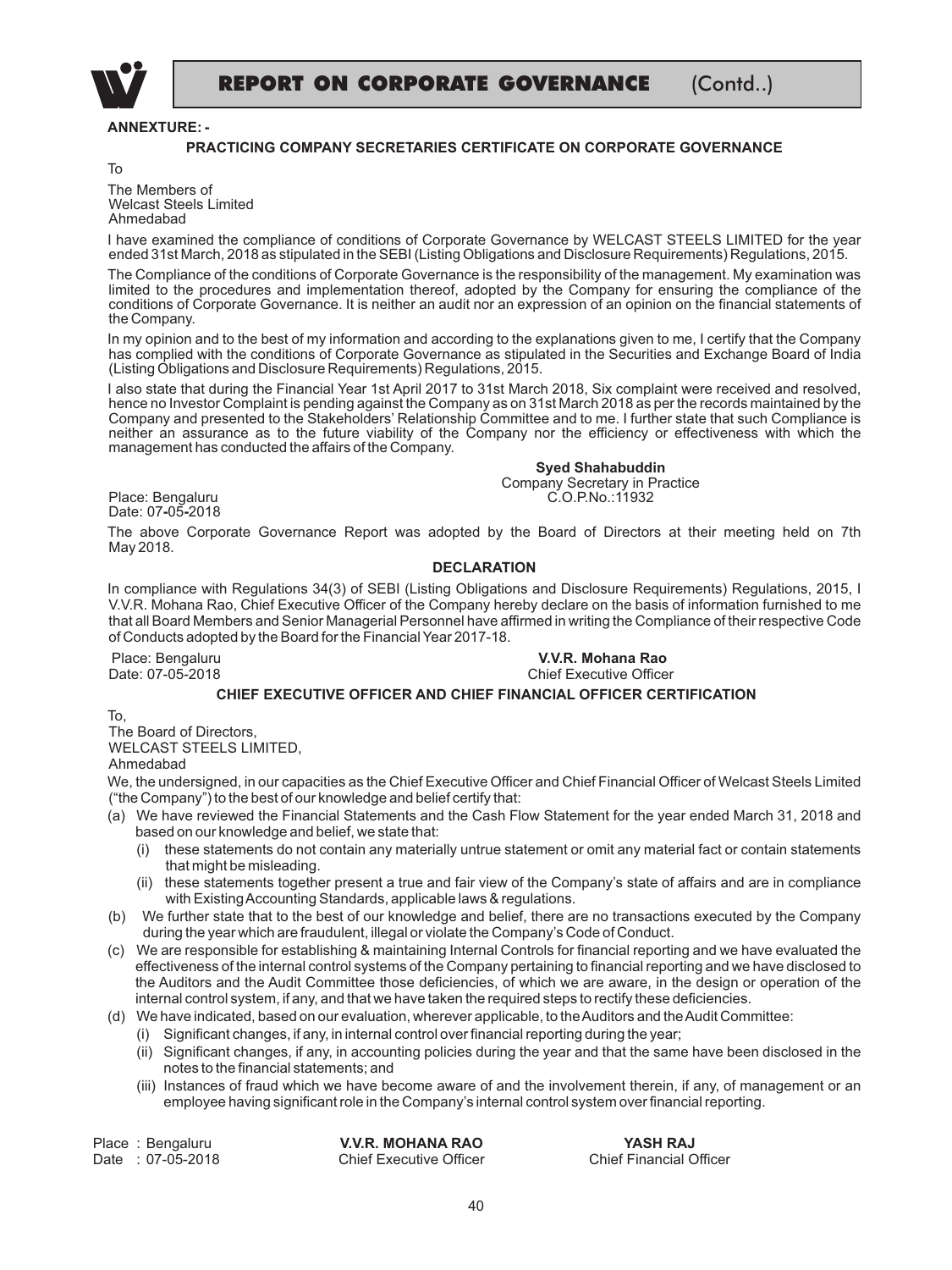# REPORT ON CORPORATE GOVERNANCE (Contd..)

**ANNEXTURE: -**

### PRACTICING COMPANY SECRETARIES CERTIFICATE ON CORPORATE GOVERNANCE

To

The Members of
Welcast Steels Limited
Ahmedabad

I have examined the compliance of conditions of Corporate Governance by WELCAST STEELS LIMITED for the year ended 31st March, 2018 as stipulated in the SEBI (Listing Obligations and Disclosure Requirements) Regulations, 2015.

The Compliance of the conditions of Corporate Governance is the responsibility of the management. My examination was limited to the procedures and implementation thereof, adopted by the Company for ensuring the compliance of the conditions of Corporate Governance. It is neither an audit nor an expression of an opinion on the financial statements of the Company.

In my opinion and to the best of my information and according to the explanations given to me, I certify that the Company has complied with the conditions of Corporate Governance as stipulated in the Securities and Exchange Board of India (Listing Obligations and Disclosure Requirements) Regulations, 2015.

I also state that during the Financial Year 1st April 2017 to 31st March 2018, Six complaint were received and resolved, hence no Investor Complaint is pending against the Company as on 31st March 2018 as per the records maintained by the Company and presented to the Stakeholders' Relationship Committee and to me. I further state that such Compliance is neither an assurance as to the future viability of the Company nor the efficiency or effectiveness with which the management has conducted the affairs of the Company.

Place: Bengaluru
Date: 07-05-2018

**Syed Shahabuddin**
Company Secretary in Practice
C.O.P.No.:11932

The above Corporate Governance Report was adopted by the Board of Directors at their meeting held on 7th May 2018.

### DECLARATION

In compliance with Regulations 34(3) of SEBI (Listing Obligations and Disclosure Requirements) Regulations, 2015, I V.V.R. Mohana Rao, Chief Executive Officer of the Company hereby declare on the basis of information furnished to me that all Board Members and Senior Managerial Personnel have affirmed in writing the Compliance of their respective Code of Conducts adopted by the Board for the Financial Year 2017-18.

Place: Bengaluru
Date: 07-05-2018

**V.V.R. Mohana Rao**
Chief Executive Officer

### CHIEF EXECUTIVE OFFICER AND CHIEF FINANCIAL OFFICER CERTIFICATION

To,
The Board of Directors,
WELCAST STEELS LIMITED,
Ahmedabad

We, the undersigned, in our capacities as the Chief Executive Officer and Chief Financial Officer of Welcast Steels Limited ("the Company") to the best of our knowledge and belief certify that:

(a) We have reviewed the Financial Statements and the Cash Flow Statement for the year ended March 31, 2018 and based on our knowledge and belief, we state that:
   (i) these statements do not contain any materially untrue statement or omit any material fact or contain statements that might be misleading.
   (ii) these statements together present a true and fair view of the Company's state of affairs and are in compliance with Existing Accounting Standards, applicable laws & regulations.

(b) We further state that to the best of our knowledge and belief, there are no transactions executed by the Company during the year which are fraudulent, illegal or violate the Company's Code of Conduct.

(c) We are responsible for establishing & maintaining Internal Controls for financial reporting and we have evaluated the effectiveness of the internal control systems of the Company pertaining to financial reporting and we have disclosed to the Auditors and the Audit Committee those deficiencies, of which we are aware, in the design or operation of the internal control system, if any, and that we have taken the required steps to rectify these deficiencies.

(d) We have indicated, based on our evaluation, wherever applicable, to the Auditors and the Audit Committee:
   (i) Significant changes, if any, in internal control over financial reporting during the year;
   (ii) Significant changes, if any, in accounting policies during the year and that the same have been disclosed in the notes to the financial statements; and
   (iii) Instances of fraud which we have become aware of and the involvement therein, if any, of management or an employee having significant role in the Company's internal control system over financial reporting.

Place : Bengaluru
Date : 07-05-2018

**V.V.R. MOHANA RAO**
Chief Executive Officer

**YASH RAJ**
Chief Financial Officer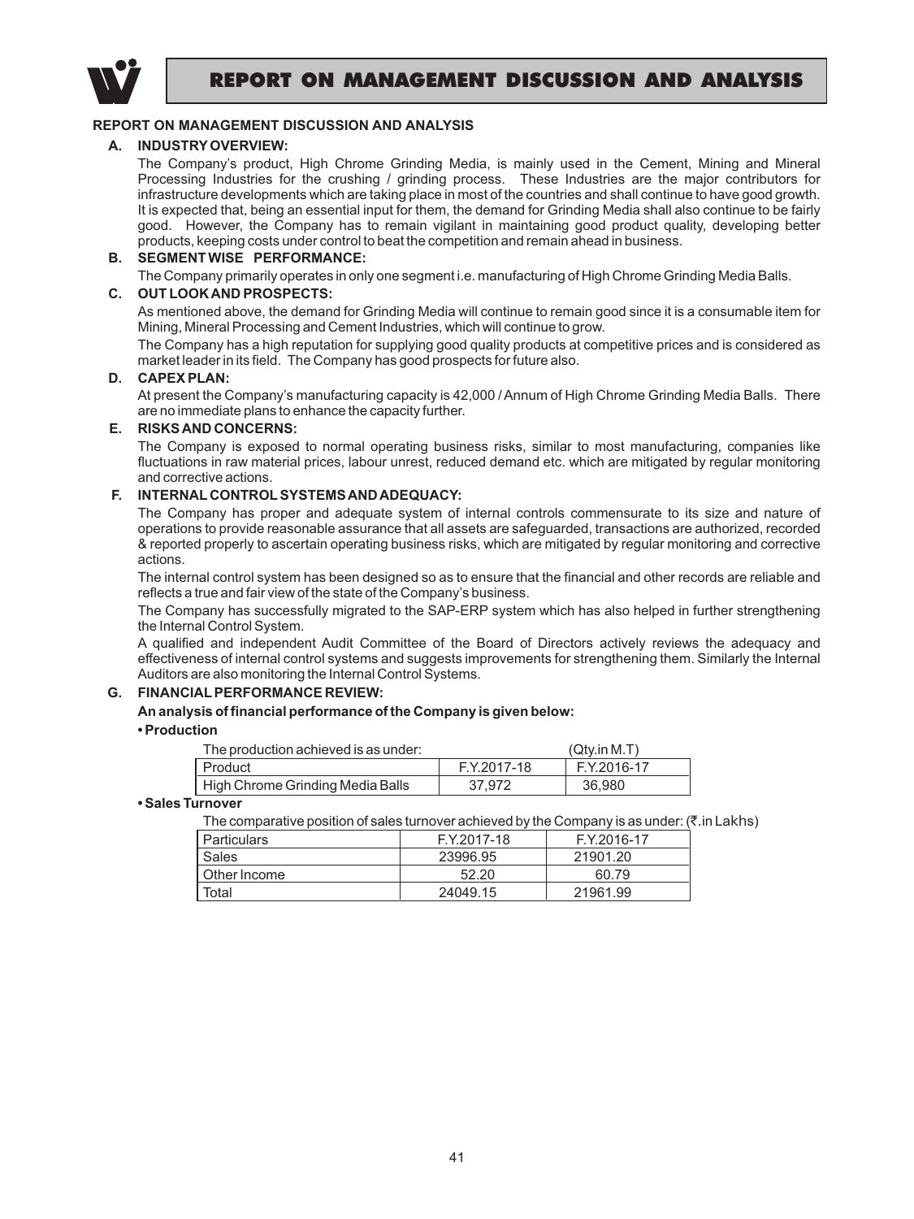# REPORT ON MANAGEMENT DISCUSSION AND ANALYSIS

**REPORT ON MANAGEMENT DISCUSSION AND ANALYSIS**

**A. INDUSTRY OVERVIEW:**

The Company's product, High Chrome Grinding Media, is mainly used in the Cement, Mining and Mineral Processing Industries for the crushing / grinding process. These Industries are the major contributors for infrastructure developments which are taking place in most of the countries and shall continue to have good growth. It is expected that, being an essential input for them, the demand for Grinding Media shall also continue to be fairly good. However, the Company has to remain vigilant in maintaining good product quality, developing better products, keeping costs under control to beat the competition and remain ahead in business.

**B. SEGMENT WISE PERFORMANCE:**

The Company primarily operates in only one segment i.e. manufacturing of High Chrome Grinding Media Balls.

**C. OUT LOOK AND PROSPECTS:**

As mentioned above, the demand for Grinding Media will continue to remain good since it is a consumable item for Mining, Mineral Processing and Cement Industries, which will continue to grow.

The Company has a high reputation for supplying good quality products at competitive prices and is considered as market leader in its field. The Company has good prospects for future also.

**D. CAPEX PLAN:**

At present the Company's manufacturing capacity is 42,000 / Annum of High Chrome Grinding Media Balls. There are no immediate plans to enhance the capacity further.

**E. RISKS AND CONCERNS:**

The Company is exposed to normal operating business risks, similar to most manufacturing, companies like fluctuations in raw material prices, labour unrest, reduced demand etc. which are mitigated by regular monitoring and corrective actions.

**F. INTERNAL CONTROL SYSTEMS AND ADEQUACY:**

The Company has proper and adequate system of internal controls commensurate to its size and nature of operations to provide reasonable assurance that all assets are safeguarded, transactions are authorized, recorded & reported properly to ascertain operating business risks, which are mitigated by regular monitoring and corrective actions.

The internal control system has been designed so as to ensure that the financial and other records are reliable and reflects a true and fair view of the state of the Company's business.

The Company has successfully migrated to the SAP-ERP system which has also helped in further strengthening the Internal Control System.

A qualified and independent Audit Committee of the Board of Directors actively reviews the adequacy and effectiveness of internal control systems and suggests improvements for strengthening them. Similarly the Internal Auditors are also monitoring the Internal Control Systems.

**G. FINANCIAL PERFORMANCE REVIEW:**

**An analysis of financial performance of the Company is given below:**

**• Production**

The production achieved is as under: (Qty.in M.T)

| Product | F.Y.2017-18 | F.Y.2016-17 |
|---|---|---|
| High Chrome Grinding Media Balls | 37,972 | 36,980 |

**• Sales Turnover**

The comparative position of sales turnover achieved by the Company is as under: (₹.in Lakhs)

| Particulars | F.Y.2017-18 | F.Y.2016-17 |
|---|---|---|
| Sales | 23996.95 | 21901.20 |
| Other Income | 52.20 | 60.79 |
| Total | 24049.15 | 21961.99 |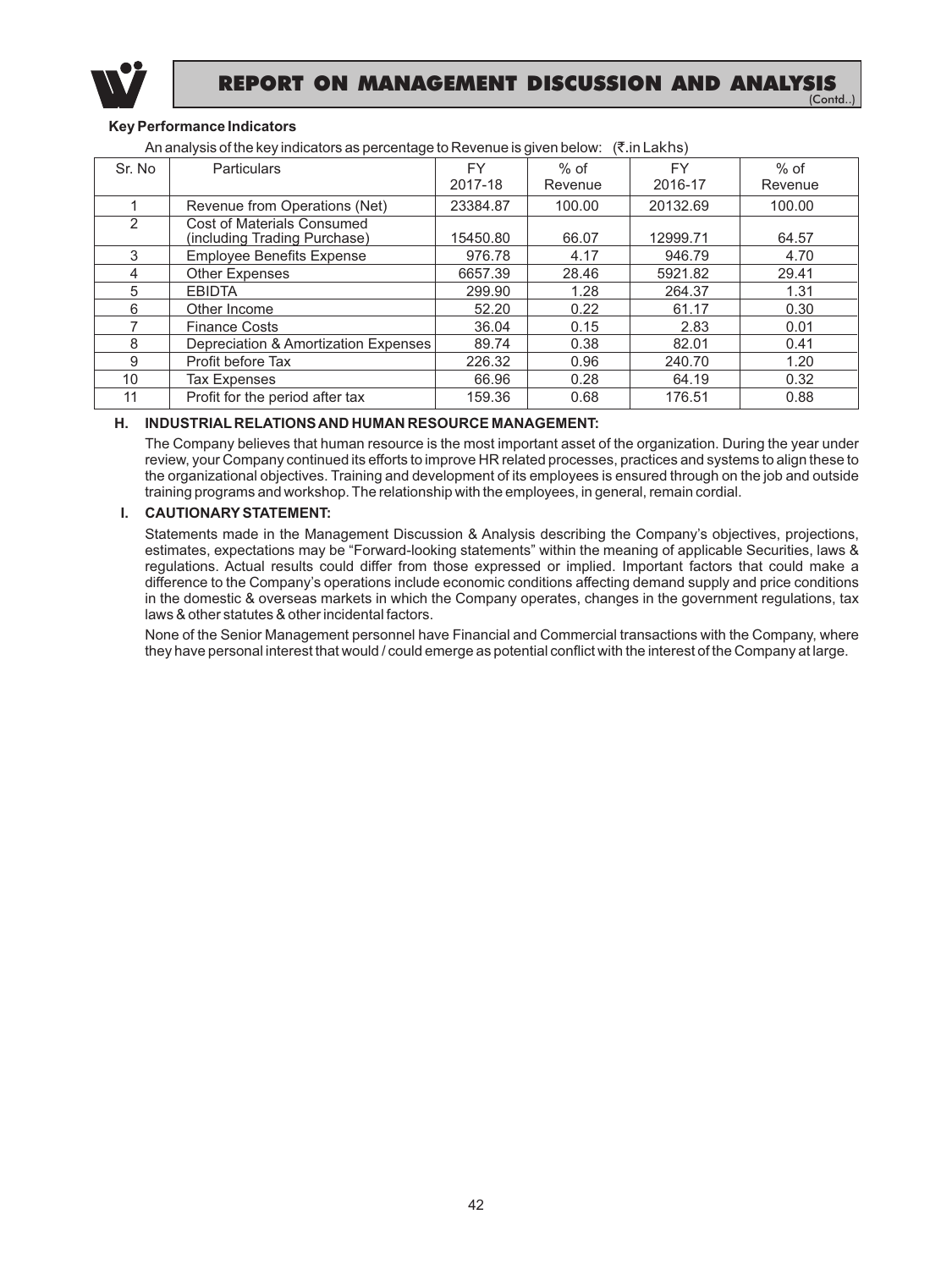**Key Performance Indicators**

An analysis of the key indicators as percentage to Revenue is given below: (₹.in Lakhs)

| Sr. No | Particulars | FY 2017-18 | % of Revenue | FY 2016-17 | % of Revenue |
|---|---|---|---|---|---|
| 1 | Revenue from Operations (Net) | 23384.87 | 100.00 | 20132.69 | 100.00 |
| 2 | Cost of Materials Consumed (including Trading Purchase) | 15450.80 | 66.07 | 12999.71 | 64.57 |
| 3 | Employee Benefits Expense | 976.78 | 4.17 | 946.79 | 4.70 |
| 4 | Other Expenses | 6657.39 | 28.46 | 5921.82 | 29.41 |
| 5 | EBIDTA | 299.90 | 1.28 | 264.37 | 1.31 |
| 6 | Other Income | 52.20 | 0.22 | 61.17 | 0.30 |
| 7 | Finance Costs | 36.04 | 0.15 | 2.83 | 0.01 |
| 8 | Depreciation & Amortization Expenses | 89.74 | 0.38 | 82.01 | 0.41 |
| 9 | Profit before Tax | 226.32 | 0.96 | 240.70 | 1.20 |
| 10 | Tax Expenses | 66.96 | 0.28 | 64.19 | 0.32 |
| 11 | Profit for the period after tax | 159.36 | 0.68 | 176.51 | 0.88 |

**H. INDUSTRIAL RELATIONS AND HUMAN RESOURCE MANAGEMENT:**

The Company believes that human resource is the most important asset of the organization. During the year under review, your Company continued its efforts to improve HR related processes, practices and systems to align these to the organizational objectives. Training and development of its employees is ensured through on the job and outside training programs and workshop. The relationship with the employees, in general, remain cordial.

**I. CAUTIONARY STATEMENT:**

Statements made in the Management Discussion & Analysis describing the Company's objectives, projections, estimates, expectations may be "Forward-looking statements" within the meaning of applicable Securities, laws & regulations. Actual results could differ from those expressed or implied. Important factors that could make a difference to the Company's operations include economic conditions affecting demand supply and price conditions in the domestic & overseas markets in which the Company operates, changes in the government regulations, tax laws & other statutes & other incidental factors.

None of the Senior Management personnel have Financial and Commercial transactions with the Company, where they have personal interest that would / could emerge as potential conflict with the interest of the Company at large.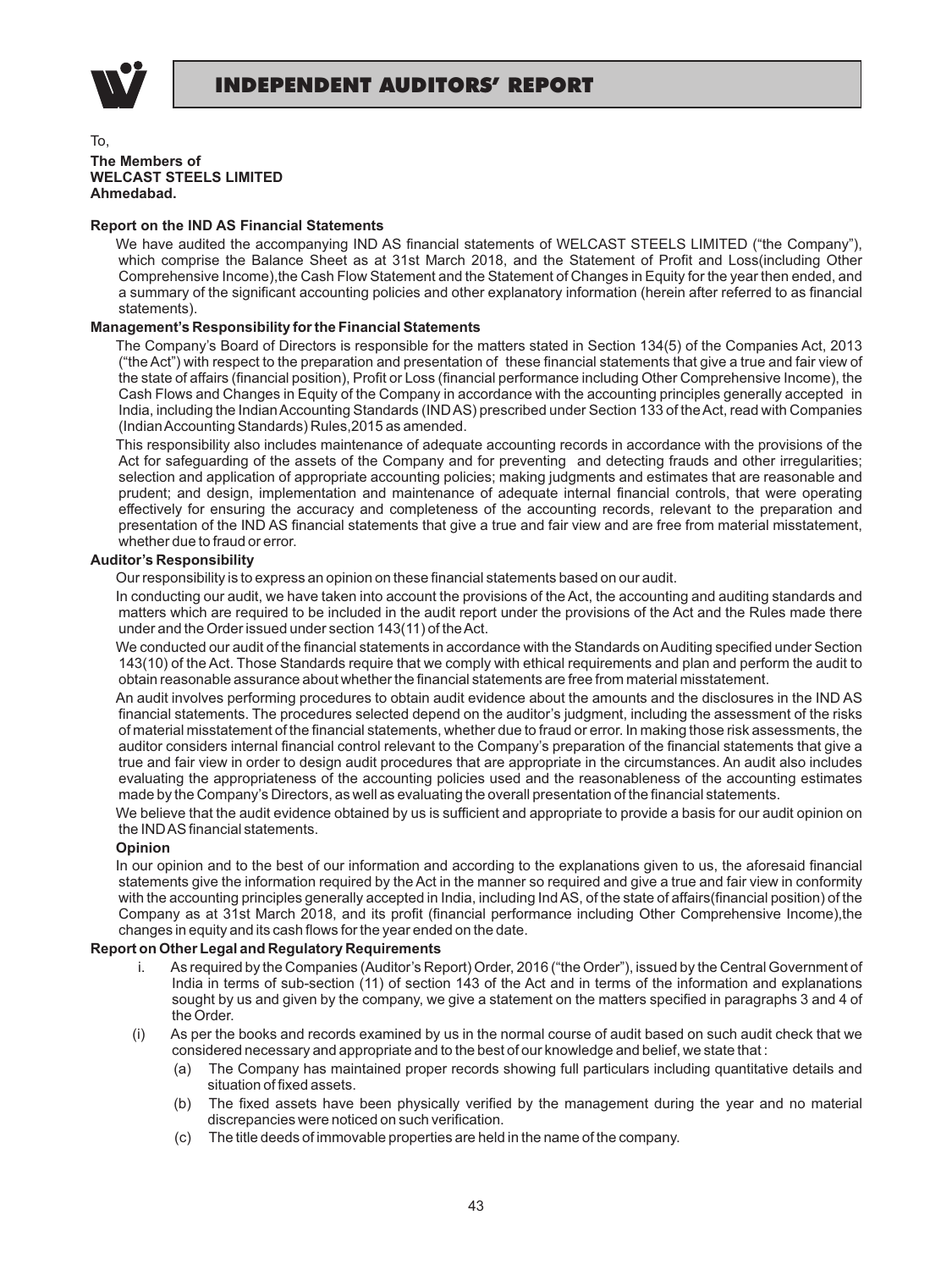# INDEPENDENT AUDITORS' REPORT

To,

**The Members of**
**WELCAST STEELS LIMITED**
**Ahmedabad.**

**Report on the IND AS Financial Statements**

We have audited the accompanying IND AS financial statements of WELCAST STEELS LIMITED ("the Company"), which comprise the Balance Sheet as at 31st March 2018, and the Statement of Profit and Loss(including Other Comprehensive Income),the Cash Flow Statement and the Statement of Changes in Equity for the year then ended, and a summary of the significant accounting policies and other explanatory information (herein after referred to as financial statements).

**Management's Responsibility for the Financial Statements**

The Company's Board of Directors is responsible for the matters stated in Section 134(5) of the Companies Act, 2013 ("the Act") with respect to the preparation and presentation of these financial statements that give a true and fair view of the state of affairs (financial position), Profit or Loss (financial performance including Other Comprehensive Income), the Cash Flows and Changes in Equity of the Company in accordance with the accounting principles generally accepted in India, including the Indian Accounting Standards (IND AS) prescribed under Section 133 of the Act, read with Companies (Indian Accounting Standards) Rules,2015 as amended.

This responsibility also includes maintenance of adequate accounting records in accordance with the provisions of the Act for safeguarding of the assets of the Company and for preventing and detecting frauds and other irregularities; selection and application of appropriate accounting policies; making judgments and estimates that are reasonable and prudent; and design, implementation and maintenance of adequate internal financial controls, that were operating effectively for ensuring the accuracy and completeness of the accounting records, relevant to the preparation and presentation of the IND AS financial statements that give a true and fair view and are free from material misstatement, whether due to fraud or error.

**Auditor's Responsibility**

Our responsibility is to express an opinion on these financial statements based on our audit.

In conducting our audit, we have taken into account the provisions of the Act, the accounting and auditing standards and matters which are required to be included in the audit report under the provisions of the Act and the Rules made there under and the Order issued under section 143(11) of the Act.

We conducted our audit of the financial statements in accordance with the Standards on Auditing specified under Section 143(10) of the Act. Those Standards require that we comply with ethical requirements and plan and perform the audit to obtain reasonable assurance about whether the financial statements are free from material misstatement.

An audit involves performing procedures to obtain audit evidence about the amounts and the disclosures in the IND AS financial statements. The procedures selected depend on the auditor's judgment, including the assessment of the risks of material misstatement of the financial statements, whether due to fraud or error. In making those risk assessments, the auditor considers internal financial control relevant to the Company's preparation of the financial statements that give a true and fair view in order to design audit procedures that are appropriate in the circumstances. An audit also includes evaluating the appropriateness of the accounting policies used and the reasonableness of the accounting estimates made by the Company's Directors, as well as evaluating the overall presentation of the financial statements.

We believe that the audit evidence obtained by us is sufficient and appropriate to provide a basis for our audit opinion on the IND AS financial statements.

**Opinion**

In our opinion and to the best of our information and according to the explanations given to us, the aforesaid financial statements give the information required by the Act in the manner so required and give a true and fair view in conformity with the accounting principles generally accepted in India, including Ind AS, of the state of affairs(financial position) of the Company as at 31st March 2018, and its profit (financial performance including Other Comprehensive Income),the changes in equity and its cash flows for the year ended on the date.

**Report on Other Legal and Regulatory Requirements**

i. As required by the Companies (Auditor's Report) Order, 2016 ("the Order"), issued by the Central Government of India in terms of sub-section (11) of section 143 of the Act and in terms of the information and explanations sought by us and given by the company, we give a statement on the matters specified in paragraphs 3 and 4 of the Order.

(i) As per the books and records examined by us in the normal course of audit based on such audit check that we considered necessary and appropriate and to the best of our knowledge and belief, we state that :

   (a) The Company has maintained proper records showing full particulars including quantitative details and situation of fixed assets.

   (b) The fixed assets have been physically verified by the management during the year and no material discrepancies were noticed on such verification.

   (c) The title deeds of immovable properties are held in the name of the company.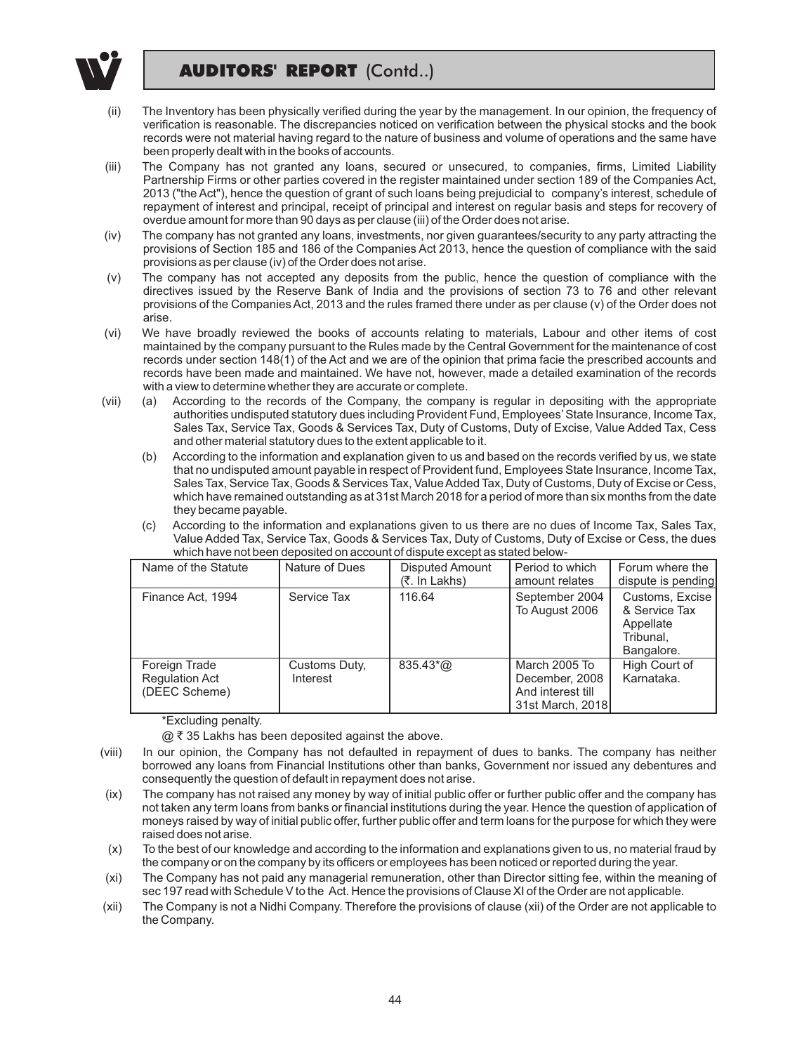## AUDITORS' REPORT (Contd..)

(ii) The Inventory has been physically verified during the year by the management. In our opinion, the frequency of verification is reasonable. The discrepancies noticed on verification between the physical stocks and the book records were not material having regard to the nature of business and volume of operations and the same have been properly dealt with in the books of accounts.

(iii) The Company has not granted any loans, secured or unsecured, to companies, firms, Limited Liability Partnership Firms or other parties covered in the register maintained under section 189 of the Companies Act, 2013 ("the Act"), hence the question of grant of such loans being prejudicial to company's interest, schedule of repayment of interest and principal, receipt of principal and interest on regular basis and steps for recovery of overdue amount for more than 90 days as per clause (iii) of the Order does not arise.

(iv) The company has not granted any loans, investments, nor given guarantees/security to any party attracting the provisions of Section 185 and 186 of the Companies Act 2013, hence the question of compliance with the said provisions as per clause (iv) of the Order does not arise.

(v) The company has not accepted any deposits from the public, hence the question of compliance with the directives issued by the Reserve Bank of India and the provisions of section 73 to 76 and other relevant provisions of the Companies Act, 2013 and the rules framed there under as per clause (v) of the Order does not arise.

(vi) We have broadly reviewed the books of accounts relating to materials, Labour and other items of cost maintained by the company pursuant to the Rules made by the Central Government for the maintenance of cost records under section 148(1) of the Act and we are of the opinion that prima facie the prescribed accounts and records have been made and maintained. We have not, however, made a detailed examination of the records with a view to determine whether they are accurate or complete.

(vii) (a) According to the records of the Company, the company is regular in depositing with the appropriate authorities undisputed statutory dues including Provident Fund, Employees' State Insurance, Income Tax, Sales Tax, Service Tax, Goods & Services Tax, Duty of Customs, Duty of Excise, Value Added Tax, Cess and other material statutory dues to the extent applicable to it.

(b) According to the information and explanation given to us and based on the records verified by us, we state that no undisputed amount payable in respect of Provident fund, Employees State Insurance, Income Tax, Sales Tax, Service Tax, Goods & Services Tax, Value Added Tax, Duty of Customs, Duty of Excise or Cess, which have remained outstanding as at 31st March 2018 for a period of more than six months from the date they became payable.

(c) According to the information and explanations given to us there are no dues of Income Tax, Sales Tax, Value Added Tax, Service Tax, Goods & Services Tax, Duty of Customs, Duty of Excise or Cess, the dues which have not been deposited on account of dispute except as stated below-

| Name of the Statute | Nature of Dues | Disputed Amount (₹. In Lakhs) | Period to which amount relates | Forum where the dispute is pending |
|---|---|---|---|---|
| Finance Act, 1994 | Service Tax | 116.64 | September 2004 To August 2006 | Customs, Excise & Service Tax Appellate Tribunal, Bangalore. |
| Foreign Trade Regulation Act (DEEC Scheme) | Customs Duty, Interest | 835.43*@ | March 2005 To December, 2008 And interest till 31st March, 2018 | High Court of Karnataka. |

*Excluding penalty.

@ ₹ 35 Lakhs has been deposited against the above.

(viii) In our opinion, the Company has not defaulted in repayment of dues to banks. The company has neither borrowed any loans from Financial Institutions other than banks, Government nor issued any debentures and consequently the question of default in repayment does not arise.

(ix) The company has not raised any money by way of initial public offer or further public offer and the company has not taken any term loans from banks or financial institutions during the year. Hence the question of application of moneys raised by way of initial public offer, further public offer and term loans for the purpose for which they were raised does not arise.

(x) To the best of our knowledge and according to the information and explanations given to us, no material fraud by the company or on the company by its officers or employees has been noticed or reported during the year.

(xi) The Company has not paid any managerial remuneration, other than Director sitting fee, within the meaning of sec 197 read with Schedule V to the Act. Hence the provisions of Clause XI of the Order are not applicable.

(xii) The Company is not a Nidhi Company. Therefore the provisions of clause (xii) of the Order are not applicable to the Company.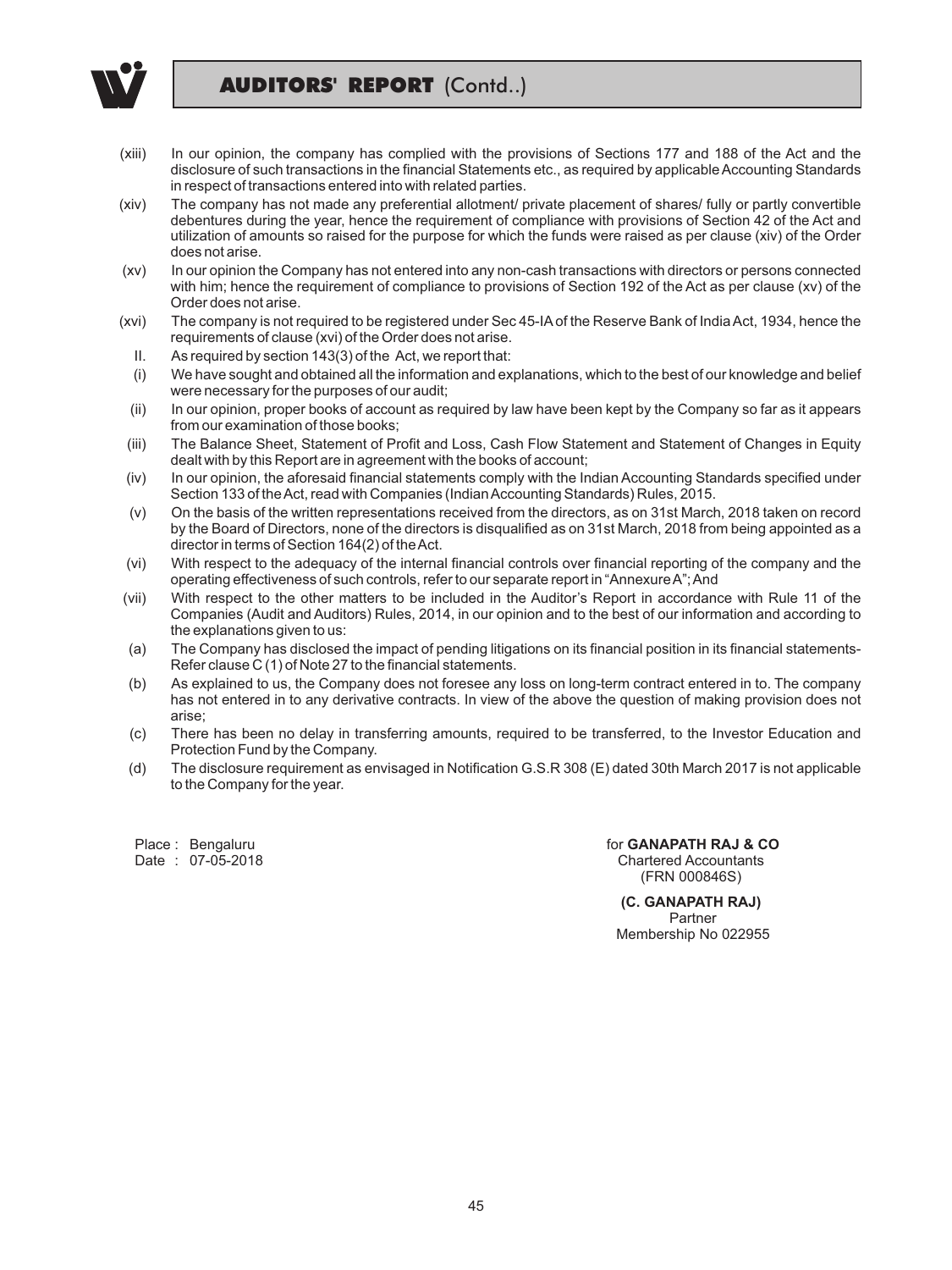## AUDITORS' REPORT (Contd..)

(xiii) In our opinion, the company has complied with the provisions of Sections 177 and 188 of the Act and the disclosure of such transactions in the financial Statements etc., as required by applicable Accounting Standards in respect of transactions entered into with related parties.

(xiv) The company has not made any preferential allotment/ private placement of shares/ fully or partly convertible debentures during the year, hence the requirement of compliance with provisions of Section 42 of the Act and utilization of amounts so raised for the purpose for which the funds were raised as per clause (xiv) of the Order does not arise.

(xv) In our opinion the Company has not entered into any non-cash transactions with directors or persons connected with him; hence the requirement of compliance to provisions of Section 192 of the Act as per clause (xv) of the Order does not arise.

(xvi) The company is not required to be registered under Sec 45-IA of the Reserve Bank of India Act, 1934, hence the requirements of clause (xvi) of the Order does not arise.

II. As required by section 143(3) of the Act, we report that:

(i) We have sought and obtained all the information and explanations, which to the best of our knowledge and belief were necessary for the purposes of our audit;

(ii) In our opinion, proper books of account as required by law have been kept by the Company so far as it appears from our examination of those books;

(iii) The Balance Sheet, Statement of Profit and Loss, Cash Flow Statement and Statement of Changes in Equity dealt with by this Report are in agreement with the books of account;

(iv) In our opinion, the aforesaid financial statements comply with the Indian Accounting Standards specified under Section 133 of the Act, read with Companies (Indian Accounting Standards) Rules, 2015.

(v) On the basis of the written representations received from the directors, as on 31st March, 2018 taken on record by the Board of Directors, none of the directors is disqualified as on 31st March, 2018 from being appointed as a director in terms of Section 164(2) of the Act.

(vi) With respect to the adequacy of the internal financial controls over financial reporting of the company and the operating effectiveness of such controls, refer to our separate report in "Annexure A"; And

(vii) With respect to the other matters to be included in the Auditor's Report in accordance with Rule 11 of the Companies (Audit and Auditors) Rules, 2014, in our opinion and to the best of our information and according to the explanations given to us:

(a) The Company has disclosed the impact of pending litigations on its financial position in its financial statements- Refer clause C (1) of Note 27 to the financial statements.

(b) As explained to us, the Company does not foresee any loss on long-term contract entered in to. The company has not entered in to any derivative contracts. In view of the above the question of making provision does not arise;

(c) There has been no delay in transferring amounts, required to be transferred, to the Investor Education and Protection Fund by the Company.

(d) The disclosure requirement as envisaged in Notification G.S.R 308 (E) dated 30th March 2017 is not applicable to the Company for the year.

Place : Bengaluru
Date : 07-05-2018

for **GANAPATH RAJ & CO**
Chartered Accountants
(FRN 000846S)

**(C. GANAPATH RAJ)**
Partner
Membership No 022955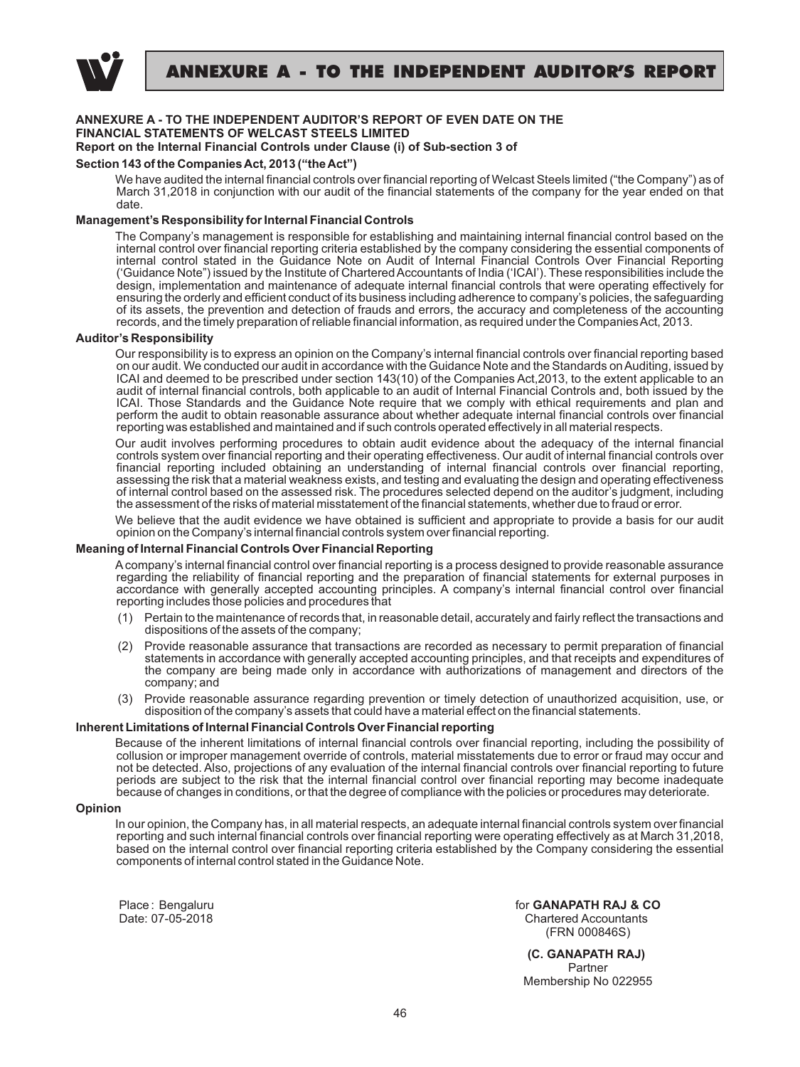# ANNEXURE A - TO THE INDEPENDENT AUDITOR'S REPORT

**ANNEXURE A - TO THE INDEPENDENT AUDITOR'S REPORT OF EVEN DATE ON THE FINANCIAL STATEMENTS OF WELCAST STEELS LIMITED**

**Report on the Internal Financial Controls under Clause (i) of Sub-section 3 of Section 143 of the Companies Act, 2013 ("the Act")**

We have audited the internal financial controls over financial reporting of Welcast Steels limited ("the Company") as of March 31,2018 in conjunction with our audit of the financial statements of the company for the year ended on that date.

**Management's Responsibility for Internal Financial Controls**

The Company's management is responsible for establishing and maintaining internal financial control based on the internal control over financial reporting criteria established by the company considering the essential components of internal control stated in the Guidance Note on Audit of Internal Financial Controls Over Financial Reporting ('Guidance Note") issued by the Institute of Chartered Accountants of India ('ICAI'). These responsibilities include the design, implementation and maintenance of adequate internal financial controls that were operating effectively for ensuring the orderly and efficient conduct of its business including adherence to company's policies, the safeguarding of its assets, the prevention and detection of frauds and errors, the accuracy and completeness of the accounting records, and the timely preparation of reliable financial information, as required under the Companies Act, 2013.

**Auditor's Responsibility**

Our responsibility is to express an opinion on the Company's internal financial controls over financial reporting based on our audit. We conducted our audit in accordance with the Guidance Note and the Standards on Auditing, issued by ICAI and deemed to be prescribed under section 143(10) of the Companies Act,2013, to the extent applicable to an audit of internal financial controls, both applicable to an audit of Internal Financial Controls and, both issued by the ICAI. Those Standards and the Guidance Note require that we comply with ethical requirements and plan and perform the audit to obtain reasonable assurance about whether adequate internal financial controls over financial reporting was established and maintained and if such controls operated effectively in all material respects.

Our audit involves performing procedures to obtain audit evidence about the adequacy of the internal financial controls system over financial reporting and their operating effectiveness. Our audit of internal financial controls over financial reporting included obtaining an understanding of internal financial controls over financial reporting, assessing the risk that a material weakness exists, and testing and evaluating the design and operating effectiveness of internal control based on the assessed risk. The procedures selected depend on the auditor's judgment, including the assessment of the risks of material misstatement of the financial statements, whether due to fraud or error.

We believe that the audit evidence we have obtained is sufficient and appropriate to provide a basis for our audit opinion on the Company's internal financial controls system over financial reporting.

**Meaning of Internal Financial Controls Over Financial Reporting**

A company's internal financial control over financial reporting is a process designed to provide reasonable assurance regarding the reliability of financial reporting and the preparation of financial statements for external purposes in accordance with generally accepted accounting principles. A company's internal financial control over financial reporting includes those policies and procedures that

(1) Pertain to the maintenance of records that, in reasonable detail, accurately and fairly reflect the transactions and dispositions of the assets of the company;

(2) Provide reasonable assurance that transactions are recorded as necessary to permit preparation of financial statements in accordance with generally accepted accounting principles, and that receipts and expenditures of the company are being made only in accordance with authorizations of management and directors of the company; and

(3) Provide reasonable assurance regarding prevention or timely detection of unauthorized acquisition, use, or disposition of the company's assets that could have a material effect on the financial statements.

**Inherent Limitations of Internal Financial Controls Over Financial reporting**

Because of the inherent limitations of internal financial controls over financial reporting, including the possibility of collusion or improper management override of controls, material misstatements due to error or fraud may occur and not be detected. Also, projections of any evaluation of the internal financial controls over financial reporting to future periods are subject to the risk that the internal financial control over financial reporting may become inadequate because of changes in conditions, or that the degree of compliance with the policies or procedures may deteriorate.

**Opinion**

In our opinion, the Company has, in all material respects, an adequate internal financial controls system over financial reporting and such internal financial controls over financial reporting were operating effectively as at March 31,2018, based on the internal control over financial reporting criteria established by the Company considering the essential components of internal control stated in the Guidance Note.

Place : Bengaluru
Date: 07-05-2018

for **GANAPATH RAJ & CO**
Chartered Accountants
(FRN 000846S)

**(C. GANAPATH RAJ)**
Partner
Membership No 022955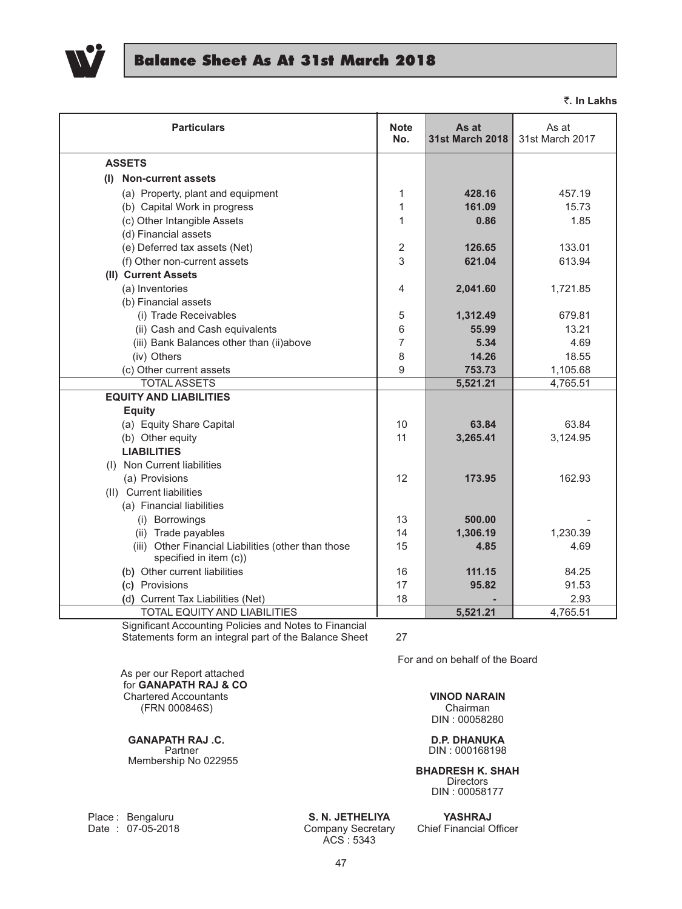# Balance Sheet As At 31st March 2018

₹. In Lakhs

| Particulars | Note No. | As at 31st March 2018 | As at 31st March 2017 |
|---|---|---|---|
| **ASSETS** | | | |
| **(I) Non-current assets** | | | |
| (a) Property, plant and equipment | 1 | **428.16** | 457.19 |
| (b) Capital Work in progress | 1 | **161.09** | 15.73 |
| (c) Other Intangible Assets | 1 | **0.86** | 1.85 |
| (d) Financial assets | | | |
| (e) Deferred tax assets (Net) | 2 | **126.65** | 133.01 |
| (f) Other non-current assets | 3 | **621.04** | 613.94 |
| **(II) Current Assets** | | | |
| (a) Inventories | 4 | **2,041.60** | 1,721.85 |
| (b) Financial assets | | | |
| (i) Trade Receivables | 5 | **1,312.49** | 679.81 |
| (ii) Cash and Cash equivalents | 6 | **55.99** | 13.21 |
| (iii) Bank Balances other than (ii)above | 7 | **5.34** | 4.69 |
| (iv) Others | 8 | **14.26** | 18.55 |
| (c) Other current assets | 9 | **753.73** | 1,105.68 |
| TOTAL ASSETS | | **5,521.21** | 4,765.51 |
| **EQUITY AND LIABILITIES** | | | |
| **Equity** | | | |
| (a) Equity Share Capital | 10 | **63.84** | 63.84 |
| (b) Other equity | 11 | **3,265.41** | 3,124.95 |
| **LIABILITIES** | | | |
| (I) Non Current liabilities | | | |
| (a) Provisions | 12 | **173.95** | 162.93 |
| (II) Current liabilities | | | |
| (a) Financial liabilities | | | |
| (i) Borrowings | 13 | **500.00** | - |
| (ii) Trade payables | 14 | **1,306.19** | 1,230.39 |
| (iii) Other Financial Liabilities (other than those specified in item (c)) | 15 | **4.85** | 4.69 |
| (b) Other current liabilities | 16 | **111.15** | 84.25 |
| (c) Provisions | 17 | **95.82** | 91.53 |
| (d) Current Tax Liabilities (Net) | 18 | **-** | 2.93 |
| TOTAL EQUITY AND LIABILITIES | | **5,521.21** | 4,765.51 |

Significant Accounting Policies and Notes to Financial Statements form an integral part of the Balance Sheet 27

For and on behalf of the Board

As per our Report attached
for **GANAPATH RAJ & CO**
Chartered Accountants
(FRN 000846S)

**GANAPATH RAJ .C.**
Partner
Membership No 022955

**VINOD NARAIN**
Chairman
DIN : 00058280

**D.P. DHANUKA**
DIN : 000168198

**BHADRESH K. SHAH**
Directors
DIN : 00058177

Place : Bengaluru
Date : 07-05-2018

**S. N. JETHELIYA**
Company Secretary
ACS : 5343

**YASHRAJ**
Chief Financial Officer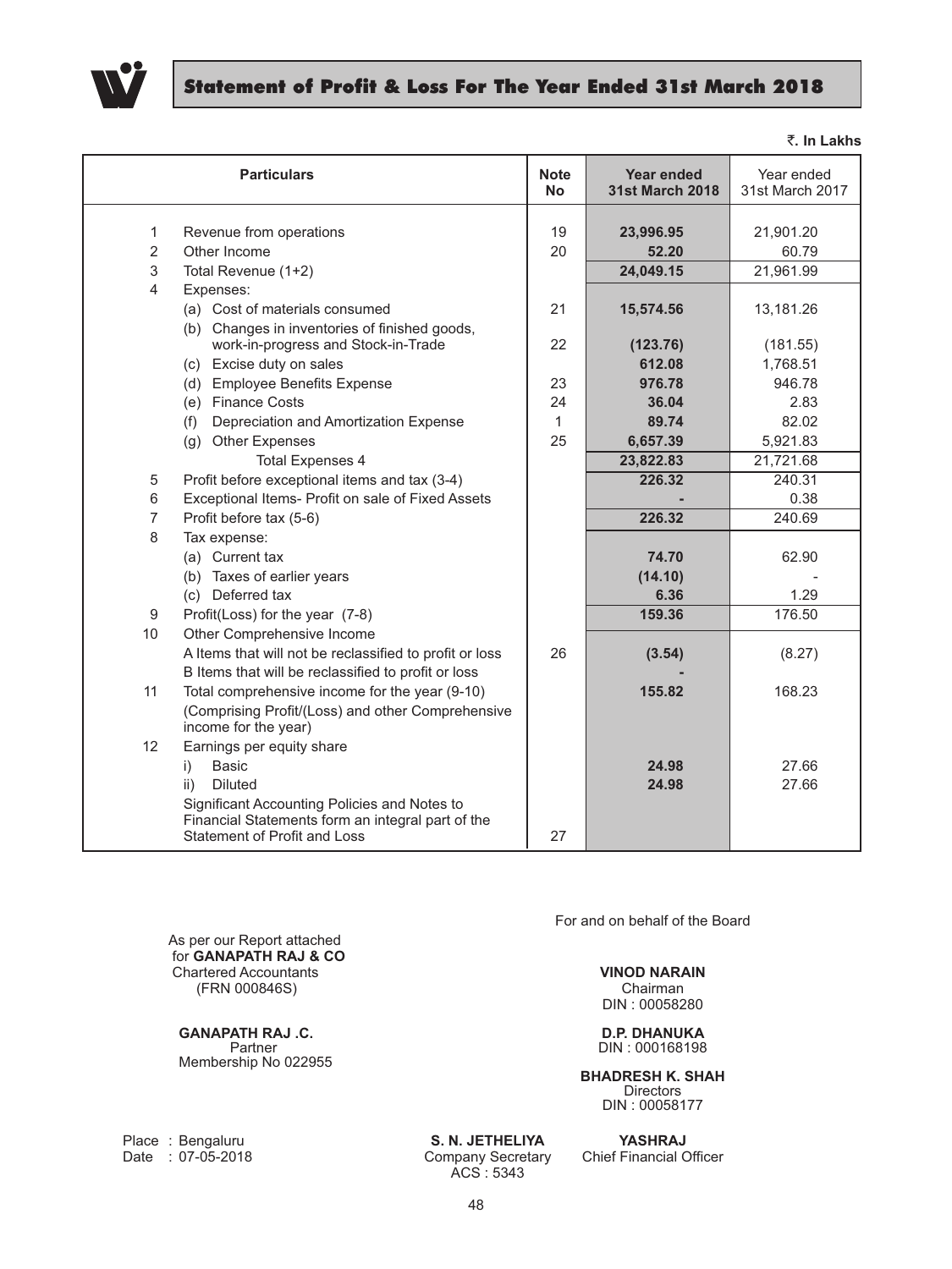# Statement of Profit & Loss For The Year Ended 31st March 2018

₹. In Lakhs

| | Particulars | Note No | Year ended 31st March 2018 | Year ended 31st March 2017 |
|---|---|---|---|---|
| 1 | Revenue from operations | 19 | **23,996.95** | 21,901.20 |
| 2 | Other Income | 20 | **52.20** | 60.79 |
| 3 | Total Revenue (1+2) | | **24,049.15** | 21,961.99 |
| 4 | Expenses: | | | |
| | (a) Cost of materials consumed | 21 | **15,574.56** | 13,181.26 |
| | (b) Changes in inventories of finished goods, work-in-progress and Stock-in-Trade | 22 | **(123.76)** | (181.55) |
| | (c) Excise duty on sales | | **612.08** | 1,768.51 |
| | (d) Employee Benefits Expense | 23 | **976.78** | 946.78 |
| | (e) Finance Costs | 24 | **36.04** | 2.83 |
| | (f) Depreciation and Amortization Expense | 1 | **89.74** | 82.02 |
| | (g) Other Expenses | 25 | **6,657.39** | 5,921.83 |
| | Total Expenses 4 | | **23,822.83** | 21,721.68 |
| 5 | Profit before exceptional items and tax (3-4) | | **226.32** | 240.31 |
| 6 | Exceptional Items- Profit on sale of Fixed Assets | | **-** | 0.38 |
| 7 | Profit before tax (5-6) | | **226.32** | 240.69 |
| 8 | Tax expense: | | | |
| | (a) Current tax | | **74.70** | 62.90 |
| | (b) Taxes of earlier years | | **(14.10)** | - |
| | (c) Deferred tax | | **6.36** | 1.29 |
| 9 | Profit(Loss) for the year (7-8) | | **159.36** | 176.50 |
| 10 | Other Comprehensive Income | | | |
| | A Items that will not be reclassified to profit or loss | 26 | **(3.54)** | (8.27) |
| | B Items that will be reclassified to profit or loss | | **-** | |
| 11 | Total comprehensive income for the year (9-10) (Comprising Profit/(Loss) and other Comprehensive income for the year) | | **155.82** | 168.23 |
| 12 | Earnings per equity share | | | |
| | i) Basic | | **24.98** | 27.66 |
| | ii) Diluted | | **24.98** | 27.66 |
| | Significant Accounting Policies and Notes to Financial Statements form an integral part of the Statement of Profit and Loss | 27 | | |

As per our Report attached
for **GANAPATH RAJ & CO**
Chartered Accountants
(FRN 000846S)

**GANAPATH RAJ .C.**
Partner
Membership No 022955

For and on behalf of the Board

**VINOD NARAIN**
Chairman
DIN : 00058280

**D.P. DHANUKA**
DIN : 000168198

**BHADRESH K. SHAH**
Directors
DIN : 00058177

Place : Bengaluru
Date : 07-05-2018

**S. N. JETHELIYA**
Company Secretary
ACS : 5343

**YASHRAJ**
Chief Financial Officer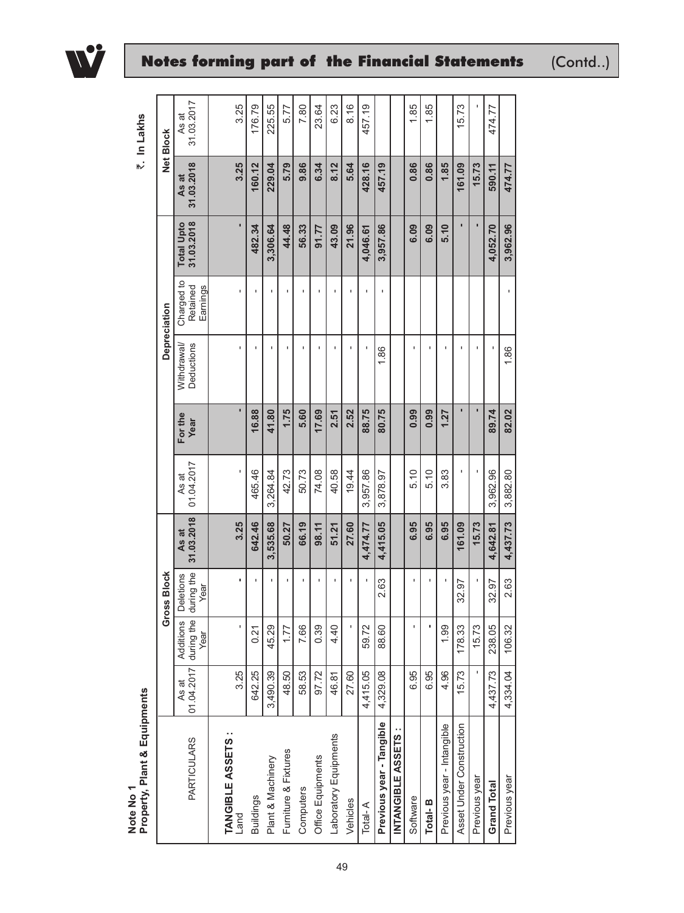## Notes forming part of the Financial Statements (Contd..)

**Note No 1**
**Property, Plant & Equipments**

₹. In Lakhs

| PARTICULARS | Gross Block | | | | Depreciation | | | | | Net Block | |
|---|---|---|---|---|---|---|---|---|---|---|---|
| | As at 01.04.2017 | Additions during the Year | Deletions during the Year | As at 31.03.2018 | As at 01.04.2017 | For the Year | Withdrawal/ Deductions | Charged to Retained Earnings | Total Upto 31.03.2018 | As at 31.03.2018 | As at 31.03.2017 |
| **TANGIBLE ASSETS :** | | | | | | | | | | | |
| Land | 3.25 | - | - | 3.25 | - | - | - | - | - | 3.25 | 3.25 |
| Buildings | 642.25 | 0.21 | - | 642.46 | 465.46 | 16.88 | - | - | 482.34 | 160.12 | 176.79 |
| Plant & Machinery | 3,490.39 | 45.29 | - | 3,535.68 | 3,264.84 | 41.80 | - | - | 3,306.64 | 229.04 | 225.55 |
| Furniture & Fixtures | 48.50 | 1.77 | - | 50.27 | 42.73 | 1.75 | - | - | 44.48 | 5.79 | 5.77 |
| Computers | 58.53 | 7.66 | - | 66.19 | 50.73 | 5.60 | - | - | 56.33 | 9.86 | 7.80 |
| Office Equipments | 97.72 | 0.39 | - | 98.11 | 74.08 | 17.69 | - | - | 91.77 | 6.34 | 23.64 |
| Laboratory Equipments | 46.81 | 4.40 | - | 51.21 | 40.58 | 2.51 | - | - | 43.09 | 8.12 | 6.23 |
| Vehicles | 27.60 | - | - | 27.60 | 19.44 | 2.52 | - | - | 21.96 | 5.64 | 8.16 |
| Total- A | 4,415.05 | 59.72 | - | 4,474.77 | 3,957.86 | 88.75 | - | - | 4,046.61 | 428.16 | 457.19 |
| **Previous year - Tangible** | 4,329.08 | 88.60 | 2.63 | 4,415.05 | 3,878.97 | 80.75 | 1.86 | - | 3,957.86 | 457.19 | |
| **INTANGIBLE ASSETS :** | | | | | | | | | | | |
| Software | 6.95 | - | - | 6.95 | 5.10 | 0.99 | - | | 6.09 | 0.86 | 1.85 |
| **Total- B** | 6.95 | - | - | 6.95 | 5.10 | 0.99 | - | | 6.09 | 0.86 | 1.85 |
| Previous year - Intangible | 4.96 | 1.99 | - | 6.95 | 3.83 | 1.27 | - | | 5.10 | 1.85 | |
| Asset Under Construction | 15.73 | 178.33 | 32.97 | 161.09 | - | - | - | | - | 161.09 | 15.73 |
| Previous year | - | 15.73 | - | 15.73 | - | - | - | | - | 15.73 | - |
| **Grand Total** | 4,437.73 | 238.05 | 32.97 | 4,642.81 | 3,962.96 | 89.74 | - | | 4,052.70 | 590.11 | 474.77 |
| Previous year | 4,334.04 | 106.32 | 2.63 | 4,437.73 | 3,882.80 | 82.02 | 1.86 | - | 3,962.96 | 474.77 | |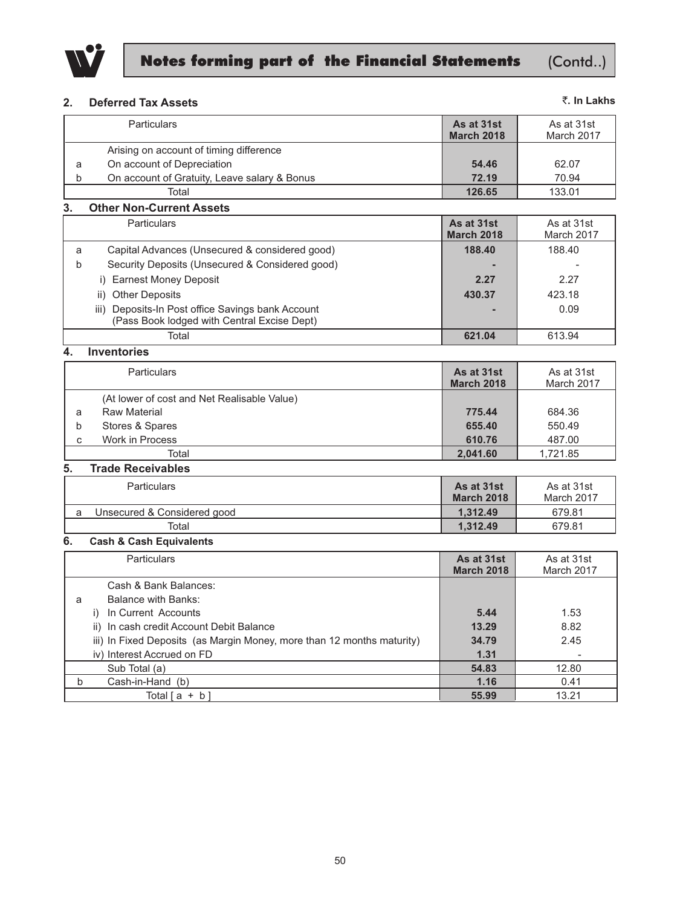## Notes forming part of the Financial Statements (Contd..)

### 2. Deferred Tax Assets

₹. In Lakhs

| | Particulars | As at 31st March 2018 | As at 31st March 2017 |
|---|---|---|---|
| | Arising on account of timing difference | | |
| a | On account of Depreciation | **54.46** | 62.07 |
| b | On account of Gratuity, Leave salary & Bonus | **72.19** | 70.94 |
| | Total | **126.65** | 133.01 |

### 3. Other Non-Current Assets

| | Particulars | As at 31st March 2018 | As at 31st March 2017 |
|---|---|---|---|
| a | Capital Advances (Unsecured & considered good) | **188.40** | 188.40 |
| b | Security Deposits (Unsecured & Considered good) | **-** | - |
| | i) Earnest Money Deposit | **2.27** | 2.27 |
| | ii) Other Deposits | **430.37** | 423.18 |
| | iii) Deposits-In Post office Savings bank Account (Pass Book lodged with Central Excise Dept) | **-** | 0.09 |
| | Total | **621.04** | 613.94 |

### 4. Inventories

| | Particulars | As at 31st March 2018 | As at 31st March 2017 |
|---|---|---|---|
| | (At lower of cost and Net Realisable Value) | | |
| a | Raw Material | **775.44** | 684.36 |
| b | Stores & Spares | **655.40** | 550.49 |
| c | Work in Process | **610.76** | 487.00 |
| | Total | **2,041.60** | 1,721.85 |

### 5. Trade Receivables

| | Particulars | As at 31st March 2018 | As at 31st March 2017 |
|---|---|---|---|
| a | Unsecured & Considered good | **1,312.49** | 679.81 |
| | Total | **1,312.49** | 679.81 |

### 6. Cash & Cash Equivalents

| | Particulars | As at 31st March 2018 | As at 31st March 2017 |
|---|---|---|---|
| | Cash & Bank Balances: | | |
| a | Balance with Banks: | | |
| | i) In Current Accounts | **5.44** | 1.53 |
| | ii) In cash credit Account Debit Balance | **13.29** | 8.82 |
| | iii) In Fixed Deposits (as Margin Money, more than 12 months maturity) | **34.79** | 2.45 |
| | iv) Interest Accrued on FD | **1.31** | - |
| | Sub Total (a) | **54.83** | 12.80 |
| b | Cash-in-Hand (b) | **1.16** | 0.41 |
| | Total [ a + b ] | **55.99** | 13.21 |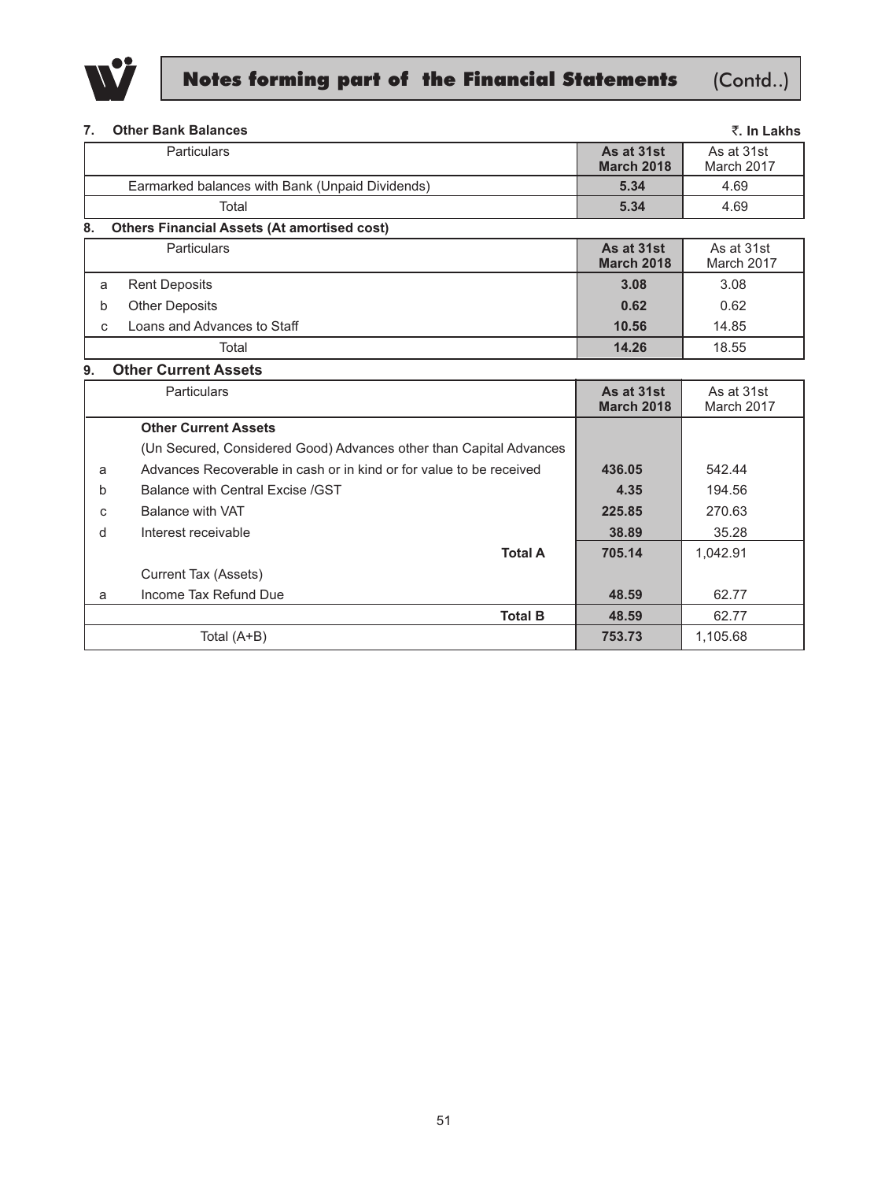## Notes forming part of the Financial Statements (Contd..)

### 7. Other Bank Balances

₹. In Lakhs

| Particulars | As at 31st March 2018 | As at 31st March 2017 |
|---|---|---|
| Earmarked balances with Bank (Unpaid Dividends) | **5.34** | 4.69 |
| Total | **5.34** | 4.69 |

### 8. Others Financial Assets (At amortised cost)

| | Particulars | As at 31st March 2018 | As at 31st March 2017 |
|---|---|---|---|
| a | Rent Deposits | **3.08** | 3.08 |
| b | Other Deposits | **0.62** | 0.62 |
| c | Loans and Advances to Staff | **10.56** | 14.85 |
| | Total | **14.26** | 18.55 |

### 9. Other Current Assets

| | Particulars | As at 31st March 2018 | As at 31st March 2017 |
|---|---|---|---|
| | **Other Current Assets** | | |
| | (Un Secured, Considered Good) Advances other than Capital Advances | | |
| a | Advances Recoverable in cash or in kind or for value to be received | **436.05** | 542.44 |
| b | Balance with Central Excise /GST | **4.35** | 194.56 |
| c | Balance with VAT | **225.85** | 270.63 |
| d | Interest receivable | **38.89** | 35.28 |
| | **Total A** | **705.14** | 1,042.91 |
| | Current Tax (Assets) | | |
| a | Income Tax Refund Due | **48.59** | 62.77 |
| | **Total B** | **48.59** | 62.77 |
| | Total (A+B) | **753.73** | 1,105.68 |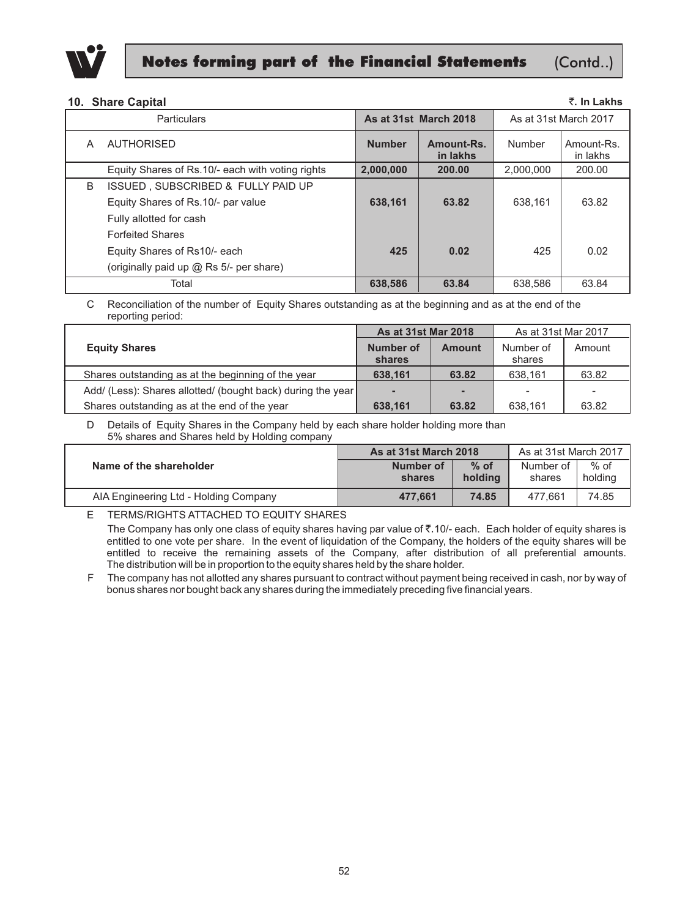## Notes forming part of the Financial Statements (Contd..)

### 10. Share Capital

₹. In Lakhs

| | Particulars | As at 31st March 2018 | | As at 31st March 2017 | |
|---|---|---|---|---|---|
| A | AUTHORISED | **Number** | **Amount-Rs. in lakhs** | Number | Amount-Rs. in lakhs |
| | Equity Shares of Rs.10/- each with voting rights | **2,000,000** | **200.00** | 2,000,000 | 200.00 |
| B | ISSUED , SUBSCRIBED & FULLY PAID UP | | | | |
| | Equity Shares of Rs.10/- par value | **638,161** | **63.82** | 638,161 | 63.82 |
| | Fully allotted for cash | | | | |
| | Forfeited Shares | | | | |
| | Equity Shares of Rs10/- each | **425** | **0.02** | 425 | 0.02 |
| | (originally paid up @ Rs 5/- per share) | | | | |
| | Total | **638,586** | **63.84** | 638,586 | 63.84 |

C Reconciliation of the number of Equity Shares outstanding as at the beginning and as at the end of the reporting period:

| Equity Shares | As at 31st Mar 2018 | | As at 31st Mar 2017 | |
|---|---|---|---|---|
| | **Number of shares** | **Amount** | Number of shares | Amount |
| Shares outstanding as at the beginning of the year | **638,161** | **63.82** | 638,161 | 63.82 |
| Add/ (Less): Shares allotted/ (bought back) during the year | **-** | **-** | - | - |
| Shares outstanding as at the end of the year | **638,161** | **63.82** | 638,161 | 63.82 |

D Details of Equity Shares in the Company held by each share holder holding more than 5% shares and Shares held by Holding company

| Name of the shareholder | As at 31st March 2018 | | As at 31st March 2017 | |
|---|---|---|---|---|
| | **Number of shares** | **% of holding** | Number of shares | % of holding |
| AIA Engineering Ltd - Holding Company | **477,661** | **74.85** | 477,661 | 74.85 |

E TERMS/RIGHTS ATTACHED TO EQUITY SHARES

The Company has only one class of equity shares having par value of ₹.10/- each. Each holder of equity shares is entitled to one vote per share. In the event of liquidation of the Company, the holders of the equity shares will be entitled to receive the remaining assets of the Company, after distribution of all preferential amounts. The distribution will be in proportion to the equity shares held by the share holder.

F The company has not allotted any shares pursuant to contract without payment being received in cash, nor by way of bonus shares nor bought back any shares during the immediately preceding five financial years.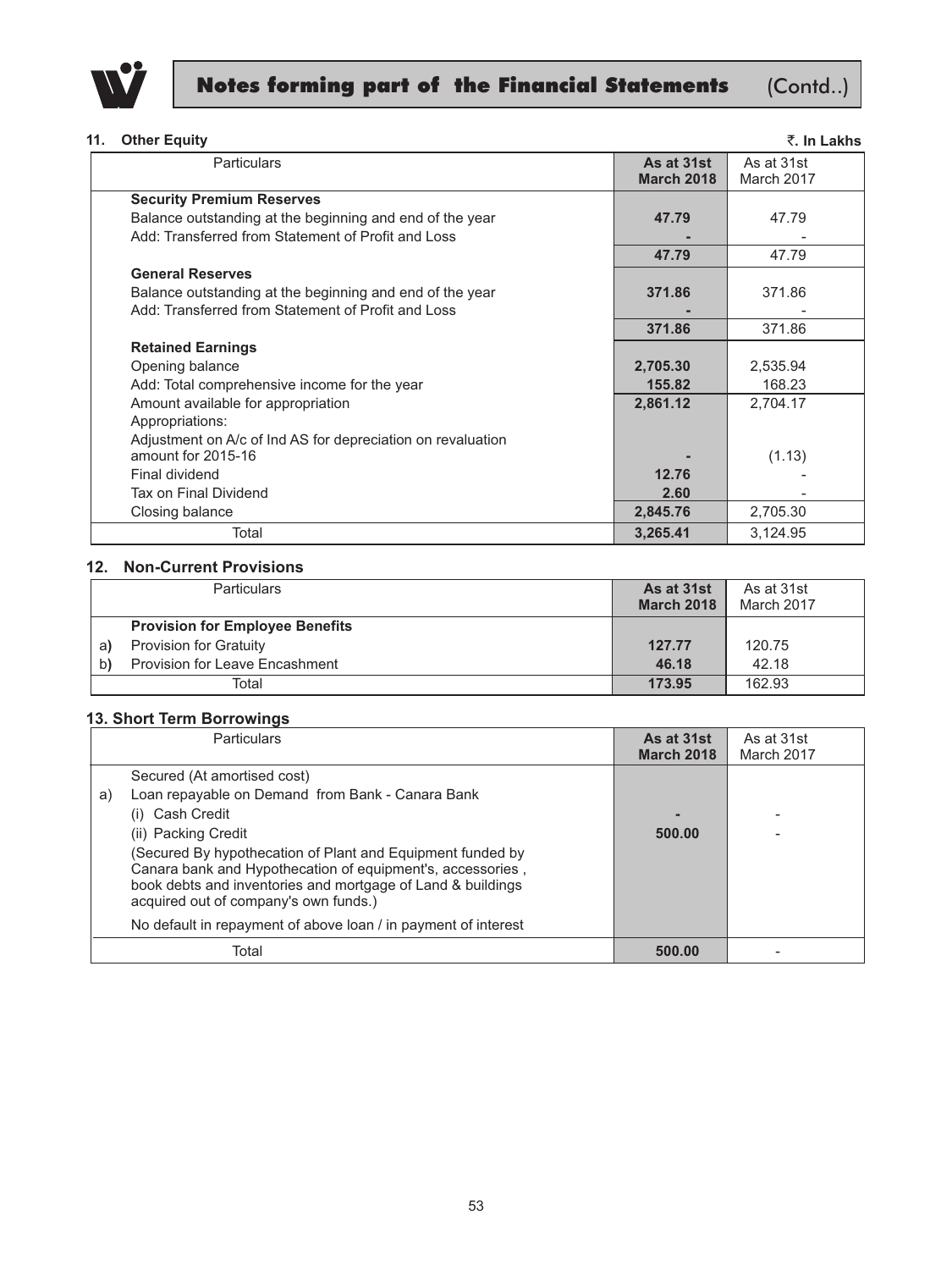## Notes forming part of the Financial Statements (Contd..)

### 11. Other Equity

₹. In Lakhs

| Particulars | As at 31st March 2018 | As at 31st March 2017 |
|---|---|---|
| **Security Premium Reserves** | | |
| Balance outstanding at the beginning and end of the year | **47.79** | 47.79 |
| Add: Transferred from Statement of Profit and Loss | **-** | - |
| | **47.79** | 47.79 |
| **General Reserves** | | |
| Balance outstanding at the beginning and end of the year | **371.86** | 371.86 |
| Add: Transferred from Statement of Profit and Loss | **-** | - |
| | **371.86** | 371.86 |
| **Retained Earnings** | | |
| Opening balance | **2,705.30** | 2,535.94 |
| Add: Total comprehensive income for the year | **155.82** | 168.23 |
| Amount available for appropriation | **2,861.12** | 2,704.17 |
| Appropriations: | | |
| Adjustment on A/c of Ind AS for depreciation on revaluation amount for 2015-16 | **-** | (1.13) |
| Final dividend | **12.76** | - |
| Tax on Final Dividend | **2.60** | - |
| Closing balance | **2,845.76** | 2,705.30 |
| Total | **3,265.41** | 3,124.95 |

### 12. Non-Current Provisions

| | Particulars | As at 31st March 2018 | As at 31st March 2017 |
|---|---|---|---|
| | **Provision for Employee Benefits** | | |
| a) | Provision for Gratuity | **127.77** | 120.75 |
| b) | Provision for Leave Encashment | **46.18** | 42.18 |
| | Total | **173.95** | 162.93 |

### 13. Short Term Borrowings

| | Particulars | As at 31st March 2018 | As at 31st March 2017 |
|---|---|---|---|
| | Secured (At amortised cost) | | |
| a) | Loan repayable on Demand from Bank - Canara Bank | | |
| | (i) Cash Credit | **-** | - |
| | (ii) Packing Credit | **500.00** | - |
| | (Secured By hypothecation of Plant and Equipment funded by Canara bank and Hypothecation of equipment's, accessories , book debts and inventories and mortgage of Land & buildings acquired out of company's own funds.) | | |
| | No default in repayment of above loan / in payment of interest | | |
| | Total | **500.00** | - |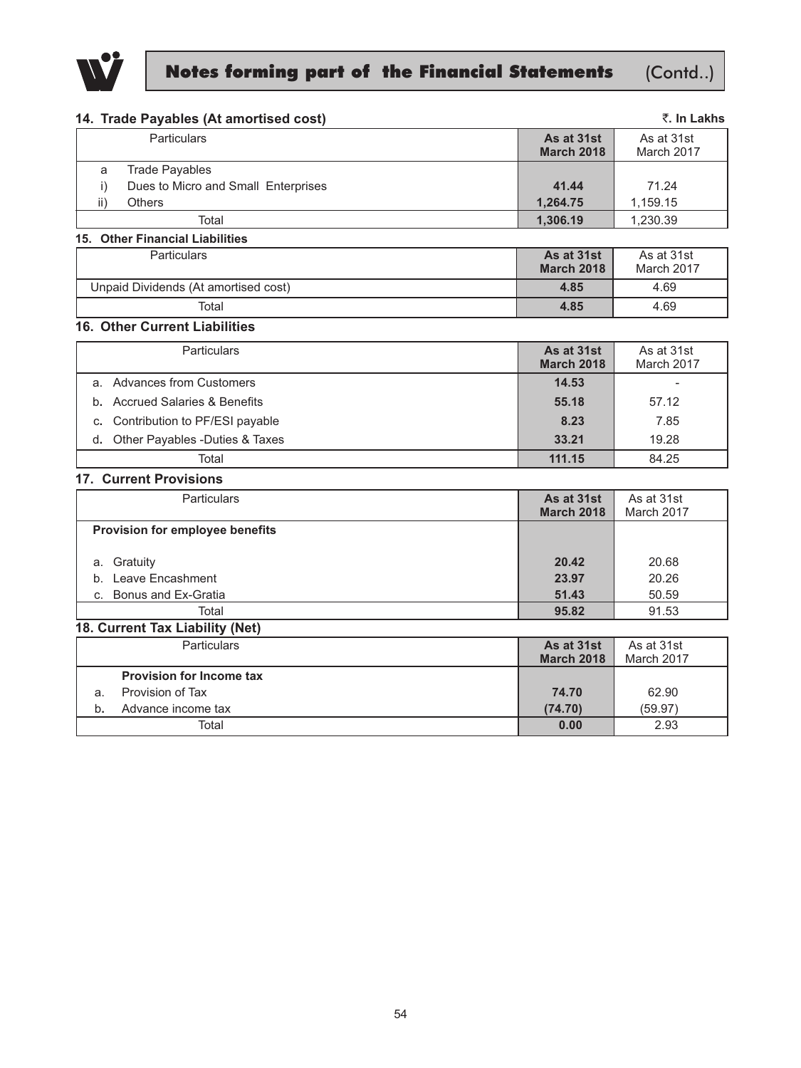## Notes forming part of the Financial Statements (Contd..)

### 14. Trade Payables (At amortised cost)

₹. In Lakhs

| Particulars | As at 31st March 2018 | As at 31st March 2017 |
|---|---|---|
| a Trade Payables | | |
| i) Dues to Micro and Small Enterprises | **41.44** | 71.24 |
| ii) Others | **1,264.75** | 1,159.15 |
| Total | **1,306.19** | 1,230.39 |

### 15. Other Financial Liabilities

| Particulars | As at 31st March 2018 | As at 31st March 2017 |
|---|---|---|
| Unpaid Dividends (At amortised cost) | **4.85** | 4.69 |
| Total | **4.85** | 4.69 |

### 16. Other Current Liabilities

| Particulars | As at 31st March 2018 | As at 31st March 2017 |
|---|---|---|
| a. Advances from Customers | **14.53** | - |
| b. Accrued Salaries & Benefits | **55.18** | 57.12 |
| c. Contribution to PF/ESI payable | **8.23** | 7.85 |
| d. Other Payables -Duties & Taxes | **33.21** | 19.28 |
| Total | **111.15** | 84.25 |

### 17. Current Provisions

| Particulars | As at 31st March 2018 | As at 31st March 2017 |
|---|---|---|
| **Provision for employee benefits** | | |
| a. Gratuity | **20.42** | 20.68 |
| b. Leave Encashment | **23.97** | 20.26 |
| c. Bonus and Ex-Gratia | **51.43** | 50.59 |
| Total | **95.82** | 91.53 |

### 18. Current Tax Liability (Net)

| Particulars | As at 31st March 2018 | As at 31st March 2017 |
|---|---|---|
| **Provision for Income tax** | | |
| a. Provision of Tax | **74.70** | 62.90 |
| b. Advance income tax | **(74.70)** | (59.97) |
| Total | **0.00** | 2.93 |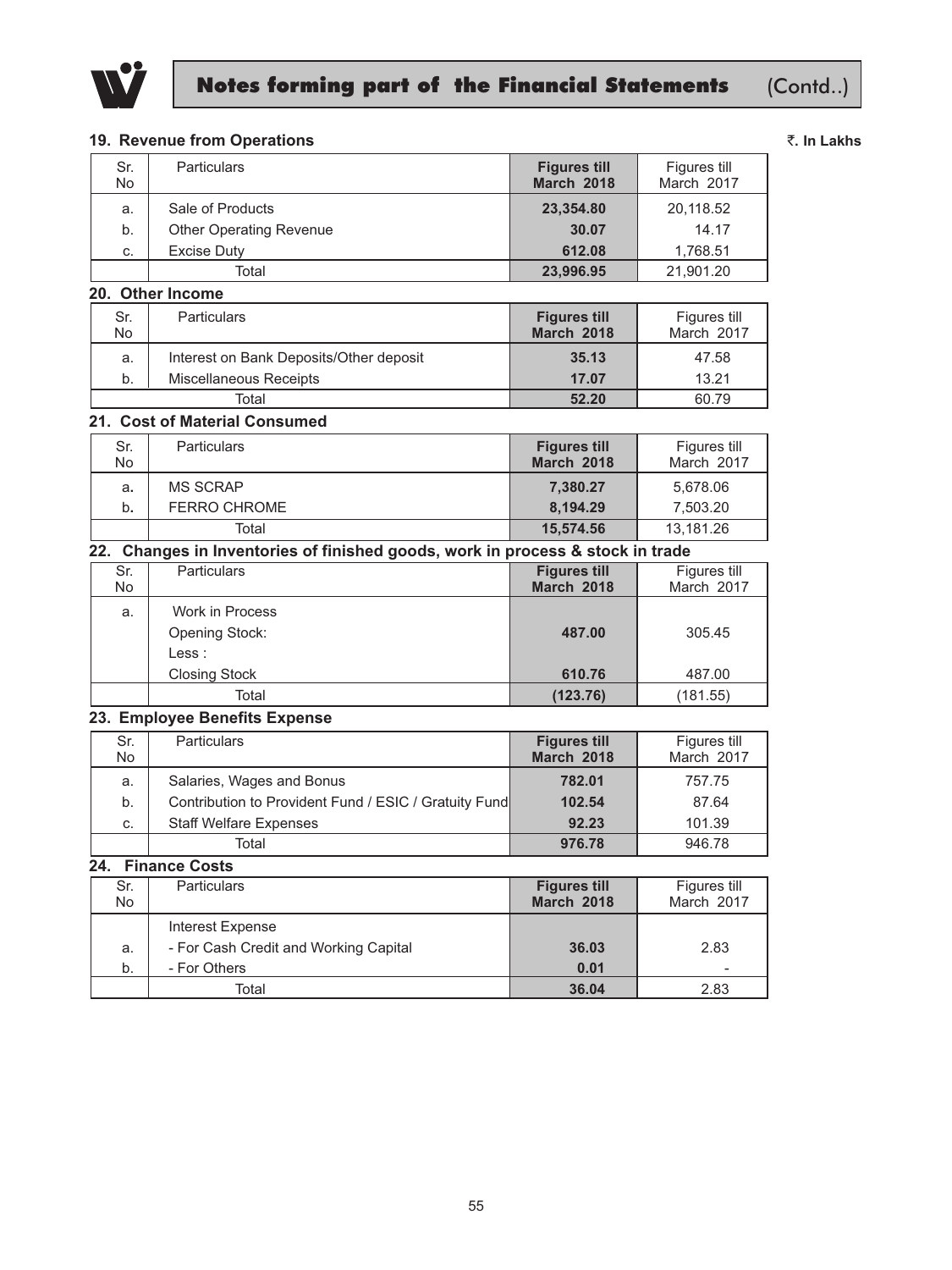## Notes forming part of the Financial Statements (Contd..)

### 19. Revenue from Operations

₹. In Lakhs

| Sr. No | Particulars | Figures till March 2018 | Figures till March 2017 |
|---|---|---|---|
| a. | Sale of Products | 23,354.80 | 20,118.52 |
| b. | Other Operating Revenue | 30.07 | 14.17 |
| c. | Excise Duty | 612.08 | 1,768.51 |
| | Total | 23,996.95 | 21,901.20 |

### 20. Other Income

| Sr. No | Particulars | Figures till March 2018 | Figures till March 2017 |
|---|---|---|---|
| a. | Interest on Bank Deposits/Other deposit | 35.13 | 47.58 |
| b. | Miscellaneous Receipts | 17.07 | 13.21 |
| | Total | 52.20 | 60.79 |

### 21. Cost of Material Consumed

| Sr. No | Particulars | Figures till March 2018 | Figures till March 2017 |
|---|---|---|---|
| a. | MS SCRAP | 7,380.27 | 5,678.06 |
| b. | FERRO CHROME | 8,194.29 | 7,503.20 |
| | Total | 15,574.56 | 13,181.26 |

### 22. Changes in Inventories of finished goods, work in process & stock in trade

| Sr. No | Particulars | Figures till March 2018 | Figures till March 2017 |
|---|---|---|---|
| a. | Work in Process | | |
| | Opening Stock: | 487.00 | 305.45 |
| | Less : | | |
| | Closing Stock | 610.76 | 487.00 |
| | Total | (123.76) | (181.55) |

### 23. Employee Benefits Expense

| Sr. No | Particulars | Figures till March 2018 | Figures till March 2017 |
|---|---|---|---|
| a. | Salaries, Wages and Bonus | 782.01 | 757.75 |
| b. | Contribution to Provident Fund / ESIC / Gratuity Fund | 102.54 | 87.64 |
| c. | Staff Welfare Expenses | 92.23 | 101.39 |
| | Total | 976.78 | 946.78 |

### 24. Finance Costs

| Sr. No | Particulars | Figures till March 2018 | Figures till March 2017 |
|---|---|---|---|
| | Interest Expense | | |
| a. | - For Cash Credit and Working Capital | 36.03 | 2.83 |
| b. | - For Others | 0.01 | - |
| | Total | 36.04 | 2.83 |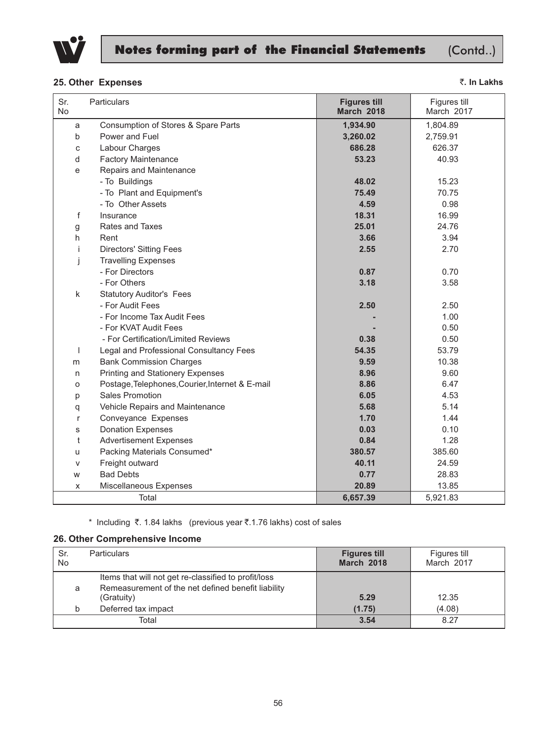## Notes forming part of the Financial Statements (Contd..)

### 25. Other Expenses

₹. In Lakhs

| Sr. No | Particulars | Figures till March 2018 | Figures till March 2017 |
|---|---|---|---|
| a | Consumption of Stores & Spare Parts | **1,934.90** | 1,804.89 |
| b | Power and Fuel | **3,260.02** | 2,759.91 |
| c | Labour Charges | **686.28** | 626.37 |
| d | Factory Maintenance | **53.23** | 40.93 |
| e | Repairs and Maintenance | | |
| | - To Buildings | **48.02** | 15.23 |
| | - To Plant and Equipment's | **75.49** | 70.75 |
| | - To Other Assets | **4.59** | 0.98 |
| f | Insurance | **18.31** | 16.99 |
| g | Rates and Taxes | **25.01** | 24.76 |
| h | Rent | **3.66** | 3.94 |
| i | Directors' Sitting Fees | **2.55** | 2.70 |
| j | Travelling Expenses | | |
| | - For Directors | **0.87** | 0.70 |
| | - For Others | **3.18** | 3.58 |
| k | Statutory Auditor's Fees | | |
| | - For Audit Fees | **2.50** | 2.50 |
| | - For Income Tax Audit Fees | **-** | 1.00 |
| | - For KVAT Audit Fees | **-** | 0.50 |
| | - For Certification/Limited Reviews | **0.38** | 0.50 |
| l | Legal and Professional Consultancy Fees | **54.35** | 53.79 |
| m | Bank Commission Charges | **9.59** | 10.38 |
| n | Printing and Stationery Expenses | **8.96** | 9.60 |
| o | Postage,Telephones,Courier,Internet & E-mail | **8.86** | 6.47 |
| p | Sales Promotion | **6.05** | 4.53 |
| q | Vehicle Repairs and Maintenance | **5.68** | 5.14 |
| r | Conveyance Expenses | **1.70** | 1.44 |
| s | Donation Expenses | **0.03** | 0.10 |
| t | Advertisement Expenses | **0.84** | 1.28 |
| u | Packing Materials Consumed* | **380.57** | 385.60 |
| v | Freight outward | **40.11** | 24.59 |
| w | Bad Debts | **0.77** | 28.83 |
| x | Miscellaneous Expenses | **20.89** | 13.85 |
| | Total | **6,657.39** | 5,921.83 |

\* Including ₹. 1.84 lakhs (previous year ₹.1.76 lakhs) cost of sales

### 26. Other Comprehensive Income

| Sr. No | Particulars | Figures till March 2018 | Figures till March 2017 |
|---|---|---|---|
| | Items that will not get re-classified to profit/loss | | |
| a | Remeasurement of the net defined benefit liability (Gratuity) | **5.29** | 12.35 |
| b | Deferred tax impact | **(1.75)** | (4.08) |
| | Total | **3.54** | 8.27 |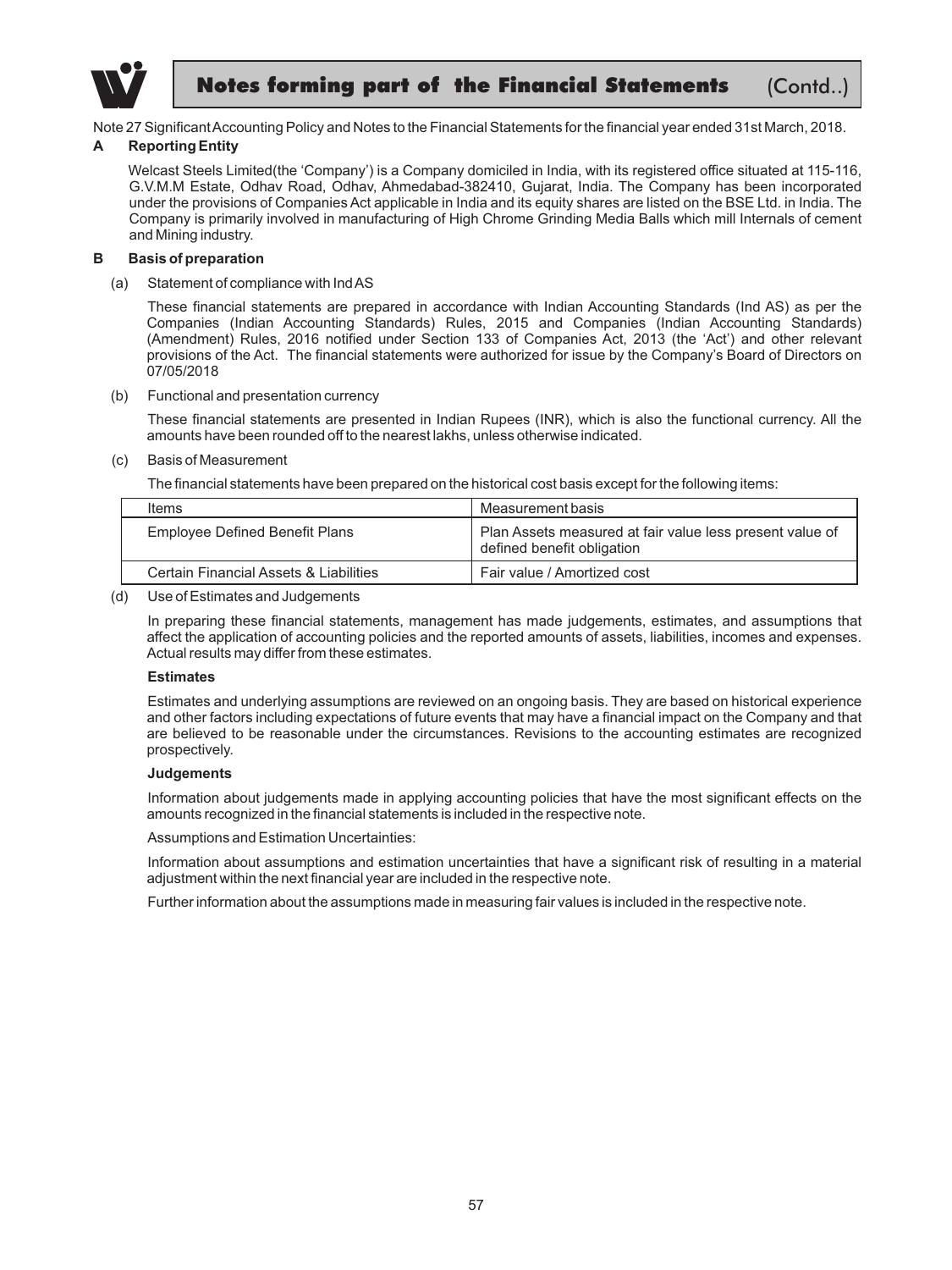Note 27 Significant Accounting Policy and Notes to the Financial Statements for the financial year ended 31st March, 2018.

**A Reporting Entity**

Welcast Steels Limited(the 'Company') is a Company domiciled in India, with its registered office situated at 115-116, G.V.M.M Estate, Odhav Road, Odhav, Ahmedabad-382410, Gujarat, India. The Company has been incorporated under the provisions of Companies Act applicable in India and its equity shares are listed on the BSE Ltd. in India. The Company is primarily involved in manufacturing of High Chrome Grinding Media Balls which mill Internals of cement and Mining industry.

**B Basis of preparation**

(a) Statement of compliance with Ind AS

These financial statements are prepared in accordance with Indian Accounting Standards (Ind AS) as per the Companies (Indian Accounting Standards) Rules, 2015 and Companies (Indian Accounting Standards) (Amendment) Rules, 2016 notified under Section 133 of Companies Act, 2013 (the 'Act') and other relevant provisions of the Act. The financial statements were authorized for issue by the Company's Board of Directors on 07/05/2018

(b) Functional and presentation currency

These financial statements are presented in Indian Rupees (INR), which is also the functional currency. All the amounts have been rounded off to the nearest lakhs, unless otherwise indicated.

(c) Basis of Measurement

The financial statements have been prepared on the historical cost basis except for the following items:

| Items | Measurement basis |
|---|---|
| Employee Defined Benefit Plans | Plan Assets measured at fair value less present value of defined benefit obligation |
| Certain Financial Assets & Liabilities | Fair value / Amortized cost |

(d) Use of Estimates and Judgements

In preparing these financial statements, management has made judgements, estimates, and assumptions that affect the application of accounting policies and the reported amounts of assets, liabilities, incomes and expenses. Actual results may differ from these estimates.

**Estimates**

Estimates and underlying assumptions are reviewed on an ongoing basis. They are based on historical experience and other factors including expectations of future events that may have a financial impact on the Company and that are believed to be reasonable under the circumstances. Revisions to the accounting estimates are recognized prospectively.

**Judgements**

Information about judgements made in applying accounting policies that have the most significant effects on the amounts recognized in the financial statements is included in the respective note.

Assumptions and Estimation Uncertainties:

Information about assumptions and estimation uncertainties that have a significant risk of resulting in a material adjustment within the next financial year are included in the respective note.

Further information about the assumptions made in measuring fair values is included in the respective note.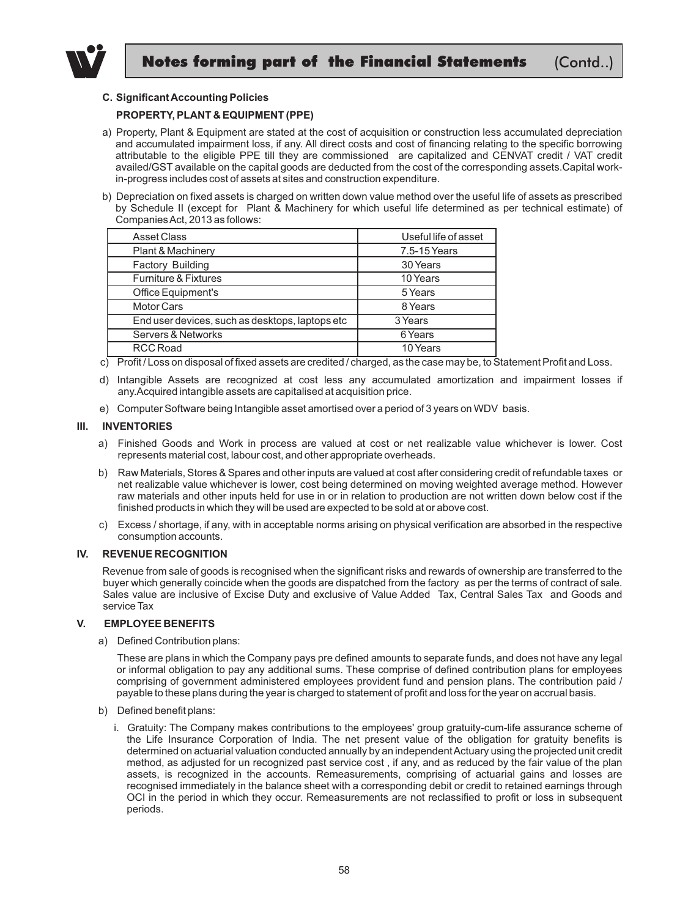**C. Significant Accounting Policies**

**PROPERTY, PLANT & EQUIPMENT (PPE)**

a) Property, Plant & Equipment are stated at the cost of acquisition or construction less accumulated depreciation and accumulated impairment loss, if any. All direct costs and cost of financing relating to the specific borrowing attributable to the eligible PPE till they are commissioned are capitalized and CENVAT credit / VAT credit availed/GST available on the capital goods are deducted from the cost of the corresponding assets.Capital work-in-progress includes cost of assets at sites and construction expenditure.

b) Depreciation on fixed assets is charged on written down value method over the useful life of assets as prescribed by Schedule II (except for Plant & Machinery for which useful life determined as per technical estimate) of Companies Act, 2013 as follows:

| Asset Class | Useful life of asset |
|---|---|
| Plant & Machinery | 7.5-15 Years |
| Factory Building | 30 Years |
| Furniture & Fixtures | 10 Years |
| Office Equipment's | 5 Years |
| Motor Cars | 8 Years |
| End user devices, such as desktops, laptops etc | 3 Years |
| Servers & Networks | 6 Years |
| RCC Road | 10 Years |

c) Profit / Loss on disposal of fixed assets are credited / charged, as the case may be, to Statement Profit and Loss.

d) Intangible Assets are recognized at cost less any accumulated amortization and impairment losses if any.Acquired intangible assets are capitalised at acquisition price.

e) Computer Software being Intangible asset amortised over a period of 3 years on WDV basis.

### III. INVENTORIES

a) Finished Goods and Work in process are valued at cost or net realizable value whichever is lower. Cost represents material cost, labour cost, and other appropriate overheads.

b) Raw Materials, Stores & Spares and other inputs are valued at cost after considering credit of refundable taxes or net realizable value whichever is lower, cost being determined on moving weighted average method. However raw materials and other inputs held for use in or in relation to production are not written down below cost if the finished products in which they will be used are expected to be sold at or above cost.

c) Excess / shortage, if any, with in acceptable norms arising on physical verification are absorbed in the respective consumption accounts.

### IV. REVENUE RECOGNITION

Revenue from sale of goods is recognised when the significant risks and rewards of ownership are transferred to the buyer which generally coincide when the goods are dispatched from the factory as per the terms of contract of sale. Sales value are inclusive of Excise Duty and exclusive of Value Added Tax, Central Sales Tax and Goods and service Tax

### V. EMPLOYEE BENEFITS

a) Defined Contribution plans:

These are plans in which the Company pays pre defined amounts to separate funds, and does not have any legal or informal obligation to pay any additional sums. These comprise of defined contribution plans for employees comprising of government administered employees provident fund and pension plans. The contribution paid / payable to these plans during the year is charged to statement of profit and loss for the year on accrual basis.

b) Defined benefit plans:

i. Gratuity: The Company makes contributions to the employees' group gratuity-cum-life assurance scheme of the Life Insurance Corporation of India. The net present value of the obligation for gratuity benefits is determined on actuarial valuation conducted annually by an independent Actuary using the projected unit credit method, as adjusted for un recognized past service cost , if any, and as reduced by the fair value of the plan assets, is recognized in the accounts. Remeasurements, comprising of actuarial gains and losses are recognised immediately in the balance sheet with a corresponding debit or credit to retained earnings through OCI in the period in which they occur. Remeasurements are not reclassified to profit or loss in subsequent periods.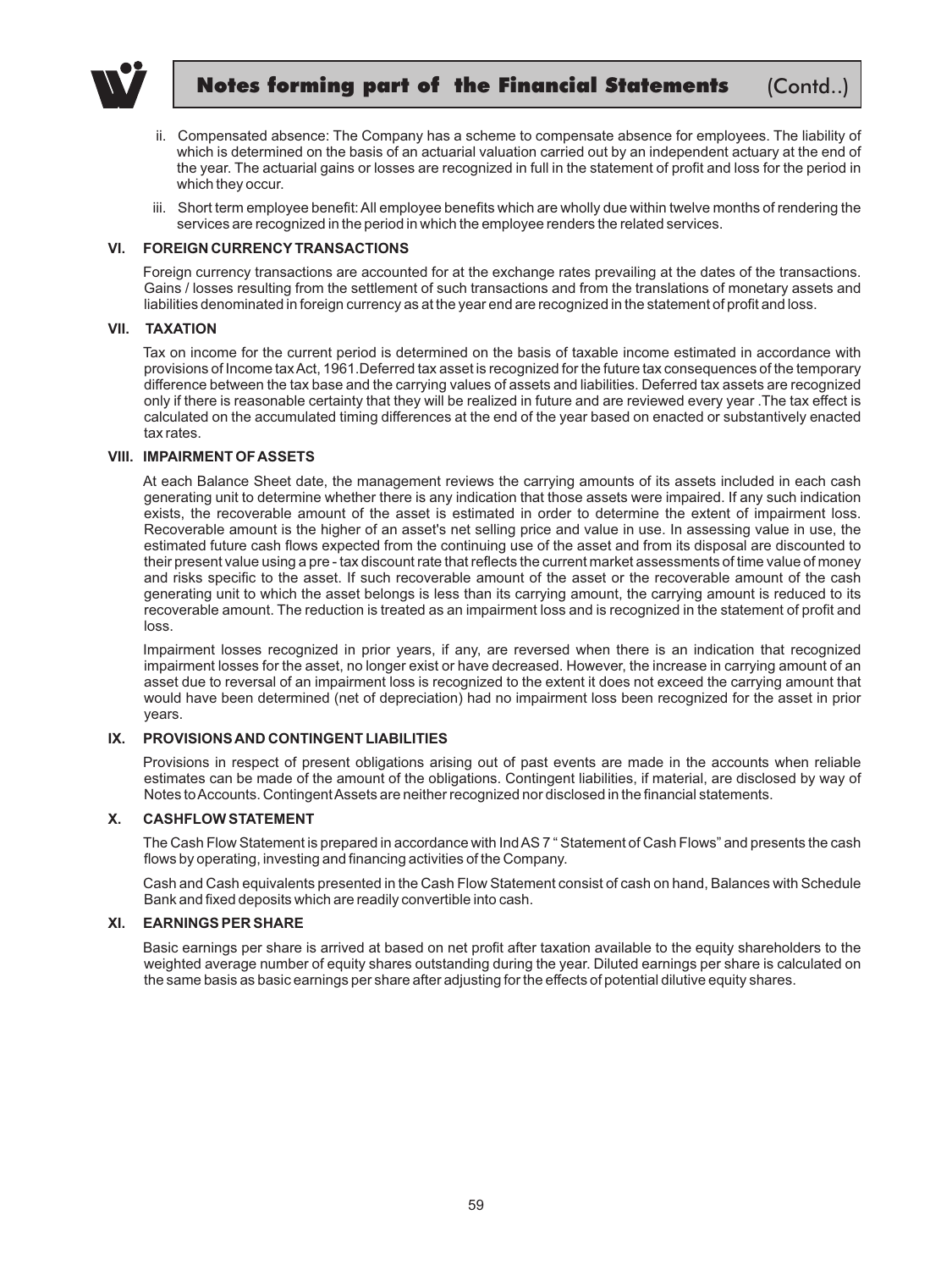ii. Compensated absence: The Company has a scheme to compensate absence for employees. The liability of which is determined on the basis of an actuarial valuation carried out by an independent actuary at the end of the year. The actuarial gains or losses are recognized in full in the statement of profit and loss for the period in which they occur.

iii. Short term employee benefit: All employee benefits which are wholly due within twelve months of rendering the services are recognized in the period in which the employee renders the related services.

### VI. FOREIGN CURRENCY TRANSACTIONS

Foreign currency transactions are accounted for at the exchange rates prevailing at the dates of the transactions. Gains / losses resulting from the settlement of such transactions and from the translations of monetary assets and liabilities denominated in foreign currency as at the year end are recognized in the statement of profit and loss.

### VII. TAXATION

Tax on income for the current period is determined on the basis of taxable income estimated in accordance with provisions of Income tax Act, 1961.Deferred tax asset is recognized for the future tax consequences of the temporary difference between the tax base and the carrying values of assets and liabilities. Deferred tax assets are recognized only if there is reasonable certainty that they will be realized in future and are reviewed every year .The tax effect is calculated on the accumulated timing differences at the end of the year based on enacted or substantively enacted tax rates.

### VIII. IMPAIRMENT OF ASSETS

At each Balance Sheet date, the management reviews the carrying amounts of its assets included in each cash generating unit to determine whether there is any indication that those assets were impaired. If any such indication exists, the recoverable amount of the asset is estimated in order to determine the extent of impairment loss. Recoverable amount is the higher of an asset's net selling price and value in use. In assessing value in use, the estimated future cash flows expected from the continuing use of the asset and from its disposal are discounted to their present value using a pre - tax discount rate that reflects the current market assessments of time value of money and risks specific to the asset. If such recoverable amount of the asset or the recoverable amount of the cash generating unit to which the asset belongs is less than its carrying amount, the carrying amount is reduced to its recoverable amount. The reduction is treated as an impairment loss and is recognized in the statement of profit and loss.

Impairment losses recognized in prior years, if any, are reversed when there is an indication that recognized impairment losses for the asset, no longer exist or have decreased. However, the increase in carrying amount of an asset due to reversal of an impairment loss is recognized to the extent it does not exceed the carrying amount that would have been determined (net of depreciation) had no impairment loss been recognized for the asset in prior years.

### IX. PROVISIONS AND CONTINGENT LIABILITIES

Provisions in respect of present obligations arising out of past events are made in the accounts when reliable estimates can be made of the amount of the obligations. Contingent liabilities, if material, are disclosed by way of Notes to Accounts. Contingent Assets are neither recognized nor disclosed in the financial statements.

### X. CASHFLOW STATEMENT

The Cash Flow Statement is prepared in accordance with Ind AS 7 " Statement of Cash Flows" and presents the cash flows by operating, investing and financing activities of the Company.

Cash and Cash equivalents presented in the Cash Flow Statement consist of cash on hand, Balances with Schedule Bank and fixed deposits which are readily convertible into cash.

### XI. EARNINGS PER SHARE

Basic earnings per share is arrived at based on net profit after taxation available to the equity shareholders to the weighted average number of equity shares outstanding during the year. Diluted earnings per share is calculated on the same basis as basic earnings per share after adjusting for the effects of potential dilutive equity shares.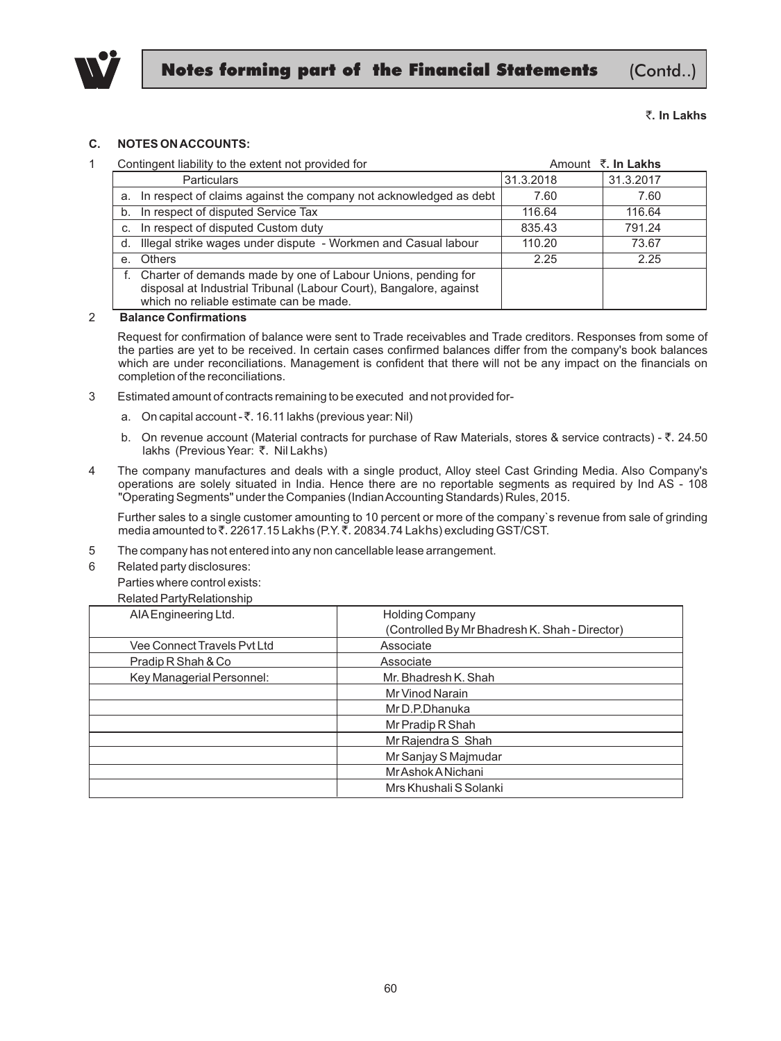## Notes forming part of the Financial Statements (Contd..)

₹. In Lakhs

### C. NOTES ON ACCOUNTS:

1 Contingent liability to the extent not provided for

Amount ₹. **In Lakhs**

| Particulars | 31.3.2018 | 31.3.2017 |
|---|---|---|
| a. In respect of claims against the company not acknowledged as debt | 7.60 | 7.60 |
| b. In respect of disputed Service Tax | 116.64 | 116.64 |
| c. In respect of disputed Custom duty | 835.43 | 791.24 |
| d. Illegal strike wages under dispute - Workmen and Casual labour | 110.20 | 73.67 |
| e. Others | 2.25 | 2.25 |
| f. Charter of demands made by one of Labour Unions, pending for disposal at Industrial Tribunal (Labour Court), Bangalore, against which no reliable estimate can be made. | | |

2 **Balance Confirmations**

Request for confirmation of balance were sent to Trade receivables and Trade creditors. Responses from some of the parties are yet to be received. In certain cases confirmed balances differ from the company's book balances which are under reconciliations. Management is confident that there will not be any impact on the financials on completion of the reconciliations.

3 Estimated amount of contracts remaining to be executed and not provided for-

a. On capital account - ₹. 16.11 lakhs (previous year: Nil)

b. On revenue account (Material contracts for purchase of Raw Materials, stores & service contracts) - ₹. 24.50 lakhs (Previous Year: ₹. Nil Lakhs)

4 The company manufactures and deals with a single product, Alloy steel Cast Grinding Media. Also Company's operations are solely situated in India. Hence there are no reportable segments as required by Ind AS - 108 "Operating Segments" under the Companies (Indian Accounting Standards) Rules, 2015.

Further sales to a single customer amounting to 10 percent or more of the company`s revenue from sale of grinding media amounted to ₹. 22617.15 Lakhs (P.Y. ₹. 20834.74 Lakhs) excluding GST/CST.

5 The company has not entered into any non cancellable lease arrangement.

6 Related party disclosures:

Parties where control exists:

Related PartyRelationship

| | |
|---|---|
| AIA Engineering Ltd. | Holding Company (Controlled By Mr Bhadresh K. Shah - Director) |
| Vee Connect Travels Pvt Ltd | Associate |
| Pradip R Shah & Co | Associate |
| Key Managerial Personnel: | Mr. Bhadresh K. Shah |
| | Mr Vinod Narain |
| | Mr D.P.Dhanuka |
| | Mr Pradip R Shah |
| | Mr Rajendra S Shah |
| | Mr Sanjay S Majmudar |
| | Mr Ashok A Nichani |
| | Mrs Khushali S Solanki |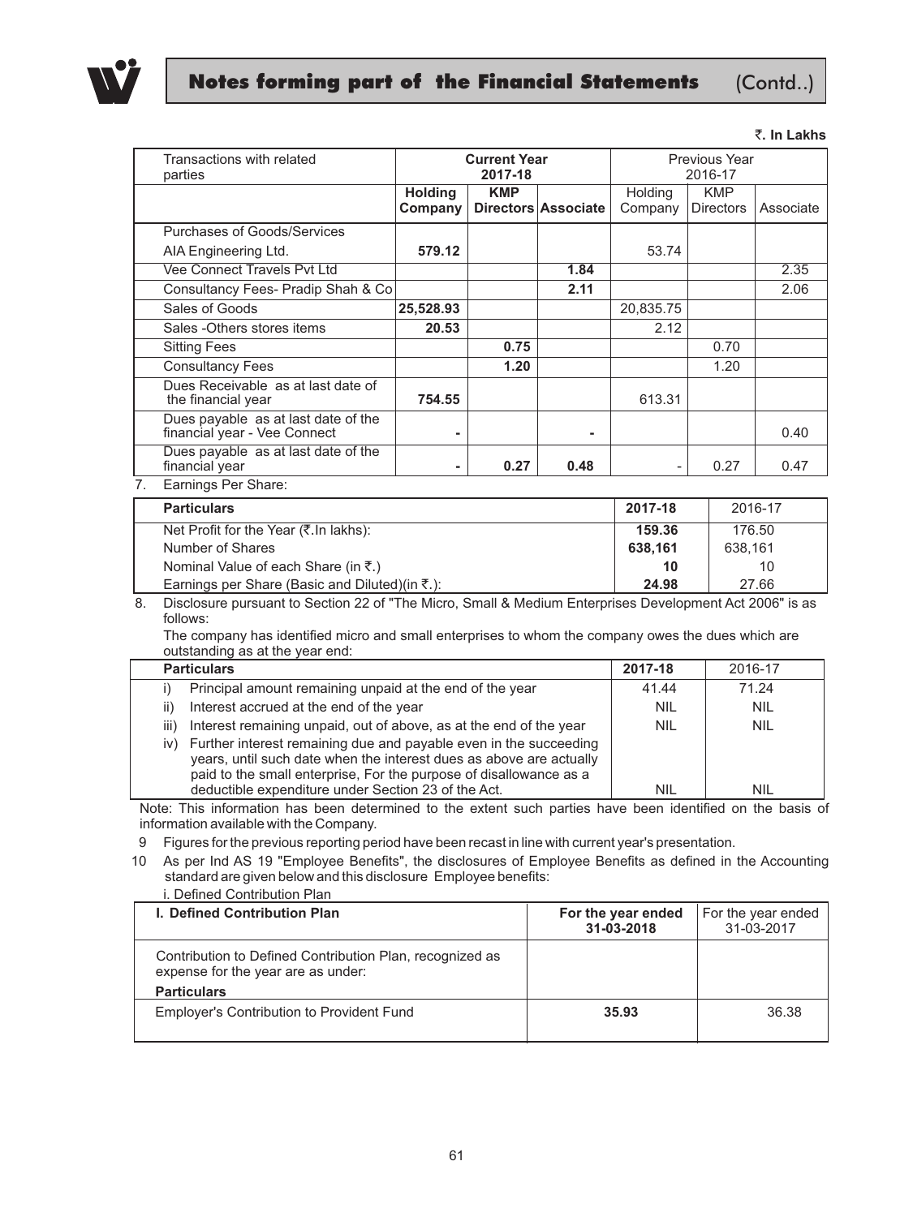## Notes forming part of the Financial Statements (Contd..)

₹. In Lakhs

| Transactions with related parties | Current Year 2017-18 | | | Previous Year 2016-17 | | |
|---|---|---|---|---|---|---|
| | **Holding Company** | **KMP Directors** | **Associate** | Holding Company | KMP Directors | Associate |
| Purchases of Goods/Services | | | | | | |
| AIA Engineering Ltd. | **579.12** | | | 53.74 | | |
| Vee Connect Travels Pvt Ltd | | | **1.84** | | | 2.35 |
| Consultancy Fees- Pradip Shah & Co | | | **2.11** | | | 2.06 |
| Sales of Goods | **25,528.93** | | | 20,835.75 | | |
| Sales -Others stores items | **20.53** | | | 2.12 | | |
| Sitting Fees | | **0.75** | | | 0.70 | |
| Consultancy Fees | | **1.20** | | | 1.20 | |
| Dues Receivable as at last date of the financial year | **754.55** | | | 613.31 | | |
| Dues payable as at last date of the financial year - Vee Connect | **-** | | **-** | | | 0.40 |
| Dues payable as at last date of the financial year | **-** | **0.27** | **0.48** | - | 0.27 | 0.47 |

7. Earnings Per Share:

| Particulars | 2017-18 | 2016-17 |
|---|---|---|
| Net Profit for the Year (₹.In lakhs): | **159.36** | 176.50 |
| Number of Shares | **638,161** | 638,161 |
| Nominal Value of each Share (in ₹.) | **10** | 10 |
| Earnings per Share (Basic and Diluted)(in ₹.): | **24.98** | 27.66 |

8. Disclosure pursuant to Section 22 of "The Micro, Small & Medium Enterprises Development Act 2006" is as follows:

The company has identified micro and small enterprises to whom the company owes the dues which are outstanding as at the year end:

| Particulars | 2017-18 | 2016-17 |
|---|---|---|
| i) Principal amount remaining unpaid at the end of the year | 41.44 | 71.24 |
| ii) Interest accrued at the end of the year | NIL | NIL |
| iii) Interest remaining unpaid, out of above, as at the end of the year | NIL | NIL |
| iv) Further interest remaining due and payable even in the succeeding years, until such date when the interest dues as above are actually paid to the small enterprise, For the purpose of disallowance as a deductible expenditure under Section 23 of the Act. | NIL | NIL |

Note: This information has been determined to the extent such parties have been identified on the basis of information available with the Company.

9 Figures for the previous reporting period have been recast in line with current year's presentation.

10 As per Ind AS 19 "Employee Benefits", the disclosures of Employee Benefits as defined in the Accounting standard are given below and this disclosure Employee benefits:

i. Defined Contribution Plan

| I. Defined Contribution Plan | For the year ended 31-03-2018 | For the year ended 31-03-2017 |
|---|---|---|
| Contribution to Defined Contribution Plan, recognized as expense for the year are as under: | | |
| **Particulars** | | |
| Employer's Contribution to Provident Fund | **35.93** | 36.38 |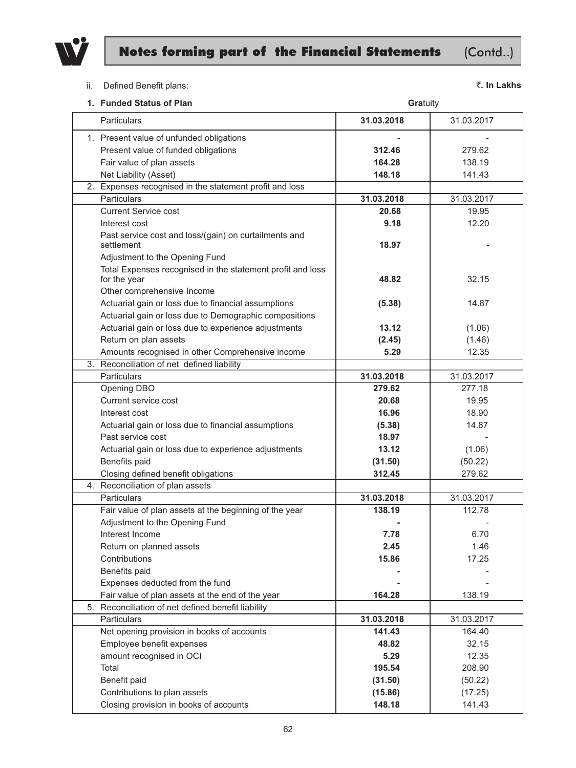ii. Defined Benefit plans:

₹. In Lakhs

**1. Funded Status of Plan** — **Gratuity**

| Particulars | 31.03.2018 | 31.03.2017 |
|---|---|---|
| 1. Present value of unfunded obligations | - | - |
| Present value of funded obligations | **312.46** | 279.62 |
| Fair value of plan assets | **164.28** | 138.19 |
| Net Liability (Asset) | **148.18** | 141.43 |
| 2. Expenses recognised in the statement profit and loss | | |
| Particulars | **31.03.2018** | 31.03.2017 |
| Current Service cost | **20.68** | 19.95 |
| Interest cost | **9.18** | 12.20 |
| Past service cost and loss/(gain) on curtailments and settlement | **18.97** | **-** |
| Adjustment to the Opening Fund | | |
| Total Expenses recognised in the statement profit and loss for the year | **48.82** | 32.15 |
| Other comprehensive Income | | |
| Actuarial gain or loss due to financial assumptions | **(5.38)** | 14.87 |
| Actuarial gain or loss due to Demographic compositions | | |
| Actuarial gain or loss due to experience adjustments | **13.12** | (1.06) |
| Return on plan assets | **(2.45)** | (1.46) |
| Amounts recognised in other Comprehensive income | **5.29** | 12.35 |
| 3. Reconciliation of net defined liability | | |
| Particulars | **31.03.2018** | 31.03.2017 |
| Opening DBO | **279.62** | 277.18 |
| Current service cost | **20.68** | 19.95 |
| Interest cost | **16.96** | 18.90 |
| Actuarial gain or loss due to financial assumptions | **(5.38)** | 14.87 |
| Past service cost | **18.97** | - |
| Actuarial gain or loss due to experience adjustments | **13.12** | (1.06) |
| Benefits paid | **(31.50)** | (50.22) |
| Closing defined benefit obligations | **312.45** | 279.62 |
| 4. Reconciliation of plan assets | | |
| Particulars | **31.03.2018** | 31.03.2017 |
| Fair value of plan assets at the beginning of the year | **138.19** | 112.78 |
| Adjustment to the Opening Fund | **-** | - |
| Interest Income | **7.78** | 6.70 |
| Return on planned assets | **2.45** | 1.46 |
| Contributions | **15.86** | 17.25 |
| Benefits paid | **-** | - |
| Expenses deducted from the fund | **-** | - |
| Fair value of plan assets at the end of the year | **164.28** | 138.19 |
| 5. Reconciliation of net defined benefit liability | | |
| Particulars | **31.03.2018** | 31.03.2017 |
| Net opening provision in books of accounts | **141.43** | 164.40 |
| Employee benefit expenses | **48.82** | 32.15 |
| amount recognised in OCI | **5.29** | 12.35 |
| Total | **195.54** | 208.90 |
| Benefit paid | **(31.50)** | (50.22) |
| Contributions to plan assets | **(15.86)** | (17.25) |
| Closing provision in books of accounts | **148.18** | 141.43 |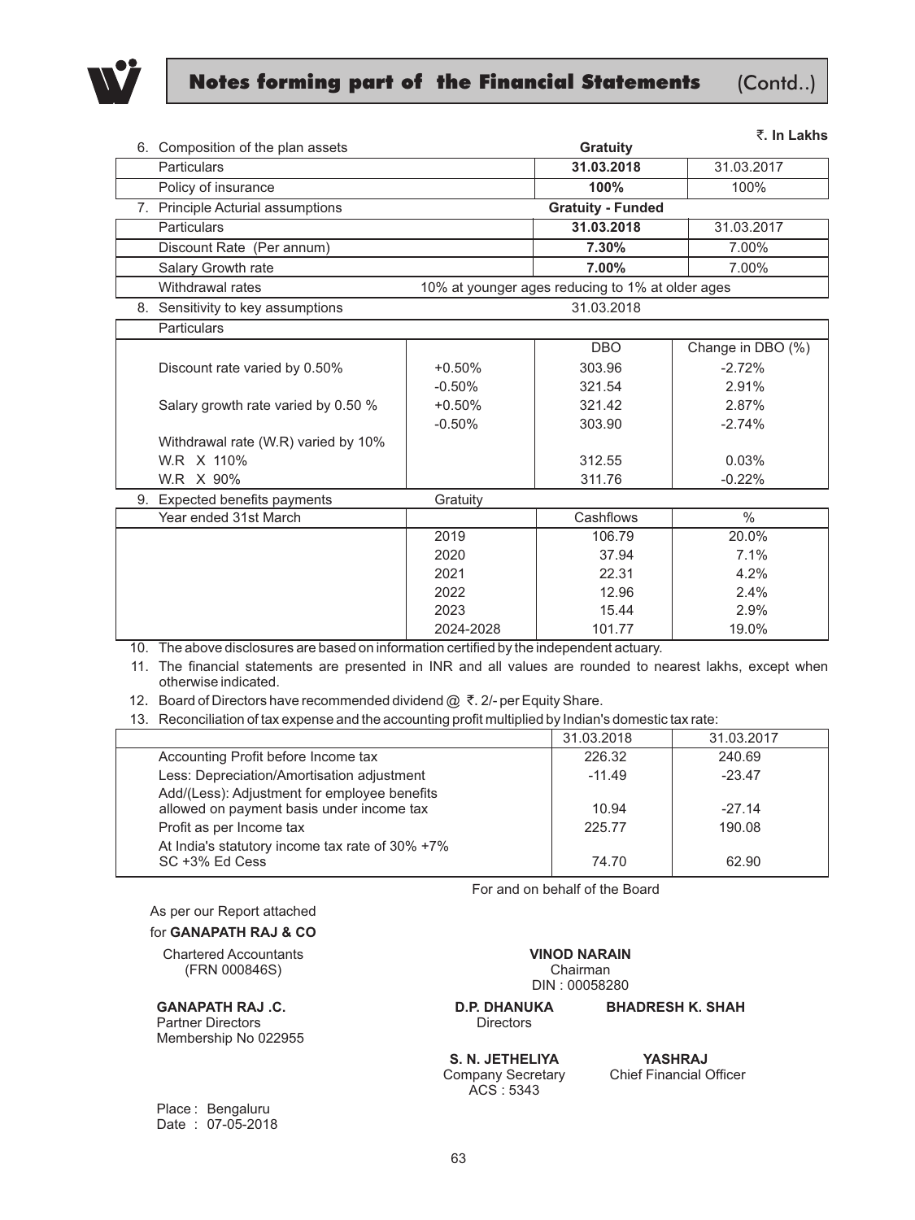## Notes forming part of the Financial Statements (Contd..)

₹. In Lakhs

6. Composition of the plan assets

| Particulars | Gratuity 31.03.2018 | 31.03.2017 |
|---|---|---|
| Policy of insurance | **100%** | 100% |

7. Principle Acturial assumptions

| Particulars | Gratuity - Funded 31.03.2018 | 31.03.2017 |
|---|---|---|
| Discount Rate (Per annum) | **7.30%** | 7.00% |
| Salary Growth rate | **7.00%** | 7.00% |
| Withdrawal rates | 10% at younger ages reducing to 1% at older ages | |

8. Sensitivity to key assumptions — 31.03.2018

| Particulars | | DBO | Change in DBO (%) |
|---|---|---|---|
| Discount rate varied by 0.50% | +0.50% | 303.96 | -2.72% |
| | -0.50% | 321.54 | 2.91% |
| Salary growth rate varied by 0.50 % | +0.50% | 321.42 | 2.87% |
| | -0.50% | 303.90 | -2.74% |
| Withdrawal rate (W.R) varied by 10% | | | |
| W.R X 110% | | 312.55 | 0.03% |
| W.R X 90% | | 311.76 | -0.22% |

9. Expected benefits payments — Gratuity

| Year ended 31st March | | Cashflows | % |
|---|---|---|---|
| | 2019 | 106.79 | 20.0% |
| | 2020 | 37.94 | 7.1% |
| | 2021 | 22.31 | 4.2% |
| | 2022 | 12.96 | 2.4% |
| | 2023 | 15.44 | 2.9% |
| | 2024-2028 | 101.77 | 19.0% |

10. The above disclosures are based on information certified by the independent actuary.

11. The financial statements are presented in INR and all values are rounded to nearest lakhs, except when otherwise indicated.

12. Board of Directors have recommended dividend @ ₹. 2/- per Equity Share.

13. Reconciliation of tax expense and the accounting profit multiplied by Indian's domestic tax rate:

| | 31.03.2018 | 31.03.2017 |
|---|---|---|
| Accounting Profit before Income tax | 226.32 | 240.69 |
| Less: Depreciation/Amortisation adjustment | -11.49 | -23.47 |
| Add/(Less): Adjustment for employee benefits allowed on payment basis under income tax | 10.94 | -27.14 |
| Profit as per Income tax | 225.77 | 190.08 |
| At India's statutory income tax rate of 30% +7% SC +3% Ed Cess | 74.70 | 62.90 |

For and on behalf of the Board

As per our Report attached
for **GANAPATH RAJ & CO**
Chartered Accountants
(FRN 000846S)

**GANAPATH RAJ .C.**
Partner Directors
Membership No 022955

**VINOD NARAIN**
Chairman
DIN : 00058280

**D.P. DHANUKA** **BHADRESH K. SHAH**
Directors

**S. N. JETHELIYA**
Company Secretary
ACS : 5343

**YASHRAJ**
Chief Financial Officer

Place : Bengaluru
Date : 07-05-2018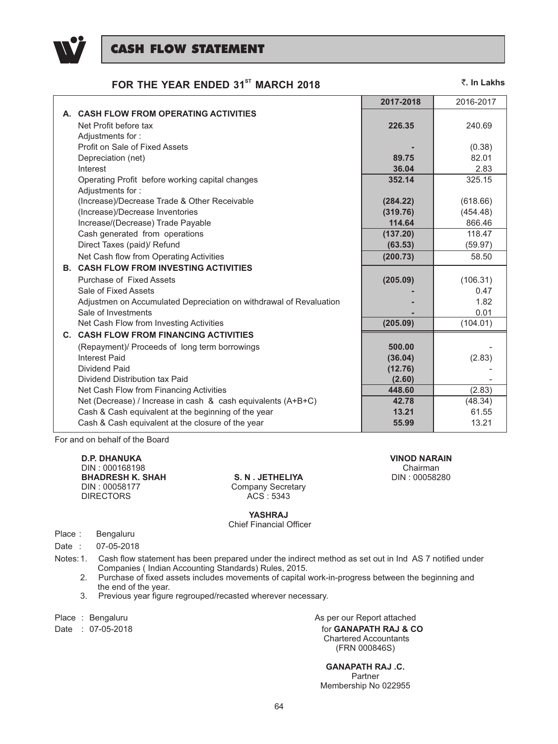# CASH FLOW STATEMENT

## FOR THE YEAR ENDED 31ST MARCH 2018

₹. In Lakhs

| | 2017-2018 | 2016-2017 |
|---|---|---|
| **A. CASH FLOW FROM OPERATING ACTIVITIES** | | |
| Net Profit before tax | **226.35** | 240.69 |
| Adjustments for : | | |
| Profit on Sale of Fixed Assets | **-** | (0.38) |
| Depreciation (net) | **89.75** | 82.01 |
| Interest | **36.04** | 2.83 |
| Operating Profit before working capital changes | **352.14** | 325.15 |
| Adjustments for : | | |
| (Increase)/Decrease Trade & Other Receivable | **(284.22)** | (618.66) |
| (Increase)/Decrease Inventories | **(319.76)** | (454.48) |
| Increase/(Decrease) Trade Payable | **114.64** | 866.46 |
| Cash generated from operations | **(137.20)** | 118.47 |
| Direct Taxes (paid)/ Refund | **(63.53)** | (59.97) |
| Net Cash flow from Operating Activities | **(200.73)** | 58.50 |
| **B. CASH FLOW FROM INVESTING ACTIVITIES** | | |
| Purchase of Fixed Assets | **(205.09)** | (106.31) |
| Sale of Fixed Assets | **-** | 0.47 |
| Adjustmen on Accumulated Depreciation on withdrawal of Revaluation | **-** | 1.82 |
| Sale of Investments | **-** | 0.01 |
| Net Cash Flow from Investing Activities | **(205.09)** | (104.01) |
| **C. CASH FLOW FROM FINANCING ACTIVITIES** | | |
| (Repayment)/ Proceeds of long term borrowings | **500.00** | - |
| Interest Paid | **(36.04)** | (2.83) |
| Dividend Paid | **(12.76)** | - |
| Dividend Distribution tax Paid | **(2.60)** | - |
| Net Cash Flow from Financing Activities | **448.60** | (2.83) |
| Net (Decrease) / Increase in cash & cash equivalents (A+B+C) | **42.78** | (48.34) |
| Cash & Cash equivalent at the beginning of the year | **13.21** | 61.55 |
| Cash & Cash equivalent at the closure of the year | **55.99** | 13.21 |

For and on behalf of the Board

**D.P. DHANUKA**
DIN : 000168198
**BHADRESH K. SHAH**
DIN : 00058177
DIRECTORS

**S. N . JETHELIYA**
Company Secretary
ACS : 5343

**VINOD NARAIN**
Chairman
DIN : 00058280

**YASHRAJ**
Chief Financial Officer

Place : Bengaluru
Date : 07-05-2018

Notes:
1. Cash flow statement has been prepared under the indirect method as set out in Ind AS 7 notified under Companies ( Indian Accounting Standards) Rules, 2015.
2. Purchase of fixed assets includes movements of capital work-in-progress between the beginning and the end of the year.
3. Previous year figure regrouped/recasted wherever necessary.

Place : Bengaluru
Date : 07-05-2018

As per our Report attached
for **GANAPATH RAJ & CO**
Chartered Accountants
(FRN 000846S)

**GANAPATH RAJ .C.**
Partner
Membership No 022955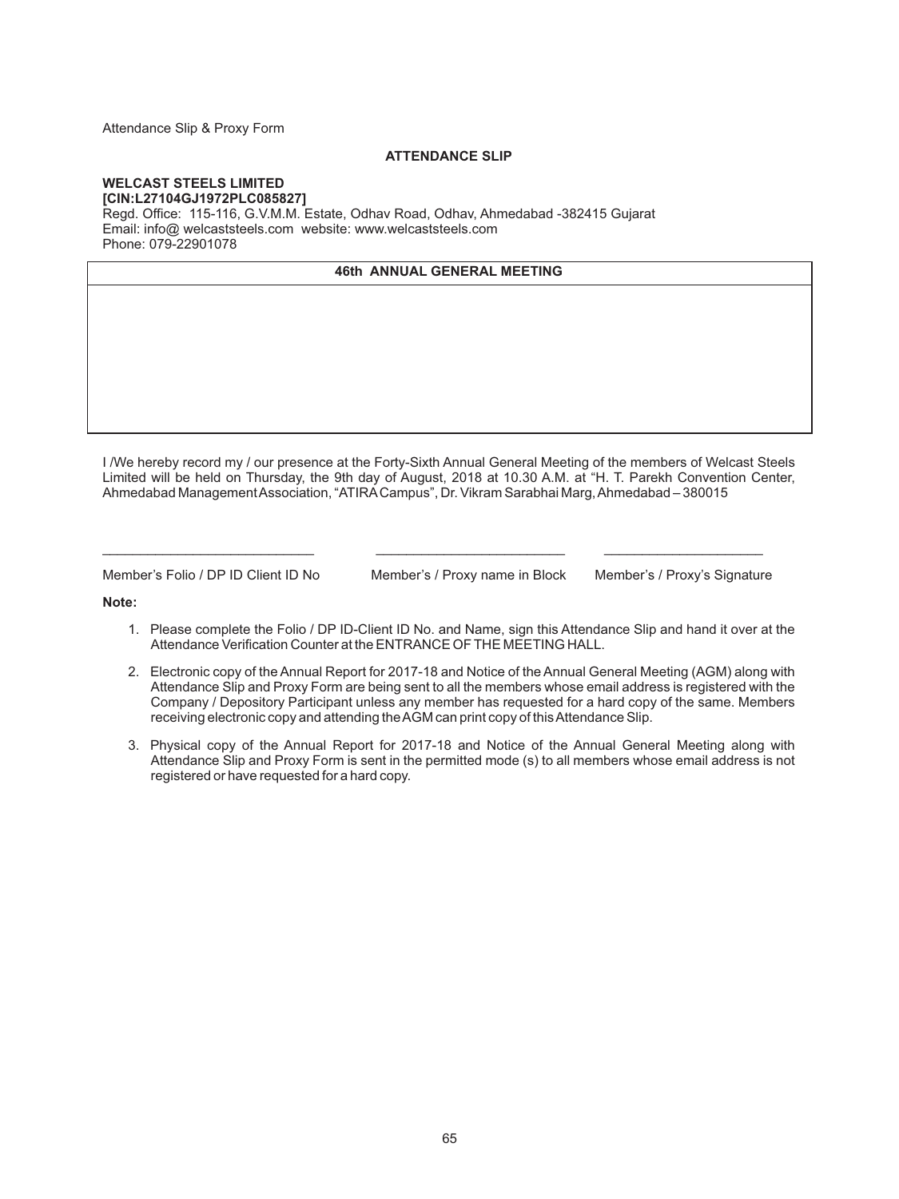Attendance Slip & Proxy Form

## ATTENDANCE SLIP

**WELCAST STEELS LIMITED**
**[CIN:L27104GJ1972PLC085827]**
Regd. Office: 115-116, G.V.M.M. Estate, Odhav Road, Odhav, Ahmedabad -382415 Gujarat
Email: info@ welcaststeels.com website: www.welcaststeels.com
Phone: 079-22901078

| 46th ANNUAL GENERAL MEETING |
| --- |
| |

I /We hereby record my / our presence at the Forty-Sixth Annual General Meeting of the members of Welcast Steels Limited will be held on Thursday, the 9th day of August, 2018 at 10.30 A.M. at “H. T. Parekh Convention Center, Ahmedabad Management Association, “ATIRA Campus”, Dr. Vikram Sarabhai Marg, Ahmedabad – 380015

| ___________________________ | ________________________ | ____________________ |
| --- | --- | --- |
| Member’s Folio / DP ID Client ID No | Member’s / Proxy name in Block | Member’s / Proxy’s Signature |

**Note:**

1. Please complete the Folio / DP ID-Client ID No. and Name, sign this Attendance Slip and hand it over at the Attendance Verification Counter at the ENTRANCE OF THE MEETING HALL.
2. Electronic copy of the Annual Report for 2017-18 and Notice of the Annual General Meeting (AGM) along with Attendance Slip and Proxy Form are being sent to all the members whose email address is registered with the Company / Depository Participant unless any member has requested for a hard copy of the same. Members receiving electronic copy and attending the AGM can print copy of this Attendance Slip.
3. Physical copy of the Annual Report for 2017-18 and Notice of the Annual General Meeting along with Attendance Slip and Proxy Form is sent in the permitted mode (s) to all members whose email address is not registered or have requested for a hard copy.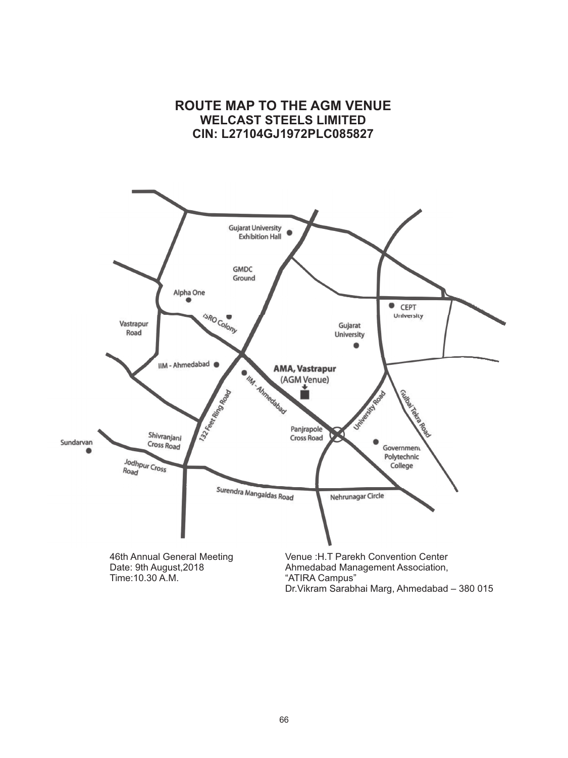# ROUTE MAP TO THE AGM VENUE

## WELCAST STEELS LIMITED

## CIN: L27104GJ1972PLC085827

Gujarat University Exhibition Hall

GMDC Ground

Alpha One

ISRO Colony

CEPT University

Vastrapur Road

Gujarat University

IIM - Ahmedabad

**AMA, Vastrapur**
(AGM Venue)

IIM - Ahmedabad

132 Feet Ring Road

University Road

Gulbai Tekra Road

Panjrapole Cross Road

Shivranjani Cross Road

Sundarvan

Government Polytechnic College

Jodhpur Cross Road

Surendra Mangaldas Road

Nehrunagar Circle

46th Annual General Meeting
Date: 9th August,2018
Time:10.30 A.M.

Venue :H.T Parekh Convention Center
Ahmedabad Management Association,
"ATIRA Campus"
Dr.Vikram Sarabhai Marg, Ahmedabad – 380 015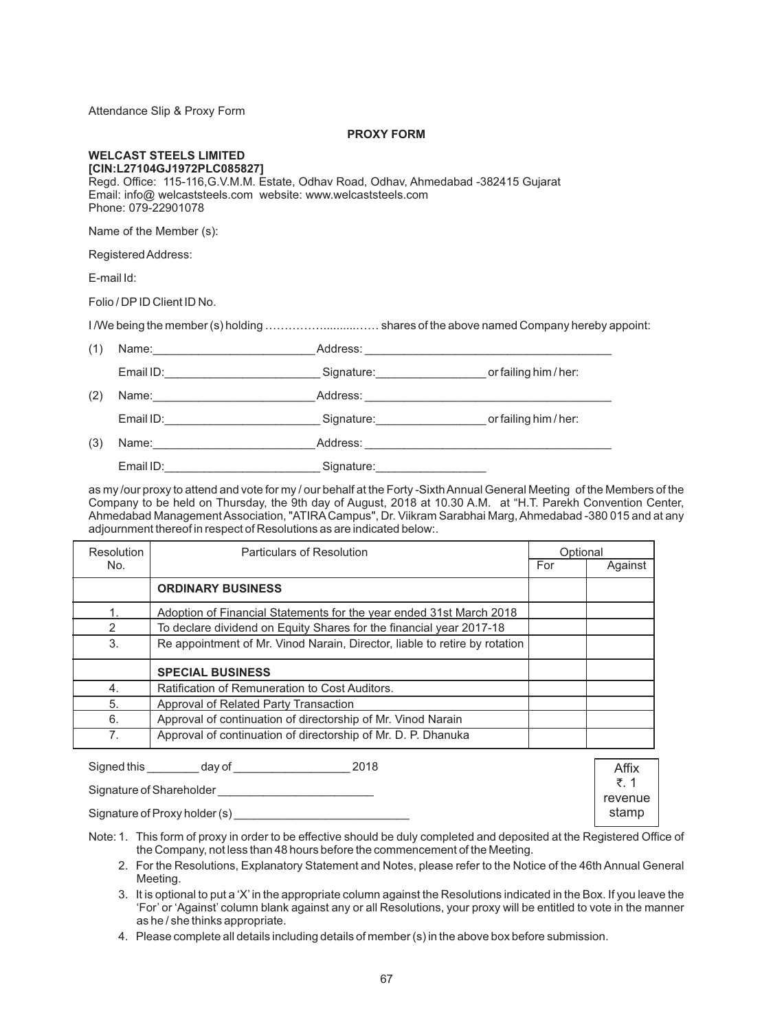Attendance Slip & Proxy Form

## PROXY FORM

**WELCAST STEELS LIMITED**
**[CIN:L27104GJ1972PLC085827]**
Regd. Office: 115-116,G.V.M.M. Estate, Odhav Road, Odhav, Ahmedabad -382415 Gujarat
Email: info@ welcaststeels.com website: www.welcaststeels.com
Phone: 079-22901078

Name of the Member (s):

Registered Address:

E-mail Id:

Folio / DP ID Client ID No.

I /We being the member (s) holding …………….........…… shares of the above named Company hereby appoint:

(1) Name:________________________ Address: ______________________________________

Email ID:________________________ Signature:_________________ or failing him / her:

(2) Name:________________________ Address: ______________________________________

Email ID:________________________ Signature:_________________ or failing him / her:

(3) Name:________________________ Address: ______________________________________

Email ID:________________________ Signature:_________________

as my /our proxy to attend and vote for my / our behalf at the Forty -Sixth Annual General Meeting of the Members of the Company to be held on Thursday, the 9th day of August, 2018 at 10.30 A.M. at "H.T. Parekh Convention Center, Ahmedabad Management Association, "ATIRA Campus", Dr. Viikram Sarabhai Marg, Ahmedabad -380 015 and at any adjournment thereof in respect of Resolutions as are indicated below:.

| Resolution No. | Particulars of Resolution | Optional | |
|---|---|---|---|
| | | For | Against |
| | **ORDINARY BUSINESS** | | |
| 1. | Adoption of Financial Statements for the year ended 31st March 2018 | | |
| 2 | To declare dividend on Equity Shares for the financial year 2017-18 | | |
| 3. | Re appointment of Mr. Vinod Narain, Director, liable to retire by rotation | | |
| | **SPECIAL BUSINESS** | | |
| 4. | Ratification of Remuneration to Cost Auditors. | | |
| 5. | Approval of Related Party Transaction | | |
| 6. | Approval of continuation of directorship of Mr. Vinod Narain | | |
| 7. | Approval of continuation of directorship of Mr. D. P. Dhanuka | | |

Signed this ________ day of __________________ 2018

Signature of Shareholder ________________________

Signature of Proxy holder (s) ___________________________

Affix ₹. 1 revenue stamp

Note: 1. This form of proxy in order to be effective should be duly completed and deposited at the Registered Office of the Company, not less than 48 hours before the commencement of the Meeting.

2. For the Resolutions, Explanatory Statement and Notes, please refer to the Notice of the 46th Annual General Meeting.

3. It is optional to put a 'X' in the appropriate column against the Resolutions indicated in the Box. If you leave the 'For' or 'Against' column blank against any or all Resolutions, your proxy will be entitled to vote in the manner as he / she thinks appropriate.

4. Please complete all details including details of member (s) in the above box before submission.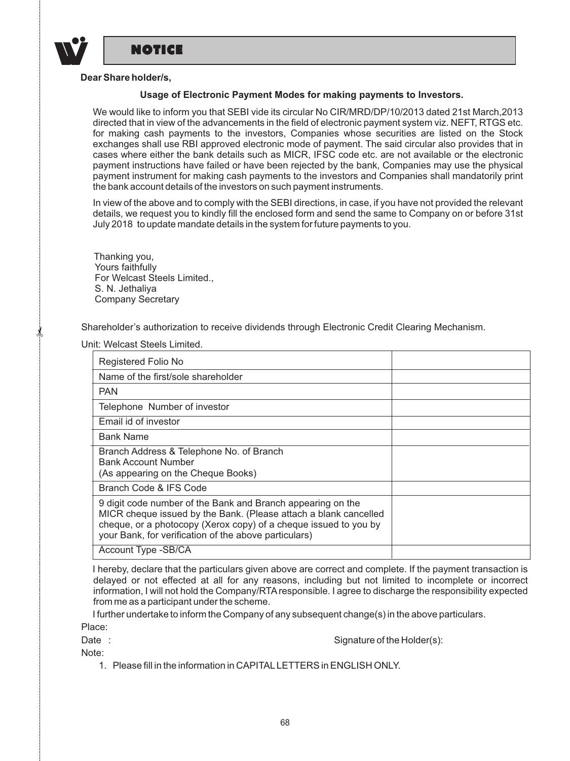# NOTICE

**Dear Share holder/s,**

**Usage of Electronic Payment Modes for making payments to Investors.**

We would like to inform you that SEBI vide its circular No CIR/MRD/DP/10/2013 dated 21st March,2013 directed that in view of the advancements in the field of electronic payment system viz. NEFT, RTGS etc. for making cash payments to the investors, Companies whose securities are listed on the Stock exchanges shall use RBI approved electronic mode of payment. The said circular also provides that in cases where either the bank details such as MICR, IFSC code etc. are not available or the electronic payment instructions have failed or have been rejected by the bank, Companies may use the physical payment instrument for making cash payments to the investors and Companies shall mandatorily print the bank account details of the investors on such payment instruments.

In view of the above and to comply with the SEBI directions, in case, if you have not provided the relevant details, we request you to kindly fill the enclosed form and send the same to Company on or before 31st July 2018 to update mandate details in the system for future payments to you.

Thanking you,
Yours faithfully
For Welcast Steels Limited.,
S. N. Jethaliya
Company Secretary

Shareholder's authorization to receive dividends through Electronic Credit Clearing Mechanism.

Unit: Welcast Steels Limited.

| | |
|---|---|
| Registered Folio No | |
| Name of the first/sole shareholder | |
| PAN | |
| Telephone Number of investor | |
| Email id of investor | |
| Bank Name | |
| Branch Address & Telephone No. of Branch<br>Bank Account Number<br>(As appearing on the Cheque Books) | |
| Branch Code & IFS Code | |
| 9 digit code number of the Bank and Branch appearing on the MICR cheque issued by the Bank. (Please attach a blank cancelled cheque, or a photocopy (Xerox copy) of a cheque issued to you by your Bank, for verification of the above particulars) | |
| Account Type -SB/CA | |

I hereby, declare that the particulars given above are correct and complete. If the payment transaction is delayed or not effected at all for any reasons, including but not limited to incomplete or incorrect information, I will not hold the Company/RTA responsible. I agree to discharge the responsibility expected from me as a participant under the scheme.

I further undertake to inform the Company of any subsequent change(s) in the above particulars.

Place:

Date : Signature of the Holder(s):

Note:

1. Please fill in the information in CAPITAL LETTERS in ENGLISH ONLY.